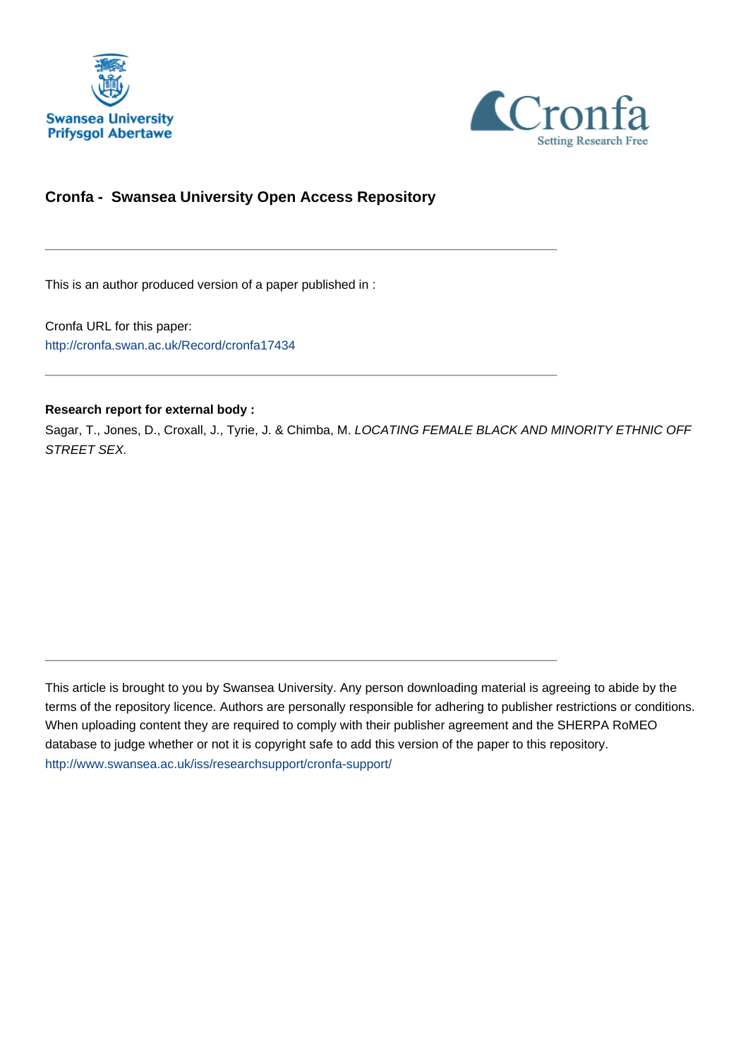Swansea University
Prifysgol Abertawe

Cronfa
Setting Research Free

## Cronfa - Swansea University Open Access Repository

---

This is an author produced version of a paper published in :

Cronfa URL for this paper:
http://cronfa.swan.ac.uk/Record/cronfa17434

---

**Research report for external body :**
Sagar, T., Jones, D., Croxall, J., Tyrie, J. & Chimba, M. *LOCATING FEMALE BLACK AND MINORITY ETHNIC OFF STREET SEX*.

---

This article is brought to you by Swansea University. Any person downloading material is agreeing to abide by the terms of the repository licence. Authors are personally responsible for adhering to publisher restrictions or conditions. When uploading content they are required to comply with their publisher agreement and the SHERPA RoMEO database to judge whether or not it is copyright safe to add this version of the paper to this repository.
http://www.swansea.ac.uk/iss/researchsupport/cronfa-support/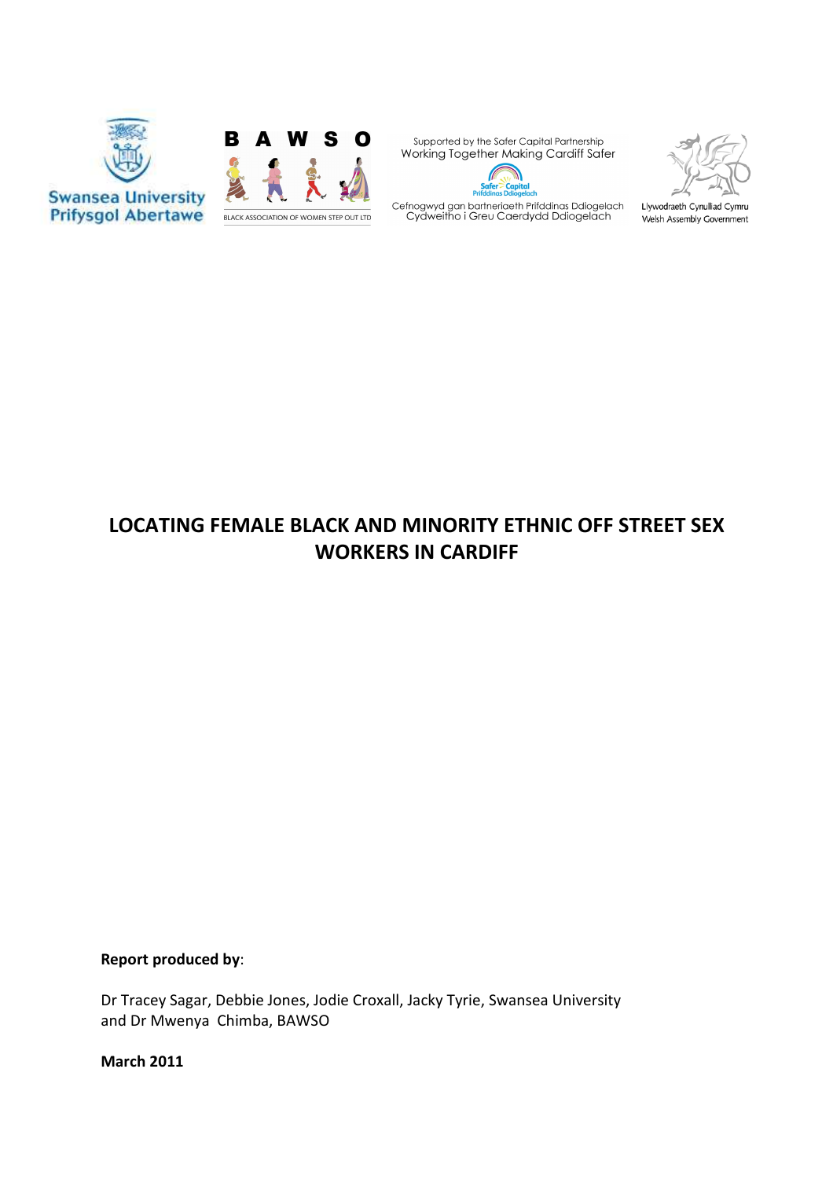Swansea University
Prifysgol Abertawe

B A W S O

BLACK ASSOCIATION OF WOMEN STEP OUT LTD

Supported by the Safer Capital Partnership
Working Together Making Cardiff Safer

Safer Capital
Prifddinas Ddiogelach

Cefnogwyd gan bartneriaeth Prifddinas Ddiogelach
Cydweitho i Greu Caerdydd Ddiogelach

Llywodraeth Cynulliad Cymru
Welsh Assembly Government

# LOCATING FEMALE BLACK AND MINORITY ETHNIC OFF STREET SEX WORKERS IN CARDIFF

**Report produced by**:

Dr Tracey Sagar, Debbie Jones, Jodie Croxall, Jacky Tyrie, Swansea University
and Dr Mwenya Chimba, BAWSO

**March 2011**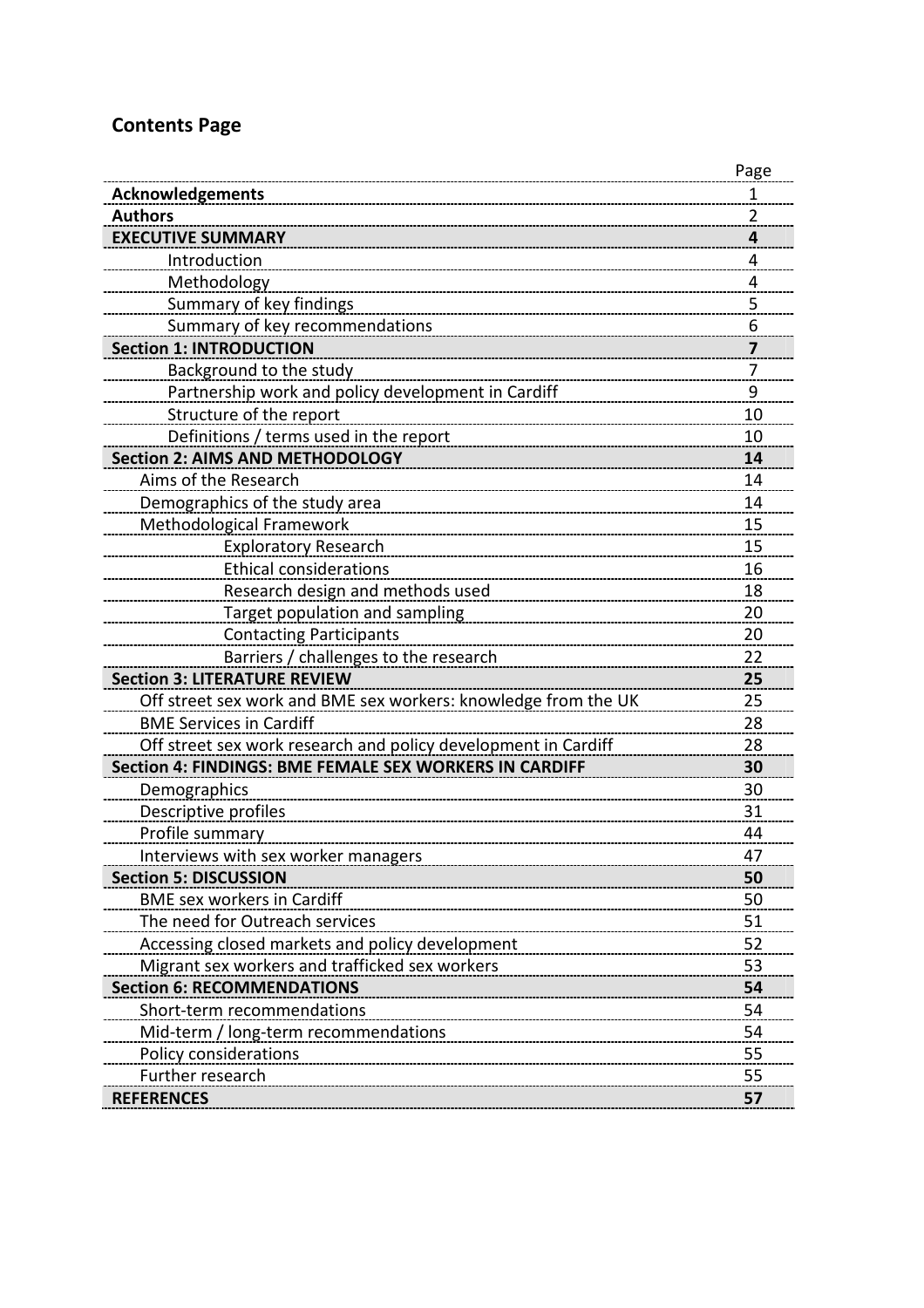## Contents Page

| | Page |
|---|---|
| **Acknowledgements** | 1 |
| **Authors** | 2 |
| **EXECUTIVE SUMMARY** | **4** |
| Introduction | 4 |
| Methodology | 4 |
| Summary of key findings | 5 |
| Summary of key recommendations | 6 |
| **Section 1: INTRODUCTION** | **7** |
| Background to the study | 7 |
| Partnership work and policy development in Cardiff | 9 |
| Structure of the report | 10 |
| Definitions / terms used in the report | 10 |
| **Section 2: AIMS AND METHODOLOGY** | **14** |
| Aims of the Research | 14 |
| Demographics of the study area | 14 |
| Methodological Framework | 15 |
| Exploratory Research | 15 |
| Ethical considerations | 16 |
| Research design and methods used | 18 |
| Target population and sampling | 20 |
| Contacting Participants | 20 |
| Barriers / challenges to the research | 22 |
| **Section 3: LITERATURE REVIEW** | **25** |
| Off street sex work and BME sex workers: knowledge from the UK | 25 |
| BME Services in Cardiff | 28 |
| Off street sex work research and policy development in Cardiff | 28 |
| **Section 4: FINDINGS: BME FEMALE SEX WORKERS IN CARDIFF** | **30** |
| Demographics | 30 |
| Descriptive profiles | 31 |
| Profile summary | 44 |
| Interviews with sex worker managers | 47 |
| **Section 5: DISCUSSION** | **50** |
| BME sex workers in Cardiff | 50 |
| The need for Outreach services | 51 |
| Accessing closed markets and policy development | 52 |
| Migrant sex workers and trafficked sex workers | 53 |
| **Section 6: RECOMMENDATIONS** | **54** |
| Short-term recommendations | 54 |
| Mid-term / long-term recommendations | 54 |
| Policy considerations | 55 |
| Further research | 55 |
| **REFERENCES** | **57** |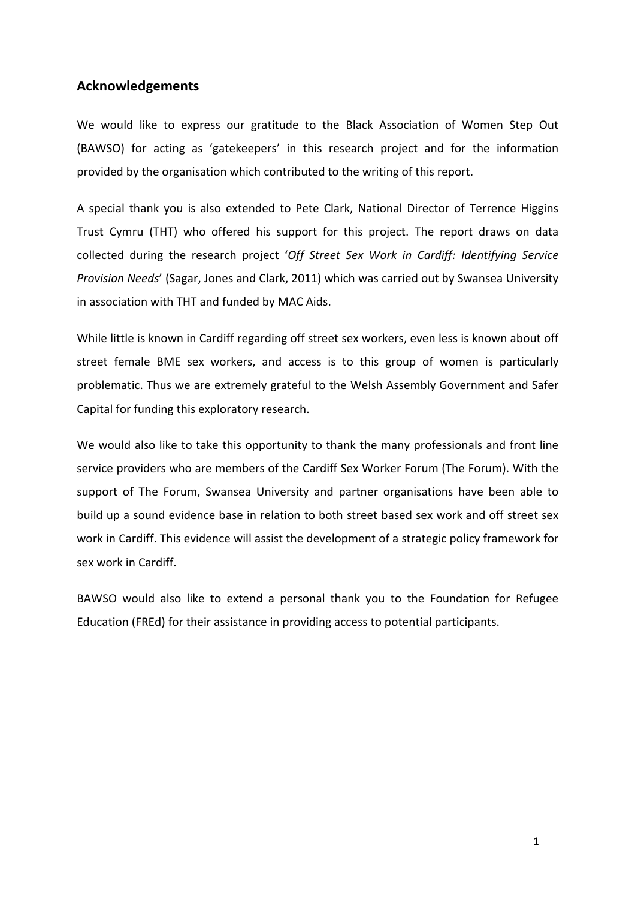## Acknowledgements

We would like to express our gratitude to the Black Association of Women Step Out (BAWSO) for acting as 'gatekeepers' in this research project and for the information provided by the organisation which contributed to the writing of this report.

A special thank you is also extended to Pete Clark, National Director of Terrence Higgins Trust Cymru (THT) who offered his support for this project. The report draws on data collected during the research project '*Off Street Sex Work in Cardiff: Identifying Service Provision Needs*' (Sagar, Jones and Clark, 2011) which was carried out by Swansea University in association with THT and funded by MAC Aids.

While little is known in Cardiff regarding off street sex workers, even less is known about off street female BME sex workers, and access is to this group of women is particularly problematic. Thus we are extremely grateful to the Welsh Assembly Government and Safer Capital for funding this exploratory research.

We would also like to take this opportunity to thank the many professionals and front line service providers who are members of the Cardiff Sex Worker Forum (The Forum). With the support of The Forum, Swansea University and partner organisations have been able to build up a sound evidence base in relation to both street based sex work and off street sex work in Cardiff. This evidence will assist the development of a strategic policy framework for sex work in Cardiff.

BAWSO would also like to extend a personal thank you to the Foundation for Refugee Education (FREd) for their assistance in providing access to potential participants.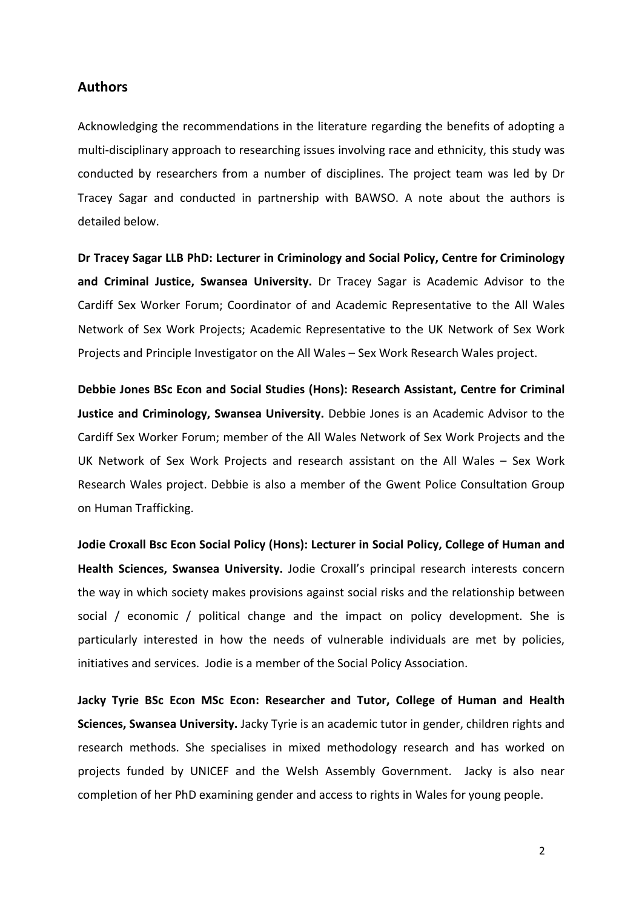## Authors

Acknowledging the recommendations in the literature regarding the benefits of adopting a multi-disciplinary approach to researching issues involving race and ethnicity, this study was conducted by researchers from a number of disciplines. The project team was led by Dr Tracey Sagar and conducted in partnership with BAWSO. A note about the authors is detailed below.

**Dr Tracey Sagar LLB PhD: Lecturer in Criminology and Social Policy, Centre for Criminology and Criminal Justice, Swansea University.** Dr Tracey Sagar is Academic Advisor to the Cardiff Sex Worker Forum; Coordinator of and Academic Representative to the All Wales Network of Sex Work Projects; Academic Representative to the UK Network of Sex Work Projects and Principle Investigator on the All Wales – Sex Work Research Wales project.

**Debbie Jones BSc Econ and Social Studies (Hons): Research Assistant, Centre for Criminal Justice and Criminology, Swansea University.** Debbie Jones is an Academic Advisor to the Cardiff Sex Worker Forum; member of the All Wales Network of Sex Work Projects and the UK Network of Sex Work Projects and research assistant on the All Wales – Sex Work Research Wales project. Debbie is also a member of the Gwent Police Consultation Group on Human Trafficking.

**Jodie Croxall Bsc Econ Social Policy (Hons): Lecturer in Social Policy, College of Human and Health Sciences, Swansea University.** Jodie Croxall's principal research interests concern the way in which society makes provisions against social risks and the relationship between social / economic / political change and the impact on policy development. She is particularly interested in how the needs of vulnerable individuals are met by policies, initiatives and services. Jodie is a member of the Social Policy Association.

**Jacky Tyrie BSc Econ MSc Econ: Researcher and Tutor, College of Human and Health Sciences, Swansea University.** Jacky Tyrie is an academic tutor in gender, children rights and research methods. She specialises in mixed methodology research and has worked on projects funded by UNICEF and the Welsh Assembly Government. Jacky is also near completion of her PhD examining gender and access to rights in Wales for young people.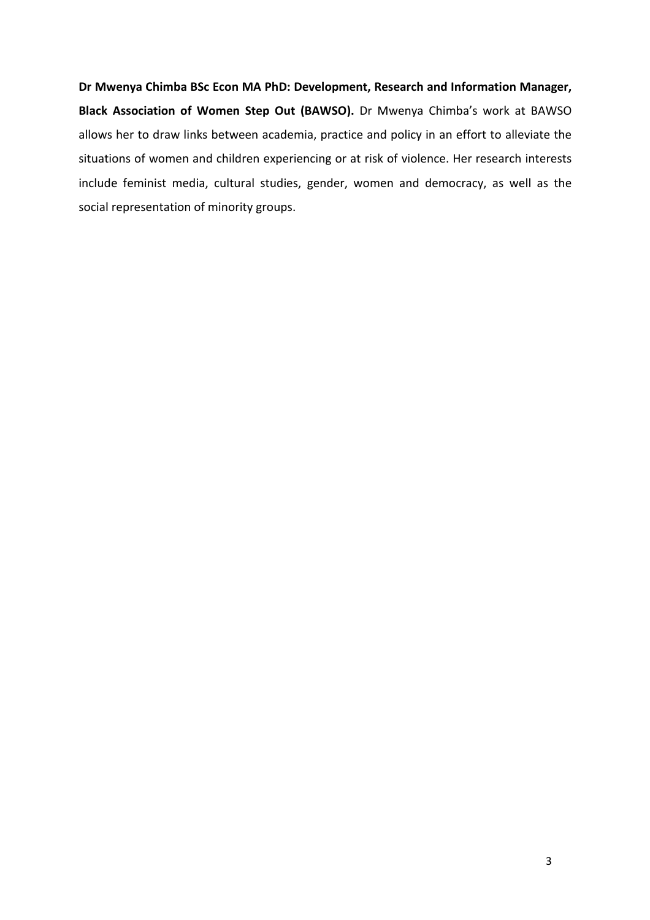**Dr Mwenya Chimba BSc Econ MA PhD: Development, Research and Information Manager, Black Association of Women Step Out (BAWSO).** Dr Mwenya Chimba's work at BAWSO allows her to draw links between academia, practice and policy in an effort to alleviate the situations of women and children experiencing or at risk of violence. Her research interests include feminist media, cultural studies, gender, women and democracy, as well as the social representation of minority groups.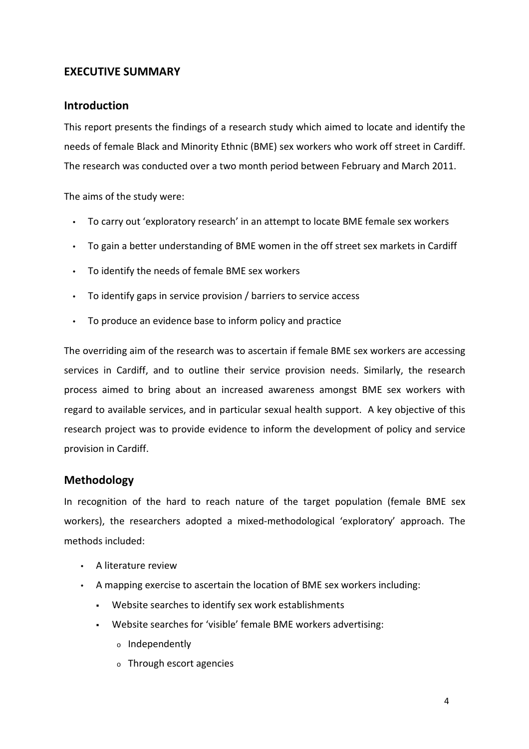## EXECUTIVE SUMMARY

### Introduction

This report presents the findings of a research study which aimed to locate and identify the needs of female Black and Minority Ethnic (BME) sex workers who work off street in Cardiff. The research was conducted over a two month period between February and March 2011.

The aims of the study were:

- To carry out 'exploratory research' in an attempt to locate BME female sex workers
- To gain a better understanding of BME women in the off street sex markets in Cardiff
- To identify the needs of female BME sex workers
- To identify gaps in service provision / barriers to service access
- To produce an evidence base to inform policy and practice

The overriding aim of the research was to ascertain if female BME sex workers are accessing services in Cardiff, and to outline their service provision needs. Similarly, the research process aimed to bring about an increased awareness amongst BME sex workers with regard to available services, and in particular sexual health support. A key objective of this research project was to provide evidence to inform the development of policy and service provision in Cardiff.

### Methodology

In recognition of the hard to reach nature of the target population (female BME sex workers), the researchers adopted a mixed-methodological 'exploratory' approach. The methods included:

- A literature review
- A mapping exercise to ascertain the location of BME sex workers including:
  - Website searches to identify sex work establishments
  - Website searches for 'visible' female BME workers advertising:
    - Independently
    - Through escort agencies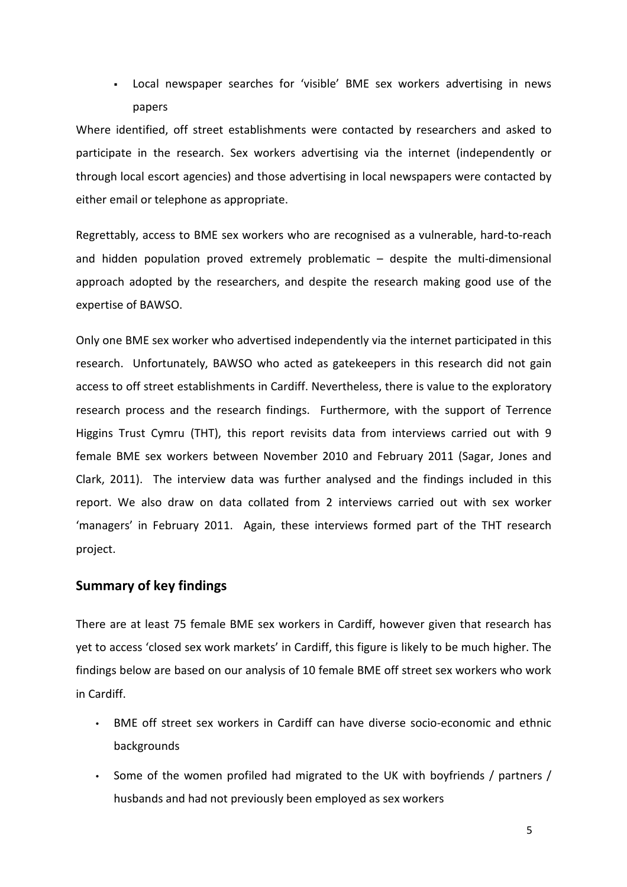- Local newspaper searches for 'visible' BME sex workers advertising in news papers

Where identified, off street establishments were contacted by researchers and asked to participate in the research. Sex workers advertising via the internet (independently or through local escort agencies) and those advertising in local newspapers were contacted by either email or telephone as appropriate.

Regrettably, access to BME sex workers who are recognised as a vulnerable, hard-to-reach and hidden population proved extremely problematic – despite the multi-dimensional approach adopted by the researchers, and despite the research making good use of the expertise of BAWSO.

Only one BME sex worker who advertised independently via the internet participated in this research. Unfortunately, BAWSO who acted as gatekeepers in this research did not gain access to off street establishments in Cardiff. Nevertheless, there is value to the exploratory research process and the research findings. Furthermore, with the support of Terrence Higgins Trust Cymru (THT), this report revisits data from interviews carried out with 9 female BME sex workers between November 2010 and February 2011 (Sagar, Jones and Clark, 2011). The interview data was further analysed and the findings included in this report. We also draw on data collated from 2 interviews carried out with sex worker 'managers' in February 2011. Again, these interviews formed part of the THT research project.

## Summary of key findings

There are at least 75 female BME sex workers in Cardiff, however given that research has yet to access 'closed sex work markets' in Cardiff, this figure is likely to be much higher. The findings below are based on our analysis of 10 female BME off street sex workers who work in Cardiff.

- BME off street sex workers in Cardiff can have diverse socio-economic and ethnic backgrounds
- Some of the women profiled had migrated to the UK with boyfriends / partners / husbands and had not previously been employed as sex workers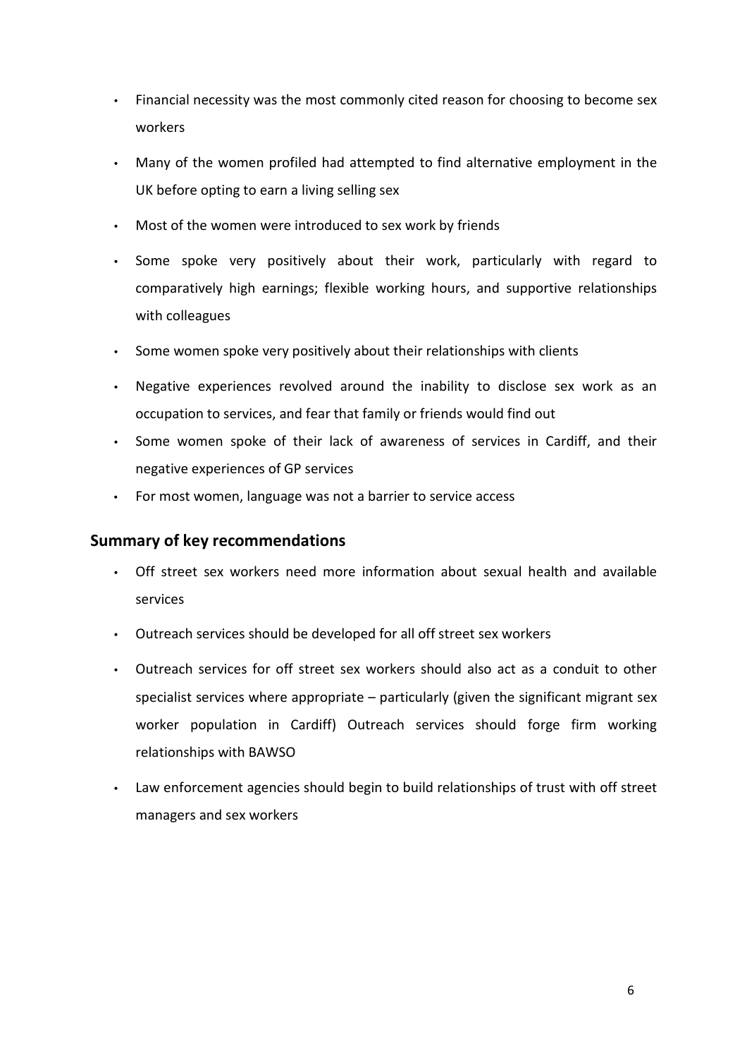- Financial necessity was the most commonly cited reason for choosing to become sex workers
- Many of the women profiled had attempted to find alternative employment in the UK before opting to earn a living selling sex
- Most of the women were introduced to sex work by friends
- Some spoke very positively about their work, particularly with regard to comparatively high earnings; flexible working hours, and supportive relationships with colleagues
- Some women spoke very positively about their relationships with clients
- Negative experiences revolved around the inability to disclose sex work as an occupation to services, and fear that family or friends would find out
- Some women spoke of their lack of awareness of services in Cardiff, and their negative experiences of GP services
- For most women, language was not a barrier to service access

## Summary of key recommendations

- Off street sex workers need more information about sexual health and available services
- Outreach services should be developed for all off street sex workers
- Outreach services for off street sex workers should also act as a conduit to other specialist services where appropriate – particularly (given the significant migrant sex worker population in Cardiff) Outreach services should forge firm working relationships with BAWSO
- Law enforcement agencies should begin to build relationships of trust with off street managers and sex workers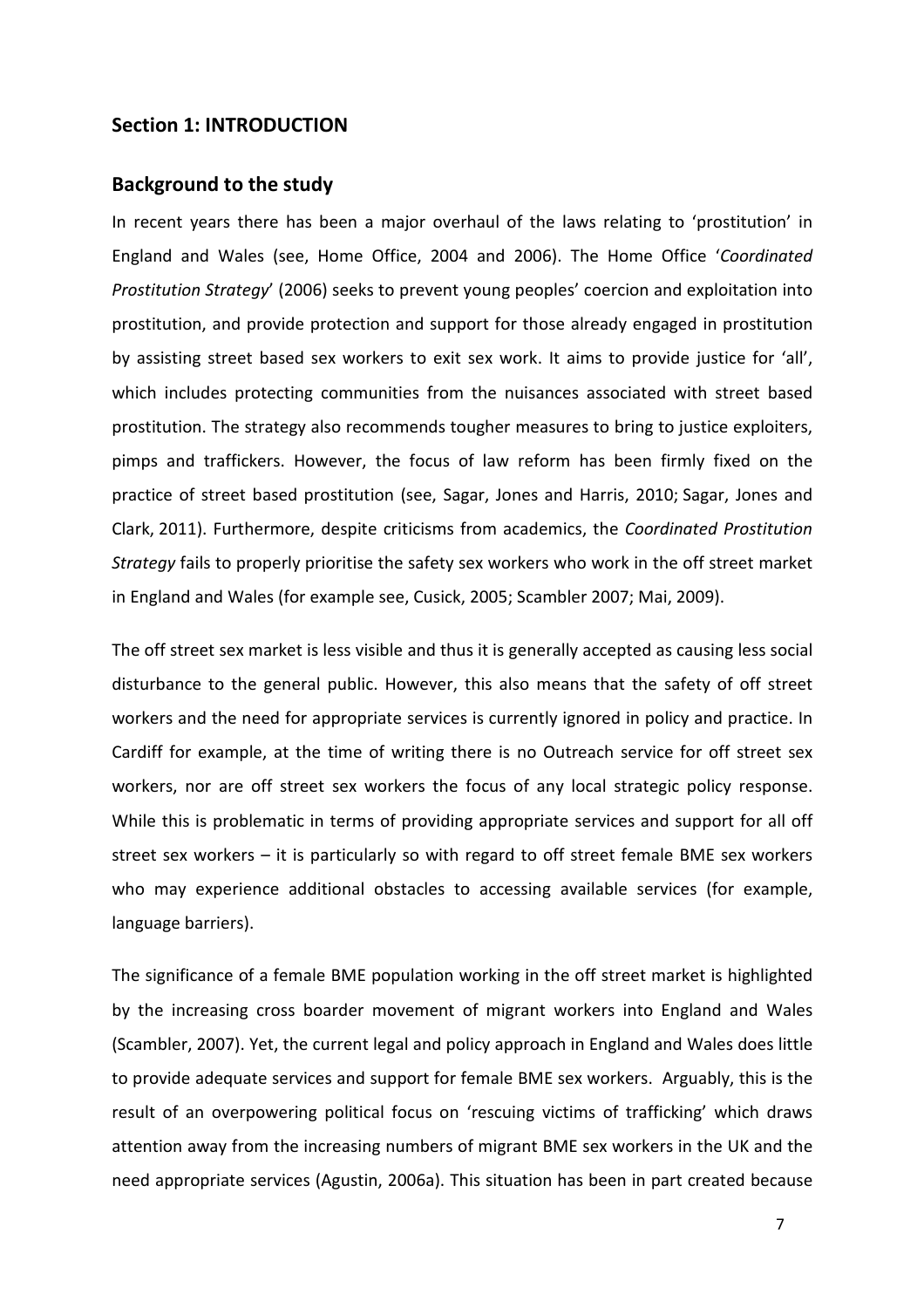## Section 1: INTRODUCTION

### Background to the study

In recent years there has been a major overhaul of the laws relating to 'prostitution' in England and Wales (see, Home Office, 2004 and 2006). The Home Office '*Coordinated Prostitution Strategy*' (2006) seeks to prevent young peoples' coercion and exploitation into prostitution, and provide protection and support for those already engaged in prostitution by assisting street based sex workers to exit sex work. It aims to provide justice for 'all', which includes protecting communities from the nuisances associated with street based prostitution. The strategy also recommends tougher measures to bring to justice exploiters, pimps and traffickers. However, the focus of law reform has been firmly fixed on the practice of street based prostitution (see, Sagar, Jones and Harris, 2010; Sagar, Jones and Clark, 2011). Furthermore, despite criticisms from academics, the *Coordinated Prostitution Strategy* fails to properly prioritise the safety sex workers who work in the off street market in England and Wales (for example see, Cusick, 2005; Scambler 2007; Mai, 2009).

The off street sex market is less visible and thus it is generally accepted as causing less social disturbance to the general public. However, this also means that the safety of off street workers and the need for appropriate services is currently ignored in policy and practice. In Cardiff for example, at the time of writing there is no Outreach service for off street sex workers, nor are off street sex workers the focus of any local strategic policy response. While this is problematic in terms of providing appropriate services and support for all off street sex workers – it is particularly so with regard to off street female BME sex workers who may experience additional obstacles to accessing available services (for example, language barriers).

The significance of a female BME population working in the off street market is highlighted by the increasing cross boarder movement of migrant workers into England and Wales (Scambler, 2007). Yet, the current legal and policy approach in England and Wales does little to provide adequate services and support for female BME sex workers. Arguably, this is the result of an overpowering political focus on 'rescuing victims of trafficking' which draws attention away from the increasing numbers of migrant BME sex workers in the UK and the need appropriate services (Agustin, 2006a). This situation has been in part created because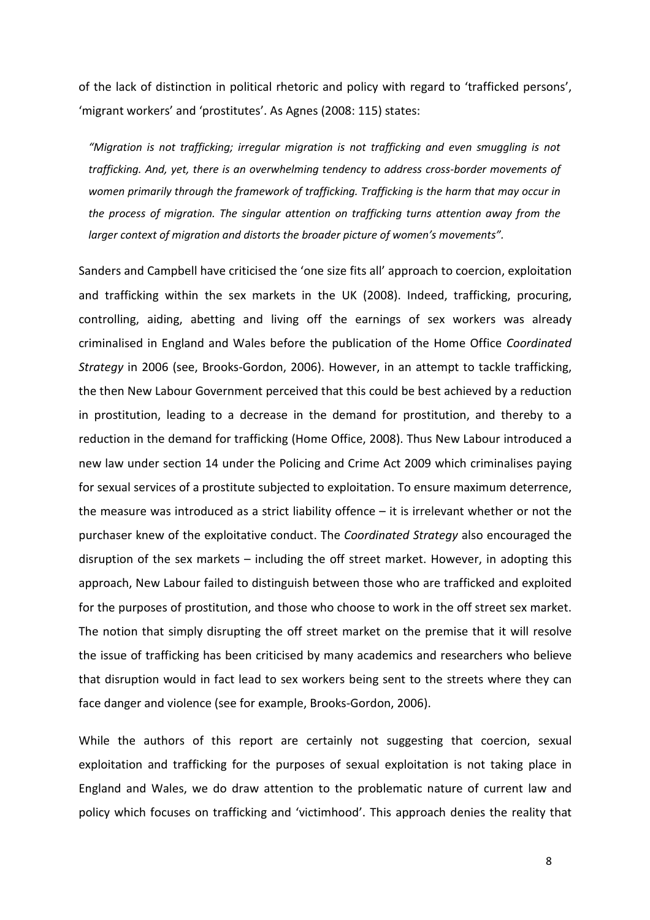of the lack of distinction in political rhetoric and policy with regard to 'trafficked persons', 'migrant workers' and 'prostitutes'. As Agnes (2008: 115) states:

> *"Migration is not trafficking; irregular migration is not trafficking and even smuggling is not trafficking. And, yet, there is an overwhelming tendency to address cross-border movements of women primarily through the framework of trafficking. Trafficking is the harm that may occur in the process of migration. The singular attention on trafficking turns attention away from the larger context of migration and distorts the broader picture of women's movements".*

Sanders and Campbell have criticised the 'one size fits all' approach to coercion, exploitation and trafficking within the sex markets in the UK (2008). Indeed, trafficking, procuring, controlling, aiding, abetting and living off the earnings of sex workers was already criminalised in England and Wales before the publication of the Home Office *Coordinated Strategy* in 2006 (see, Brooks-Gordon, 2006). However, in an attempt to tackle trafficking, the then New Labour Government perceived that this could be best achieved by a reduction in prostitution, leading to a decrease in the demand for prostitution, and thereby to a reduction in the demand for trafficking (Home Office, 2008). Thus New Labour introduced a new law under section 14 under the Policing and Crime Act 2009 which criminalises paying for sexual services of a prostitute subjected to exploitation. To ensure maximum deterrence, the measure was introduced as a strict liability offence – it is irrelevant whether or not the purchaser knew of the exploitative conduct. The *Coordinated Strategy* also encouraged the disruption of the sex markets – including the off street market. However, in adopting this approach, New Labour failed to distinguish between those who are trafficked and exploited for the purposes of prostitution, and those who choose to work in the off street sex market. The notion that simply disrupting the off street market on the premise that it will resolve the issue of trafficking has been criticised by many academics and researchers who believe that disruption would in fact lead to sex workers being sent to the streets where they can face danger and violence (see for example, Brooks-Gordon, 2006).

While the authors of this report are certainly not suggesting that coercion, sexual exploitation and trafficking for the purposes of sexual exploitation is not taking place in England and Wales, we do draw attention to the problematic nature of current law and policy which focuses on trafficking and 'victimhood'. This approach denies the reality that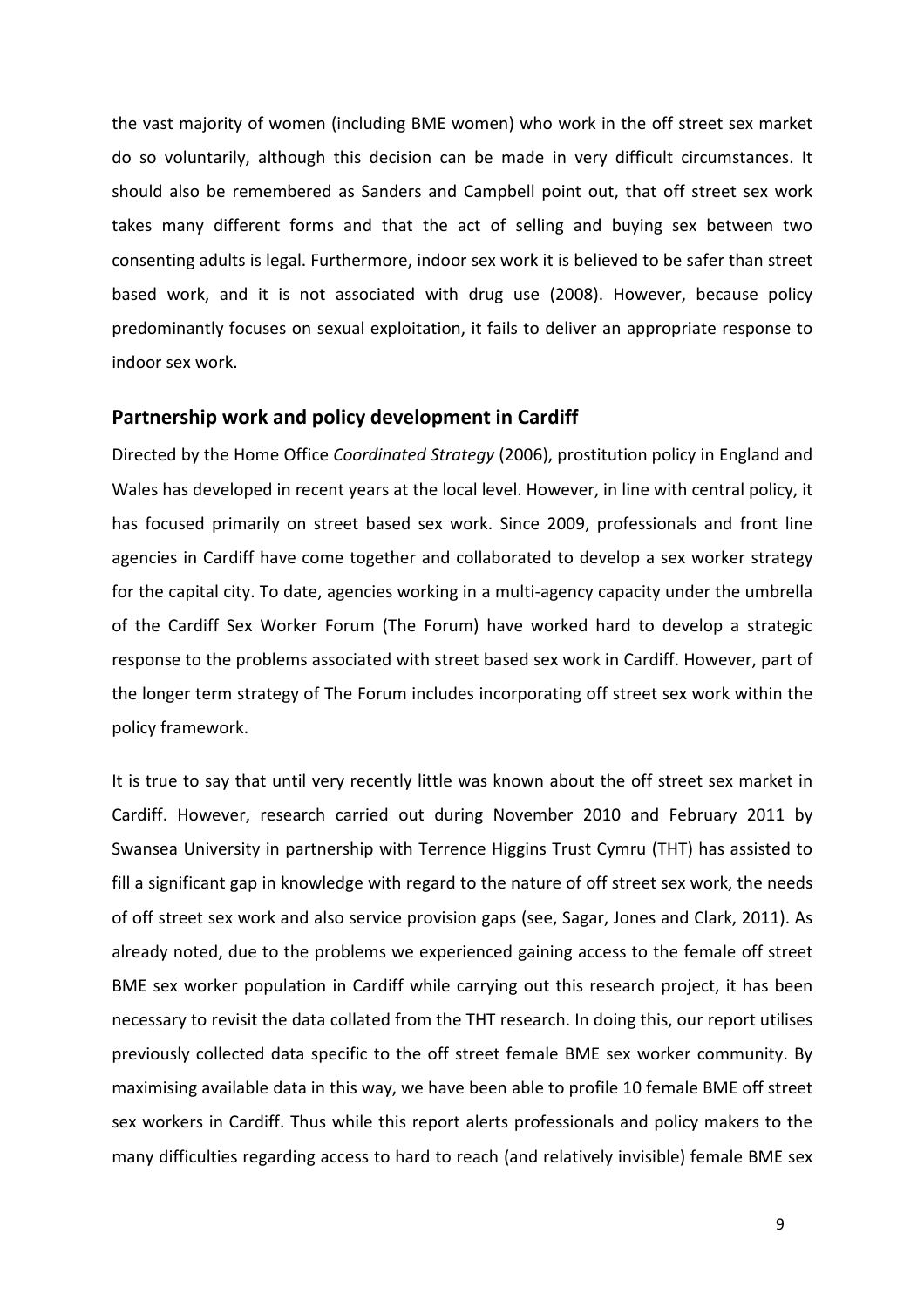the vast majority of women (including BME women) who work in the off street sex market do so voluntarily, although this decision can be made in very difficult circumstances. It should also be remembered as Sanders and Campbell point out, that off street sex work takes many different forms and that the act of selling and buying sex between two consenting adults is legal. Furthermore, indoor sex work it is believed to be safer than street based work, and it is not associated with drug use (2008). However, because policy predominantly focuses on sexual exploitation, it fails to deliver an appropriate response to indoor sex work.

## Partnership work and policy development in Cardiff

Directed by the Home Office *Coordinated Strategy* (2006), prostitution policy in England and Wales has developed in recent years at the local level. However, in line with central policy, it has focused primarily on street based sex work. Since 2009, professionals and front line agencies in Cardiff have come together and collaborated to develop a sex worker strategy for the capital city. To date, agencies working in a multi-agency capacity under the umbrella of the Cardiff Sex Worker Forum (The Forum) have worked hard to develop a strategic response to the problems associated with street based sex work in Cardiff. However, part of the longer term strategy of The Forum includes incorporating off street sex work within the policy framework.

It is true to say that until very recently little was known about the off street sex market in Cardiff. However, research carried out during November 2010 and February 2011 by Swansea University in partnership with Terrence Higgins Trust Cymru (THT) has assisted to fill a significant gap in knowledge with regard to the nature of off street sex work, the needs of off street sex work and also service provision gaps (see, Sagar, Jones and Clark, 2011). As already noted, due to the problems we experienced gaining access to the female off street BME sex worker population in Cardiff while carrying out this research project, it has been necessary to revisit the data collated from the THT research. In doing this, our report utilises previously collected data specific to the off street female BME sex worker community. By maximising available data in this way, we have been able to profile 10 female BME off street sex workers in Cardiff. Thus while this report alerts professionals and policy makers to the many difficulties regarding access to hard to reach (and relatively invisible) female BME sex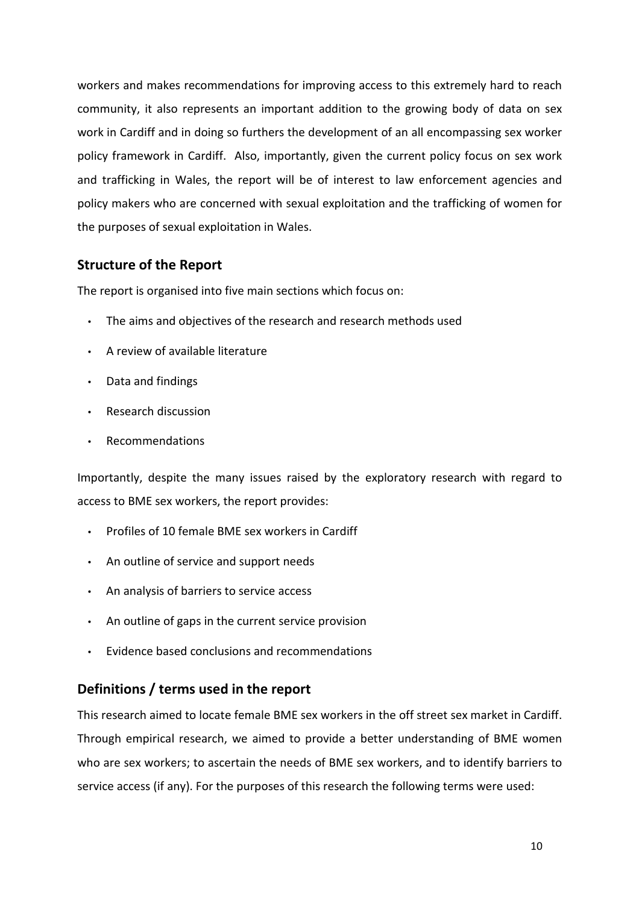workers and makes recommendations for improving access to this extremely hard to reach community, it also represents an important addition to the growing body of data on sex work in Cardiff and in doing so furthers the development of an all encompassing sex worker policy framework in Cardiff. Also, importantly, given the current policy focus on sex work and trafficking in Wales, the report will be of interest to law enforcement agencies and policy makers who are concerned with sexual exploitation and the trafficking of women for the purposes of sexual exploitation in Wales.

## Structure of the Report

The report is organised into five main sections which focus on:

- The aims and objectives of the research and research methods used
- A review of available literature
- Data and findings
- Research discussion
- Recommendations

Importantly, despite the many issues raised by the exploratory research with regard to access to BME sex workers, the report provides:

- Profiles of 10 female BME sex workers in Cardiff
- An outline of service and support needs
- An analysis of barriers to service access
- An outline of gaps in the current service provision
- Evidence based conclusions and recommendations

## Definitions / terms used in the report

This research aimed to locate female BME sex workers in the off street sex market in Cardiff. Through empirical research, we aimed to provide a better understanding of BME women who are sex workers; to ascertain the needs of BME sex workers, and to identify barriers to service access (if any). For the purposes of this research the following terms were used: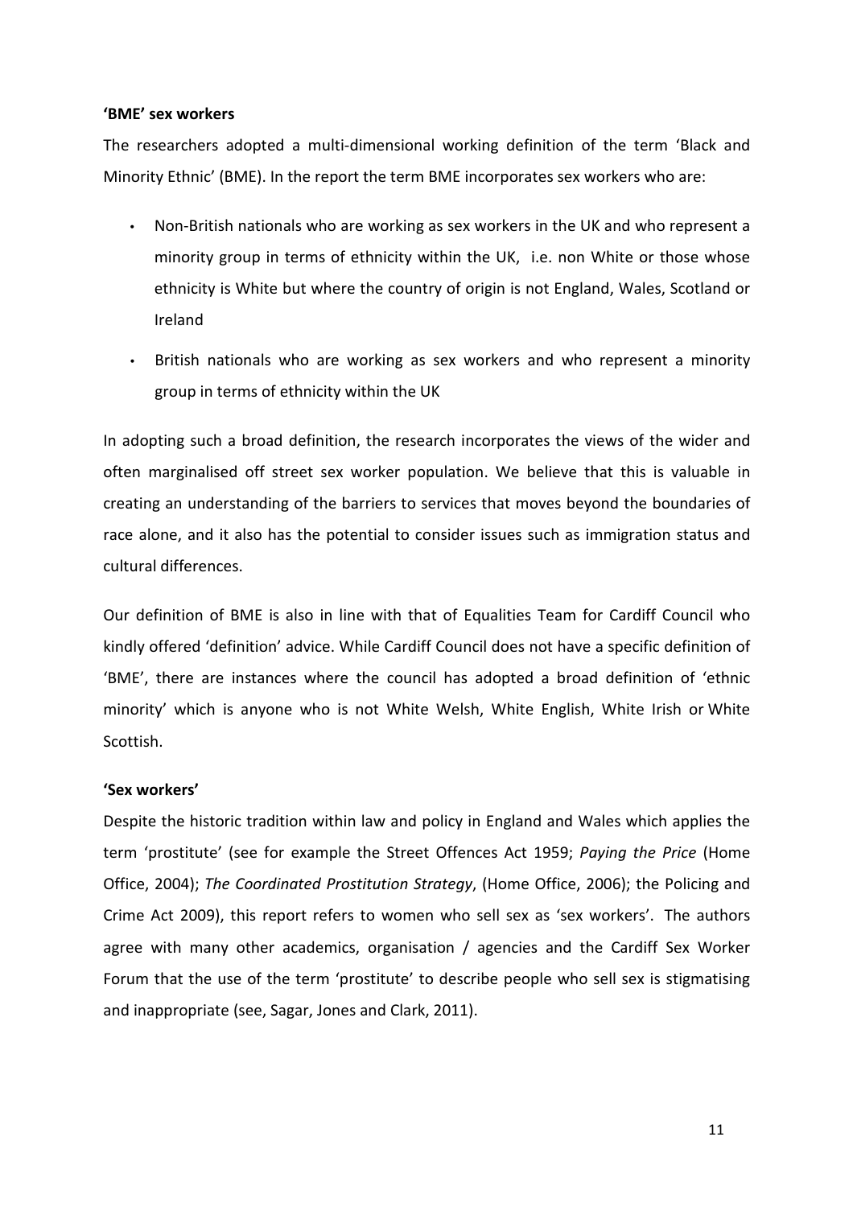**'BME' sex workers**

The researchers adopted a multi-dimensional working definition of the term 'Black and Minority Ethnic' (BME). In the report the term BME incorporates sex workers who are:

- Non-British nationals who are working as sex workers in the UK and who represent a minority group in terms of ethnicity within the UK, i.e. non White or those whose ethnicity is White but where the country of origin is not England, Wales, Scotland or Ireland
- British nationals who are working as sex workers and who represent a minority group in terms of ethnicity within the UK

In adopting such a broad definition, the research incorporates the views of the wider and often marginalised off street sex worker population. We believe that this is valuable in creating an understanding of the barriers to services that moves beyond the boundaries of race alone, and it also has the potential to consider issues such as immigration status and cultural differences.

Our definition of BME is also in line with that of Equalities Team for Cardiff Council who kindly offered 'definition' advice. While Cardiff Council does not have a specific definition of 'BME', there are instances where the council has adopted a broad definition of 'ethnic minority' which is anyone who is not White Welsh, White English, White Irish or White Scottish.

**'Sex workers'**

Despite the historic tradition within law and policy in England and Wales which applies the term 'prostitute' (see for example the Street Offences Act 1959; *Paying the Price* (Home Office, 2004); *The Coordinated Prostitution Strategy*, (Home Office, 2006); the Policing and Crime Act 2009), this report refers to women who sell sex as 'sex workers'. The authors agree with many other academics, organisation / agencies and the Cardiff Sex Worker Forum that the use of the term 'prostitute' to describe people who sell sex is stigmatising and inappropriate (see, Sagar, Jones and Clark, 2011).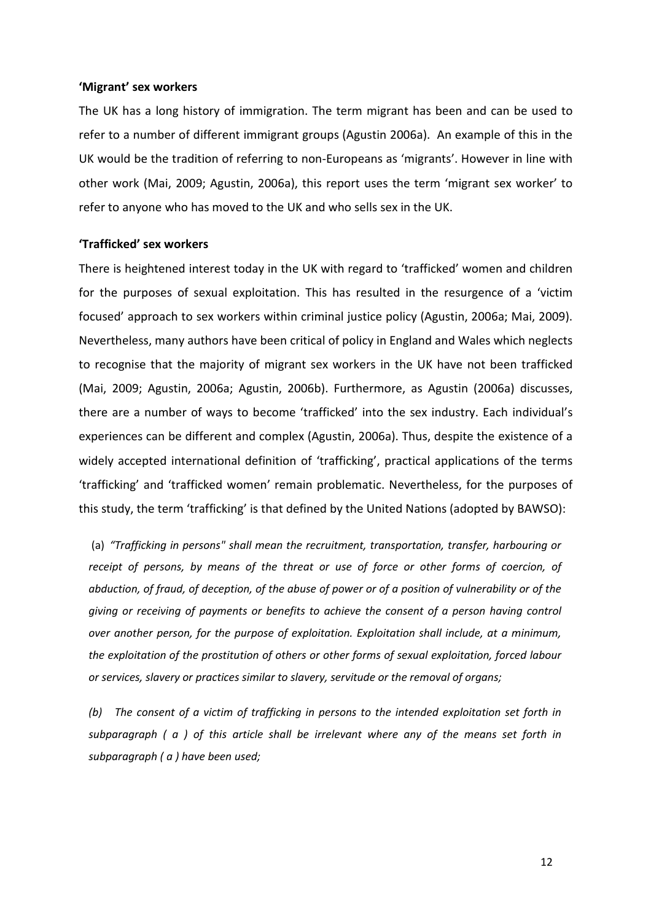**'Migrant' sex workers**

The UK has a long history of immigration. The term migrant has been and can be used to refer to a number of different immigrant groups (Agustin 2006a). An example of this in the UK would be the tradition of referring to non-Europeans as 'migrants'. However in line with other work (Mai, 2009; Agustin, 2006a), this report uses the term 'migrant sex worker' to refer to anyone who has moved to the UK and who sells sex in the UK.

**'Trafficked' sex workers**

There is heightened interest today in the UK with regard to 'trafficked' women and children for the purposes of sexual exploitation. This has resulted in the resurgence of a 'victim focused' approach to sex workers within criminal justice policy (Agustin, 2006a; Mai, 2009). Nevertheless, many authors have been critical of policy in England and Wales which neglects to recognise that the majority of migrant sex workers in the UK have not been trafficked (Mai, 2009; Agustin, 2006a; Agustin, 2006b). Furthermore, as Agustin (2006a) discusses, there are a number of ways to become 'trafficked' into the sex industry. Each individual's experiences can be different and complex (Agustin, 2006a). Thus, despite the existence of a widely accepted international definition of 'trafficking', practical applications of the terms 'trafficking' and 'trafficked women' remain problematic. Nevertheless, for the purposes of this study, the term 'trafficking' is that defined by the United Nations (adopted by BAWSO):

(a) *"Trafficking in persons" shall mean the recruitment, transportation, transfer, harbouring or receipt of persons, by means of the threat or use of force or other forms of coercion, of abduction, of fraud, of deception, of the abuse of power or of a position of vulnerability or of the giving or receiving of payments or benefits to achieve the consent of a person having control over another person, for the purpose of exploitation. Exploitation shall include, at a minimum, the exploitation of the prostitution of others or other forms of sexual exploitation, forced labour or services, slavery or practices similar to slavery, servitude or the removal of organs;*

*(b) The consent of a victim of trafficking in persons to the intended exploitation set forth in subparagraph ( a ) of this article shall be irrelevant where any of the means set forth in subparagraph ( a ) have been used;*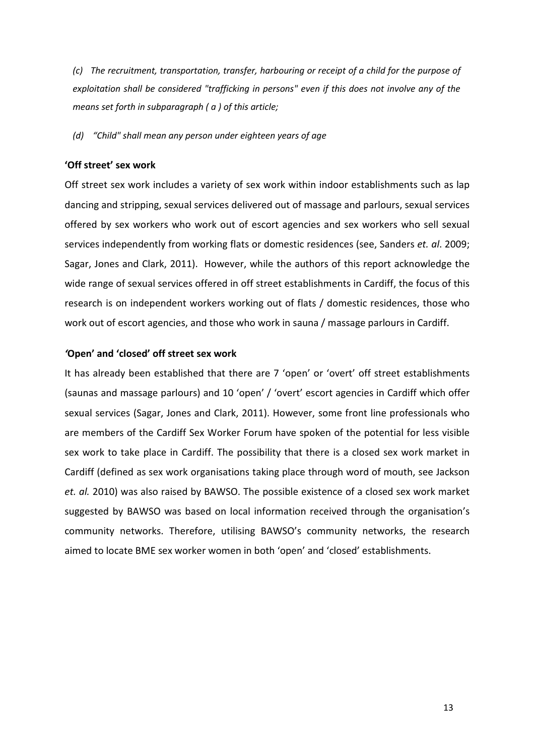*(c) The recruitment, transportation, transfer, harbouring or receipt of a child for the purpose of exploitation shall be considered "trafficking in persons" even if this does not involve any of the means set forth in subparagraph ( a ) of this article;*

*(d) "Child" shall mean any person under eighteen years of age*

**'Off street' sex work**

Off street sex work includes a variety of sex work within indoor establishments such as lap dancing and stripping, sexual services delivered out of massage and parlours, sexual services offered by sex workers who work out of escort agencies and sex workers who sell sexual services independently from working flats or domestic residences (see, Sanders *et. al*. 2009; Sagar, Jones and Clark, 2011). However, while the authors of this report acknowledge the wide range of sexual services offered in off street establishments in Cardiff, the focus of this research is on independent workers working out of flats / domestic residences, those who work out of escort agencies, and those who work in sauna / massage parlours in Cardiff.

**'Open' and 'closed' off street sex work**

It has already been established that there are 7 'open' or 'overt' off street establishments (saunas and massage parlours) and 10 'open' / 'overt' escort agencies in Cardiff which offer sexual services (Sagar, Jones and Clark, 2011). However, some front line professionals who are members of the Cardiff Sex Worker Forum have spoken of the potential for less visible sex work to take place in Cardiff. The possibility that there is a closed sex work market in Cardiff (defined as sex work organisations taking place through word of mouth, see Jackson *et. al.* 2010) was also raised by BAWSO. The possible existence of a closed sex work market suggested by BAWSO was based on local information received through the organisation's community networks. Therefore, utilising BAWSO's community networks, the research aimed to locate BME sex worker women in both 'open' and 'closed' establishments.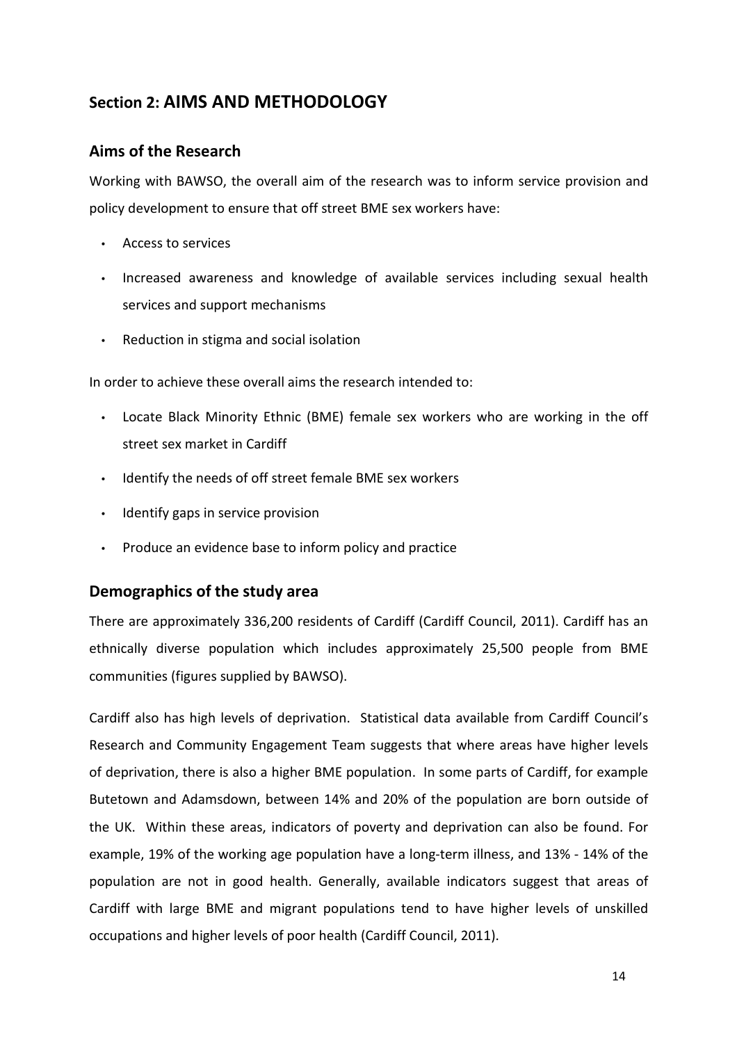## Section 2: AIMS AND METHODOLOGY

### Aims of the Research

Working with BAWSO, the overall aim of the research was to inform service provision and policy development to ensure that off street BME sex workers have:

- Access to services
- Increased awareness and knowledge of available services including sexual health services and support mechanisms
- Reduction in stigma and social isolation

In order to achieve these overall aims the research intended to:

- Locate Black Minority Ethnic (BME) female sex workers who are working in the off street sex market in Cardiff
- Identify the needs of off street female BME sex workers
- Identify gaps in service provision
- Produce an evidence base to inform policy and practice

### Demographics of the study area

There are approximately 336,200 residents of Cardiff (Cardiff Council, 2011). Cardiff has an ethnically diverse population which includes approximately 25,500 people from BME communities (figures supplied by BAWSO).

Cardiff also has high levels of deprivation. Statistical data available from Cardiff Council's Research and Community Engagement Team suggests that where areas have higher levels of deprivation, there is also a higher BME population. In some parts of Cardiff, for example Butetown and Adamsdown, between 14% and 20% of the population are born outside of the UK. Within these areas, indicators of poverty and deprivation can also be found. For example, 19% of the working age population have a long-term illness, and 13% - 14% of the population are not in good health. Generally, available indicators suggest that areas of Cardiff with large BME and migrant populations tend to have higher levels of unskilled occupations and higher levels of poor health (Cardiff Council, 2011).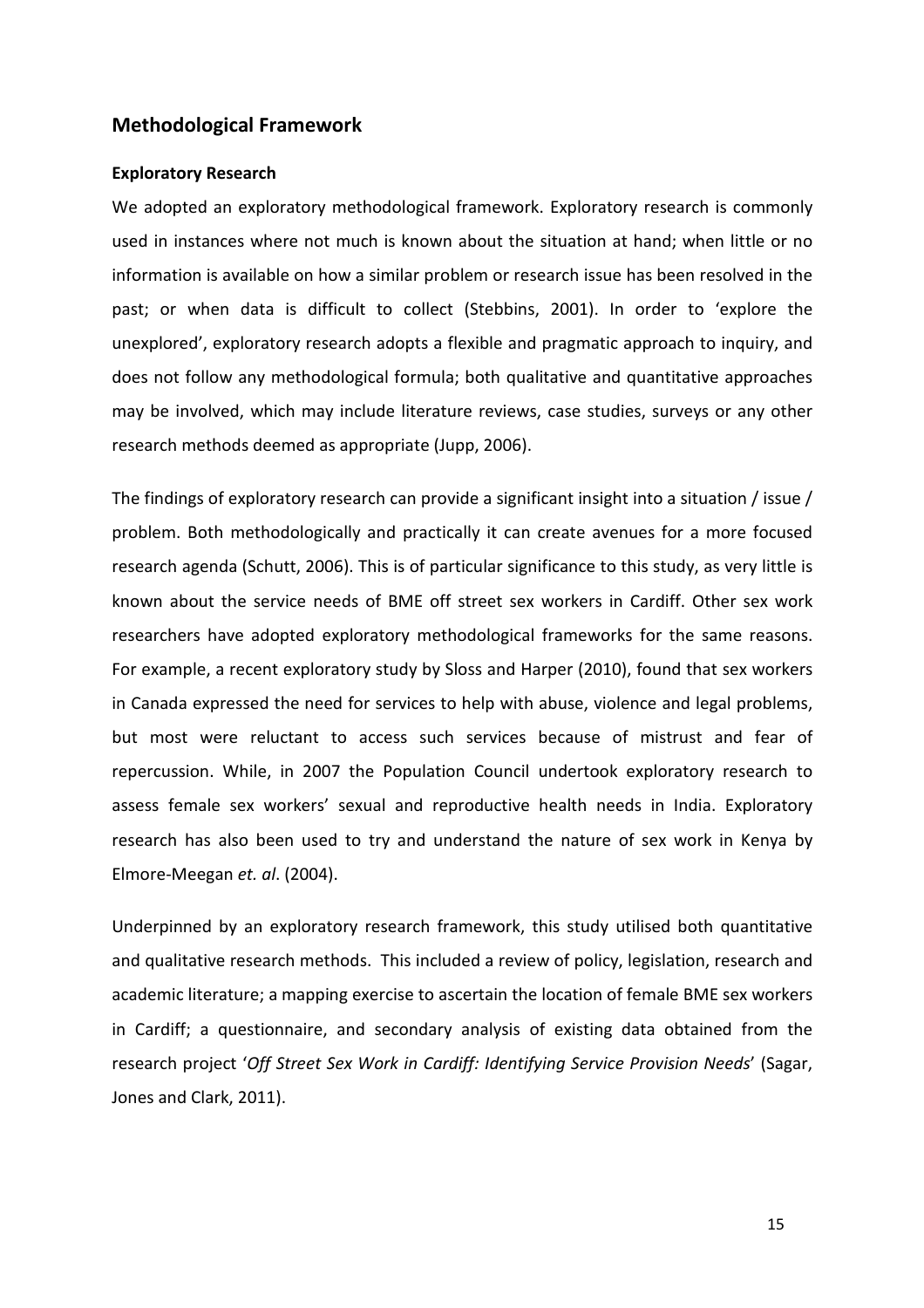## Methodological Framework

### Exploratory Research

We adopted an exploratory methodological framework. Exploratory research is commonly used in instances where not much is known about the situation at hand; when little or no information is available on how a similar problem or research issue has been resolved in the past; or when data is difficult to collect (Stebbins, 2001). In order to 'explore the unexplored', exploratory research adopts a flexible and pragmatic approach to inquiry, and does not follow any methodological formula; both qualitative and quantitative approaches may be involved, which may include literature reviews, case studies, surveys or any other research methods deemed as appropriate (Jupp, 2006).

The findings of exploratory research can provide a significant insight into a situation / issue / problem. Both methodologically and practically it can create avenues for a more focused research agenda (Schutt, 2006). This is of particular significance to this study, as very little is known about the service needs of BME off street sex workers in Cardiff. Other sex work researchers have adopted exploratory methodological frameworks for the same reasons. For example, a recent exploratory study by Sloss and Harper (2010), found that sex workers in Canada expressed the need for services to help with abuse, violence and legal problems, but most were reluctant to access such services because of mistrust and fear of repercussion. While, in 2007 the Population Council undertook exploratory research to assess female sex workers' sexual and reproductive health needs in India. Exploratory research has also been used to try and understand the nature of sex work in Kenya by Elmore-Meegan *et. al*. (2004).

Underpinned by an exploratory research framework, this study utilised both quantitative and qualitative research methods. This included a review of policy, legislation, research and academic literature; a mapping exercise to ascertain the location of female BME sex workers in Cardiff; a questionnaire, and secondary analysis of existing data obtained from the research project '*Off Street Sex Work in Cardiff: Identifying Service Provision Needs*' (Sagar, Jones and Clark, 2011).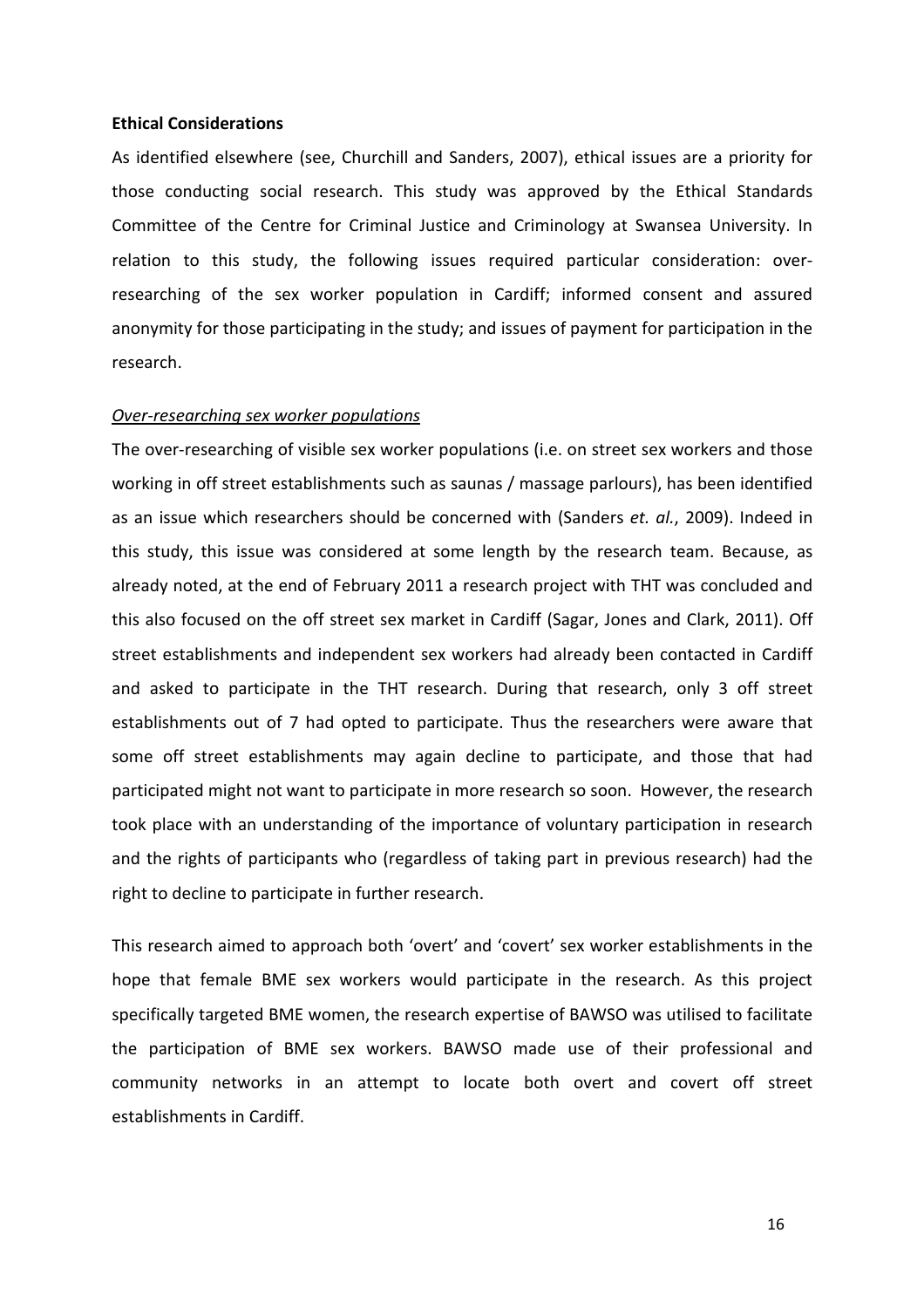**Ethical Considerations**

As identified elsewhere (see, Churchill and Sanders, 2007), ethical issues are a priority for those conducting social research. This study was approved by the Ethical Standards Committee of the Centre for Criminal Justice and Criminology at Swansea University. In relation to this study, the following issues required particular consideration: over-researching of the sex worker population in Cardiff; informed consent and assured anonymity for those participating in the study; and issues of payment for participation in the research.

*Over-researching sex worker populations*

The over-researching of visible sex worker populations (i.e. on street sex workers and those working in off street establishments such as saunas / massage parlours), has been identified as an issue which researchers should be concerned with (Sanders *et. al.*, 2009). Indeed in this study, this issue was considered at some length by the research team. Because, as already noted, at the end of February 2011 a research project with THT was concluded and this also focused on the off street sex market in Cardiff (Sagar, Jones and Clark, 2011). Off street establishments and independent sex workers had already been contacted in Cardiff and asked to participate in the THT research. During that research, only 3 off street establishments out of 7 had opted to participate. Thus the researchers were aware that some off street establishments may again decline to participate, and those that had participated might not want to participate in more research so soon. However, the research took place with an understanding of the importance of voluntary participation in research and the rights of participants who (regardless of taking part in previous research) had the right to decline to participate in further research.

This research aimed to approach both 'overt' and 'covert' sex worker establishments in the hope that female BME sex workers would participate in the research. As this project specifically targeted BME women, the research expertise of BAWSO was utilised to facilitate the participation of BME sex workers. BAWSO made use of their professional and community networks in an attempt to locate both overt and covert off street establishments in Cardiff.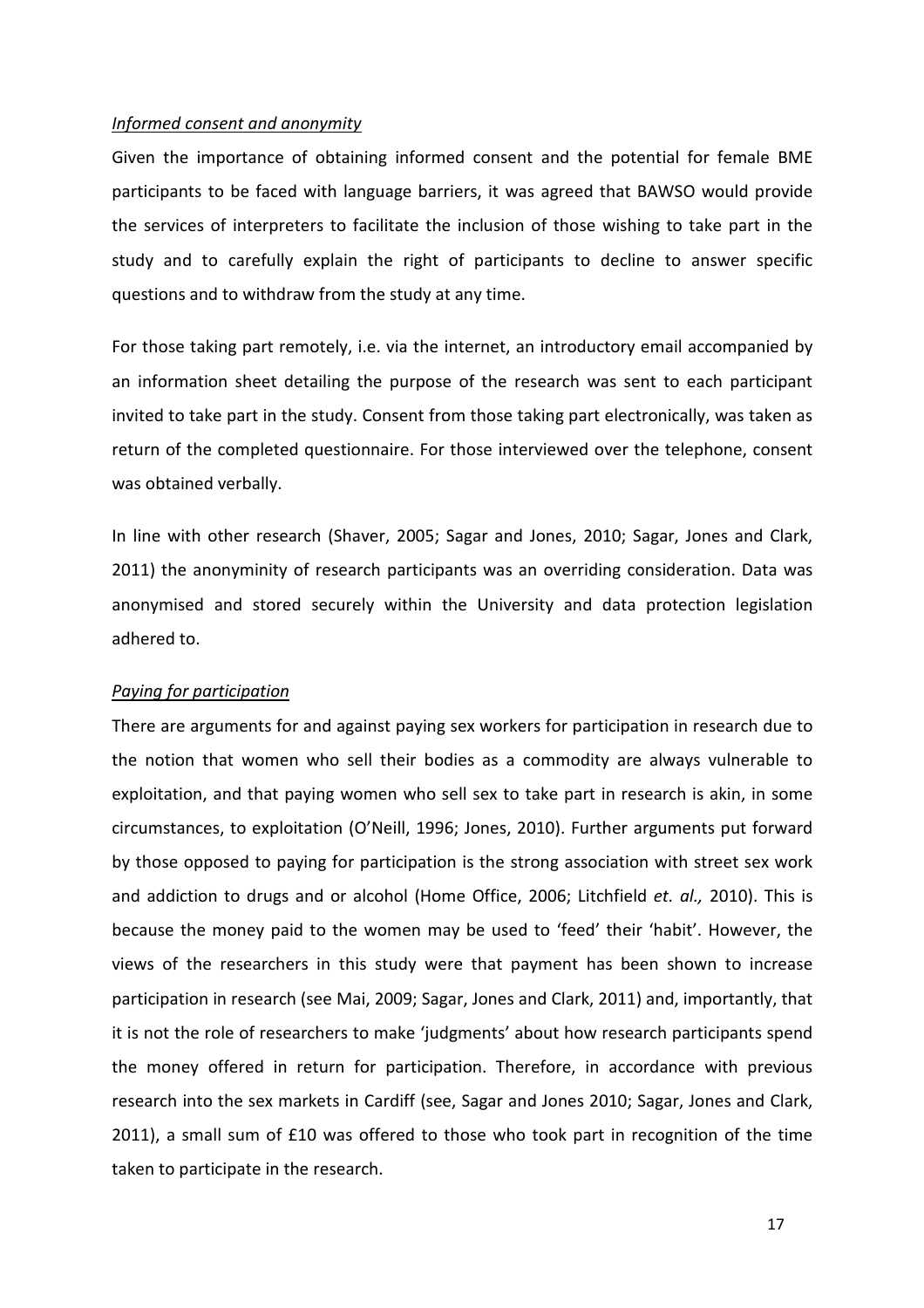*Informed consent and anonymity*

Given the importance of obtaining informed consent and the potential for female BME participants to be faced with language barriers, it was agreed that BAWSO would provide the services of interpreters to facilitate the inclusion of those wishing to take part in the study and to carefully explain the right of participants to decline to answer specific questions and to withdraw from the study at any time.

For those taking part remotely, i.e. via the internet, an introductory email accompanied by an information sheet detailing the purpose of the research was sent to each participant invited to take part in the study. Consent from those taking part electronically, was taken as return of the completed questionnaire. For those interviewed over the telephone, consent was obtained verbally.

In line with other research (Shaver, 2005; Sagar and Jones, 2010; Sagar, Jones and Clark, 2011) the anonyminity of research participants was an overriding consideration. Data was anonymised and stored securely within the University and data protection legislation adhered to.

*Paying for participation*

There are arguments for and against paying sex workers for participation in research due to the notion that women who sell their bodies as a commodity are always vulnerable to exploitation, and that paying women who sell sex to take part in research is akin, in some circumstances, to exploitation (O'Neill, 1996; Jones, 2010). Further arguments put forward by those opposed to paying for participation is the strong association with street sex work and addiction to drugs and or alcohol (Home Office, 2006; Litchfield *et. al.,* 2010). This is because the money paid to the women may be used to 'feed' their 'habit'. However, the views of the researchers in this study were that payment has been shown to increase participation in research (see Mai, 2009; Sagar, Jones and Clark, 2011) and, importantly, that it is not the role of researchers to make 'judgments' about how research participants spend the money offered in return for participation. Therefore, in accordance with previous research into the sex markets in Cardiff (see, Sagar and Jones 2010; Sagar, Jones and Clark, 2011), a small sum of £10 was offered to those who took part in recognition of the time taken to participate in the research.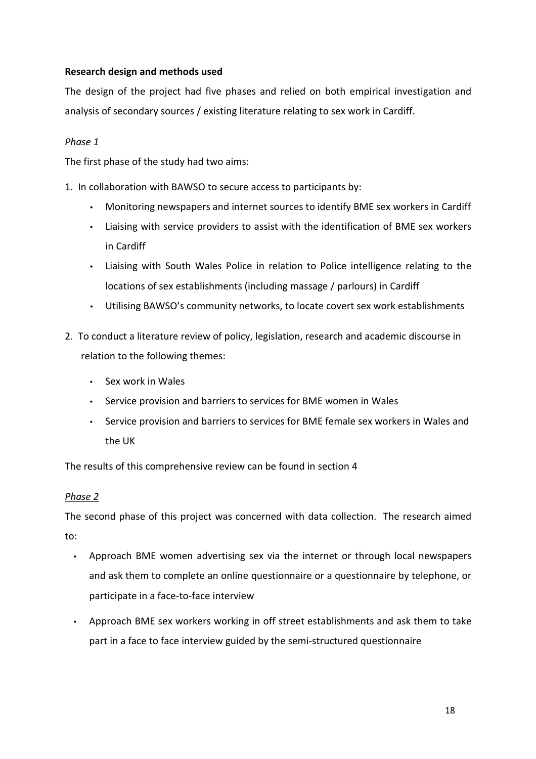**Research design and methods used**

The design of the project had five phases and relied on both empirical investigation and analysis of secondary sources / existing literature relating to sex work in Cardiff.

*Phase 1*

The first phase of the study had two aims:

1. In collaboration with BAWSO to secure access to participants by:
   - Monitoring newspapers and internet sources to identify BME sex workers in Cardiff
   - Liaising with service providers to assist with the identification of BME sex workers in Cardiff
   - Liaising with South Wales Police in relation to Police intelligence relating to the locations of sex establishments (including massage / parlours) in Cardiff
   - Utilising BAWSO's community networks, to locate covert sex work establishments
2. To conduct a literature review of policy, legislation, research and academic discourse in relation to the following themes:
   - Sex work in Wales
   - Service provision and barriers to services for BME women in Wales
   - Service provision and barriers to services for BME female sex workers in Wales and the UK

The results of this comprehensive review can be found in section 4

*Phase 2*

The second phase of this project was concerned with data collection. The research aimed to:

- Approach BME women advertising sex via the internet or through local newspapers and ask them to complete an online questionnaire or a questionnaire by telephone, or participate in a face-to-face interview
- Approach BME sex workers working in off street establishments and ask them to take part in a face to face interview guided by the semi-structured questionnaire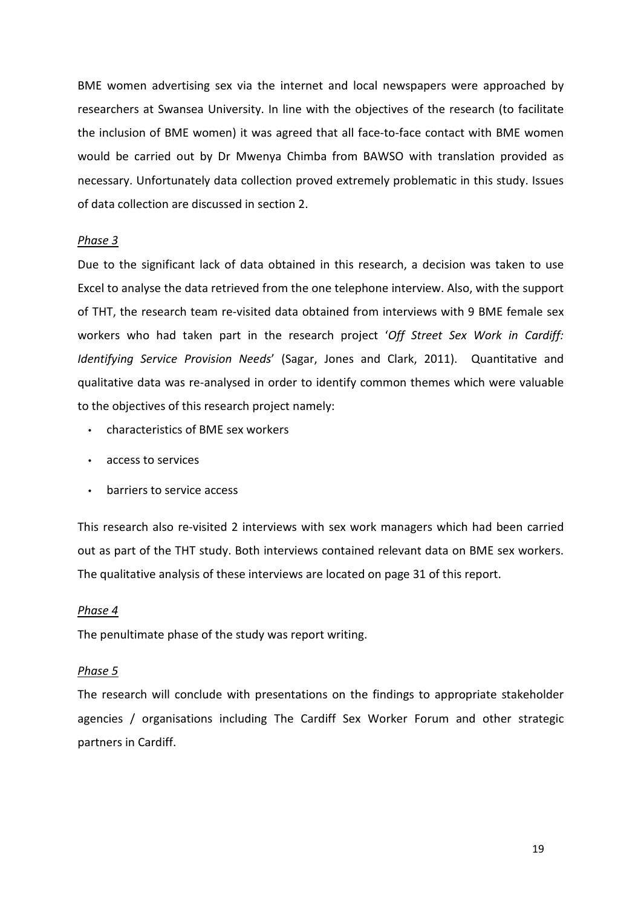BME women advertising sex via the internet and local newspapers were approached by researchers at Swansea University. In line with the objectives of the research (to facilitate the inclusion of BME women) it was agreed that all face-to-face contact with BME women would be carried out by Dr Mwenya Chimba from BAWSO with translation provided as necessary. Unfortunately data collection proved extremely problematic in this study. Issues of data collection are discussed in section 2.

*Phase 3*

Due to the significant lack of data obtained in this research, a decision was taken to use Excel to analyse the data retrieved from the one telephone interview. Also, with the support of THT, the research team re-visited data obtained from interviews with 9 BME female sex workers who had taken part in the research project '*Off Street Sex Work in Cardiff: Identifying Service Provision Needs*' (Sagar, Jones and Clark, 2011). Quantitative and qualitative data was re-analysed in order to identify common themes which were valuable to the objectives of this research project namely:

- characteristics of BME sex workers
- access to services
- barriers to service access

This research also re-visited 2 interviews with sex work managers which had been carried out as part of the THT study. Both interviews contained relevant data on BME sex workers. The qualitative analysis of these interviews are located on page 31 of this report.

*Phase 4*

The penultimate phase of the study was report writing.

*Phase 5*

The research will conclude with presentations on the findings to appropriate stakeholder agencies / organisations including The Cardiff Sex Worker Forum and other strategic partners in Cardiff.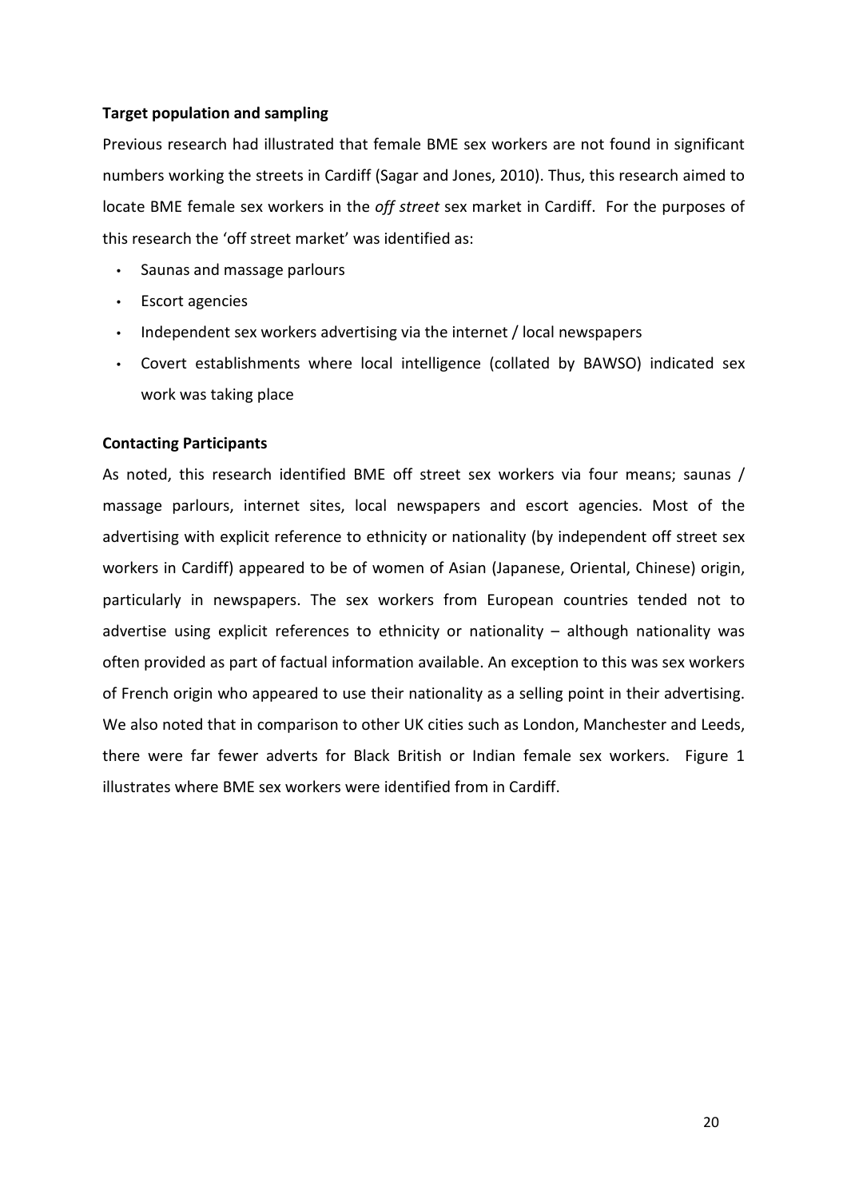**Target population and sampling**

Previous research had illustrated that female BME sex workers are not found in significant numbers working the streets in Cardiff (Sagar and Jones, 2010). Thus, this research aimed to locate BME female sex workers in the *off street* sex market in Cardiff. For the purposes of this research the 'off street market' was identified as:

- Saunas and massage parlours
- Escort agencies
- Independent sex workers advertising via the internet / local newspapers
- Covert establishments where local intelligence (collated by BAWSO) indicated sex work was taking place

**Contacting Participants**

As noted, this research identified BME off street sex workers via four means; saunas / massage parlours, internet sites, local newspapers and escort agencies. Most of the advertising with explicit reference to ethnicity or nationality (by independent off street sex workers in Cardiff) appeared to be of women of Asian (Japanese, Oriental, Chinese) origin, particularly in newspapers. The sex workers from European countries tended not to advertise using explicit references to ethnicity or nationality – although nationality was often provided as part of factual information available. An exception to this was sex workers of French origin who appeared to use their nationality as a selling point in their advertising. We also noted that in comparison to other UK cities such as London, Manchester and Leeds, there were far fewer adverts for Black British or Indian female sex workers. Figure 1 illustrates where BME sex workers were identified from in Cardiff.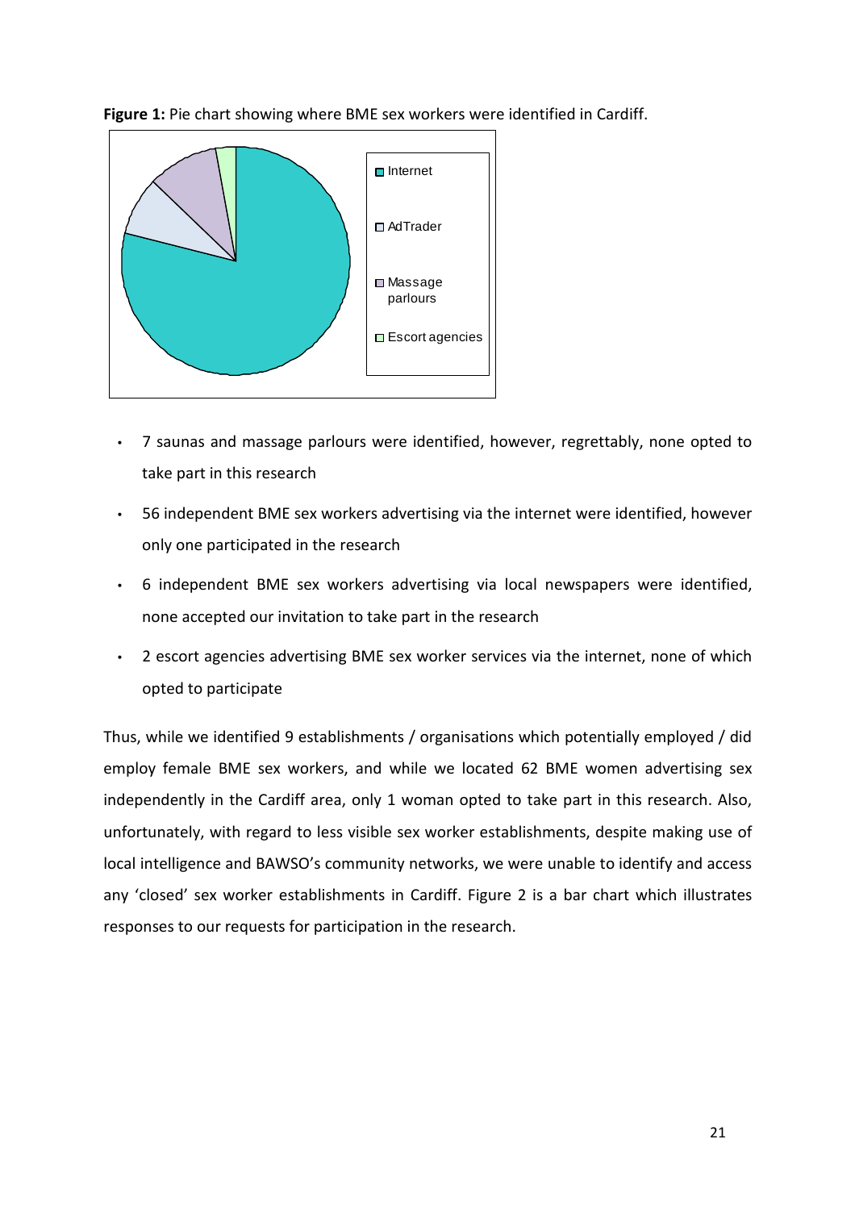**Figure 1:** Pie chart showing where BME sex workers were identified in Cardiff.

- 7 saunas and massage parlours were identified, however, regrettably, none opted to take part in this research
- 56 independent BME sex workers advertising via the internet were identified, however only one participated in the research
- 6 independent BME sex workers advertising via local newspapers were identified, none accepted our invitation to take part in the research
- 2 escort agencies advertising BME sex worker services via the internet, none of which opted to participate

Thus, while we identified 9 establishments / organisations which potentially employed / did employ female BME sex workers, and while we located 62 BME women advertising sex independently in the Cardiff area, only 1 woman opted to take part in this research. Also, unfortunately, with regard to less visible sex worker establishments, despite making use of local intelligence and BAWSO's community networks, we were unable to identify and access any 'closed' sex worker establishments in Cardiff. Figure 2 is a bar chart which illustrates responses to our requests for participation in the research.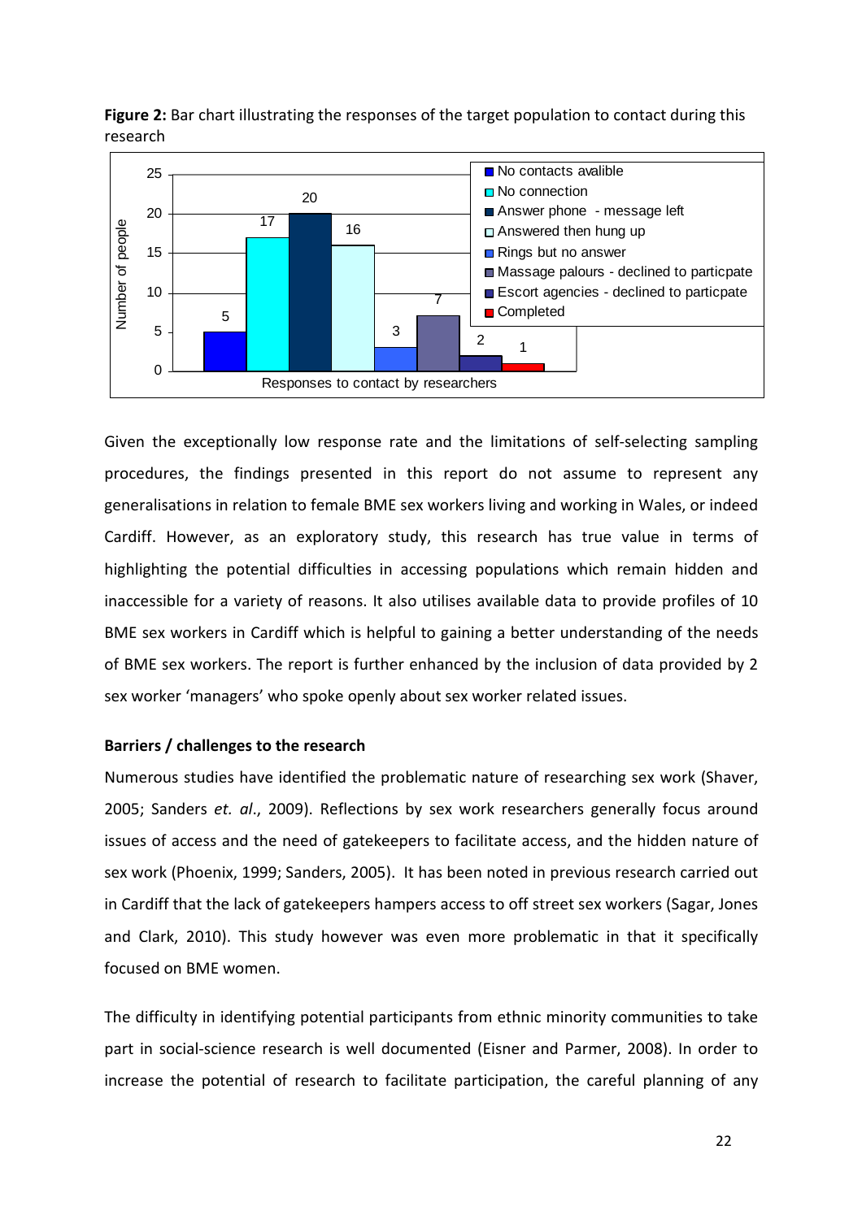**Figure 2:** Bar chart illustrating the responses of the target population to contact during this research

| Responses to contact by researchers | Number of people |
|---|---|
| No contacts avalible | 5 |
| No connection | 17 |
| Answer phone - message left | 20 |
| Answered then hung up | 16 |
| Rings but no answer | 3 |
| Massage palours - declined to particpate | 7 |
| Escort agencies - declined to particpate | 2 |
| Completed | 1 |

Given the exceptionally low response rate and the limitations of self-selecting sampling procedures, the findings presented in this report do not assume to represent any generalisations in relation to female BME sex workers living and working in Wales, or indeed Cardiff. However, as an exploratory study, this research has true value in terms of highlighting the potential difficulties in accessing populations which remain hidden and inaccessible for a variety of reasons. It also utilises available data to provide profiles of 10 BME sex workers in Cardiff which is helpful to gaining a better understanding of the needs of BME sex workers. The report is further enhanced by the inclusion of data provided by 2 sex worker 'managers' who spoke openly about sex worker related issues.

**Barriers / challenges to the research**

Numerous studies have identified the problematic nature of researching sex work (Shaver, 2005; Sanders *et. al*., 2009). Reflections by sex work researchers generally focus around issues of access and the need of gatekeepers to facilitate access, and the hidden nature of sex work (Phoenix, 1999; Sanders, 2005). It has been noted in previous research carried out in Cardiff that the lack of gatekeepers hampers access to off street sex workers (Sagar, Jones and Clark, 2010). This study however was even more problematic in that it specifically focused on BME women.

The difficulty in identifying potential participants from ethnic minority communities to take part in social-science research is well documented (Eisner and Parmer, 2008). In order to increase the potential of research to facilitate participation, the careful planning of any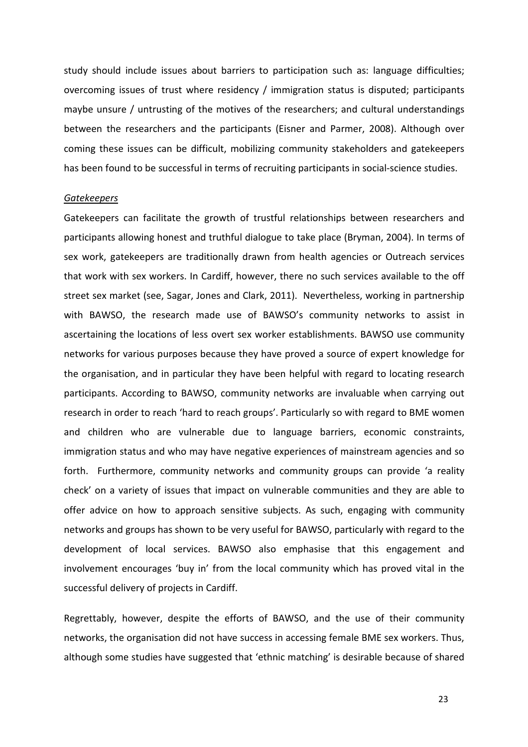study should include issues about barriers to participation such as: language difficulties; overcoming issues of trust where residency / immigration status is disputed; participants maybe unsure / untrusting of the motives of the researchers; and cultural understandings between the researchers and the participants (Eisner and Parmer, 2008). Although over coming these issues can be difficult, mobilizing community stakeholders and gatekeepers has been found to be successful in terms of recruiting participants in social-science studies.

*Gatekeepers*

Gatekeepers can facilitate the growth of trustful relationships between researchers and participants allowing honest and truthful dialogue to take place (Bryman, 2004). In terms of sex work, gatekeepers are traditionally drawn from health agencies or Outreach services that work with sex workers. In Cardiff, however, there no such services available to the off street sex market (see, Sagar, Jones and Clark, 2011). Nevertheless, working in partnership with BAWSO, the research made use of BAWSO's community networks to assist in ascertaining the locations of less overt sex worker establishments. BAWSO use community networks for various purposes because they have proved a source of expert knowledge for the organisation, and in particular they have been helpful with regard to locating research participants. According to BAWSO, community networks are invaluable when carrying out research in order to reach 'hard to reach groups'. Particularly so with regard to BME women and children who are vulnerable due to language barriers, economic constraints, immigration status and who may have negative experiences of mainstream agencies and so forth. Furthermore, community networks and community groups can provide 'a reality check' on a variety of issues that impact on vulnerable communities and they are able to offer advice on how to approach sensitive subjects. As such, engaging with community networks and groups has shown to be very useful for BAWSO, particularly with regard to the development of local services. BAWSO also emphasise that this engagement and involvement encourages 'buy in' from the local community which has proved vital in the successful delivery of projects in Cardiff.

Regrettably, however, despite the efforts of BAWSO, and the use of their community networks, the organisation did not have success in accessing female BME sex workers. Thus, although some studies have suggested that 'ethnic matching' is desirable because of shared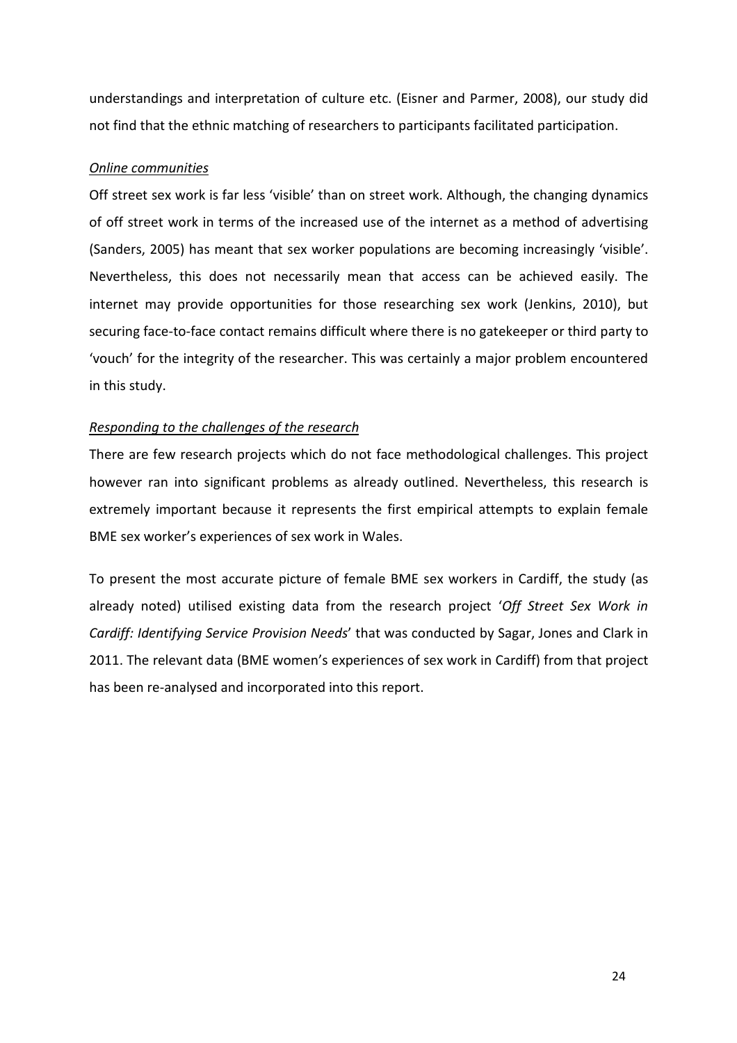understandings and interpretation of culture etc. (Eisner and Parmer, 2008), our study did not find that the ethnic matching of researchers to participants facilitated participation.

*Online communities*

Off street sex work is far less 'visible' than on street work. Although, the changing dynamics of off street work in terms of the increased use of the internet as a method of advertising (Sanders, 2005) has meant that sex worker populations are becoming increasingly 'visible'. Nevertheless, this does not necessarily mean that access can be achieved easily. The internet may provide opportunities for those researching sex work (Jenkins, 2010), but securing face-to-face contact remains difficult where there is no gatekeeper or third party to 'vouch' for the integrity of the researcher. This was certainly a major problem encountered in this study.

*Responding to the challenges of the research*

There are few research projects which do not face methodological challenges. This project however ran into significant problems as already outlined. Nevertheless, this research is extremely important because it represents the first empirical attempts to explain female BME sex worker's experiences of sex work in Wales.

To present the most accurate picture of female BME sex workers in Cardiff, the study (as already noted) utilised existing data from the research project '*Off Street Sex Work in Cardiff: Identifying Service Provision Needs*' that was conducted by Sagar, Jones and Clark in 2011. The relevant data (BME women's experiences of sex work in Cardiff) from that project has been re-analysed and incorporated into this report.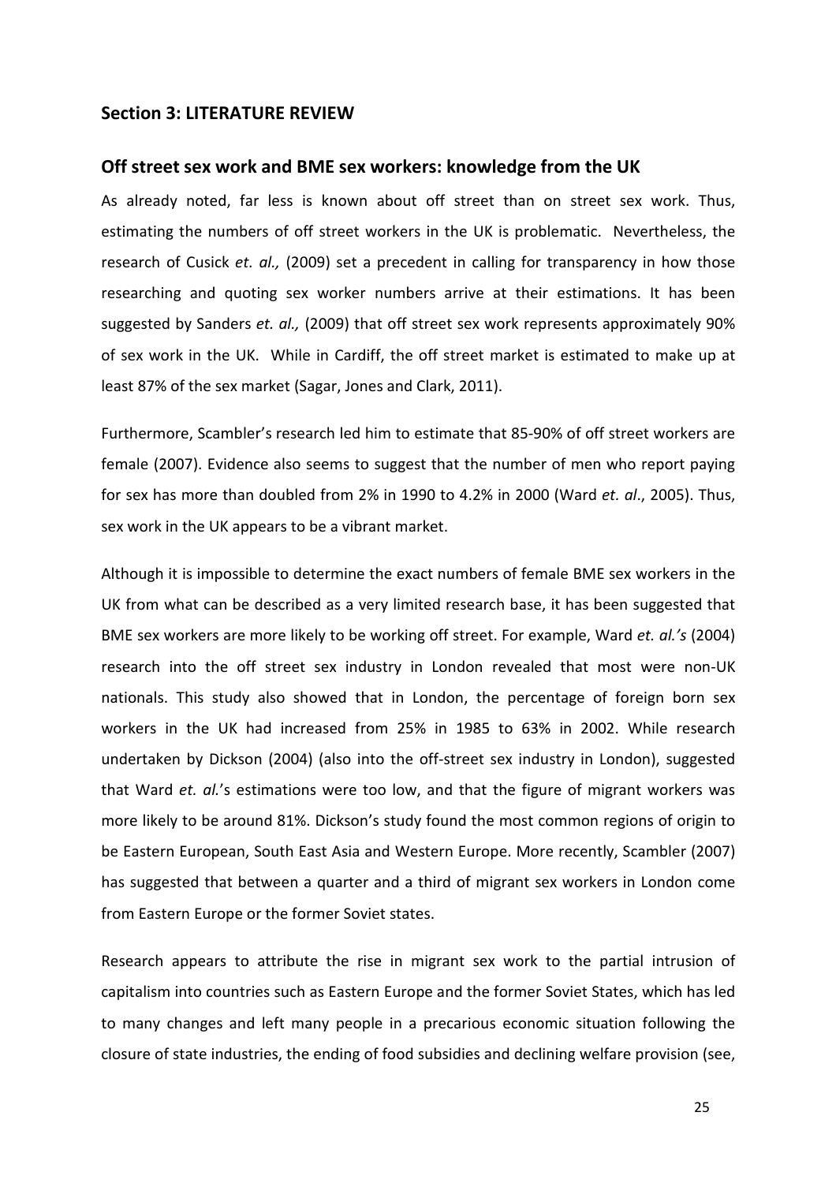## Section 3: LITERATURE REVIEW

### Off street sex work and BME sex workers: knowledge from the UK

As already noted, far less is known about off street than on street sex work. Thus, estimating the numbers of off street workers in the UK is problematic. Nevertheless, the research of Cusick *et. al.,* (2009) set a precedent in calling for transparency in how those researching and quoting sex worker numbers arrive at their estimations. It has been suggested by Sanders *et. al.,* (2009) that off street sex work represents approximately 90% of sex work in the UK. While in Cardiff, the off street market is estimated to make up at least 87% of the sex market (Sagar, Jones and Clark, 2011).

Furthermore, Scambler's research led him to estimate that 85-90% of off street workers are female (2007). Evidence also seems to suggest that the number of men who report paying for sex has more than doubled from 2% in 1990 to 4.2% in 2000 (Ward *et. al*., 2005). Thus, sex work in the UK appears to be a vibrant market.

Although it is impossible to determine the exact numbers of female BME sex workers in the UK from what can be described as a very limited research base, it has been suggested that BME sex workers are more likely to be working off street. For example, Ward *et. al.'s* (2004) research into the off street sex industry in London revealed that most were non-UK nationals. This study also showed that in London, the percentage of foreign born sex workers in the UK had increased from 25% in 1985 to 63% in 2002. While research undertaken by Dickson (2004) (also into the off-street sex industry in London), suggested that Ward *et. al.*'s estimations were too low, and that the figure of migrant workers was more likely to be around 81%. Dickson's study found the most common regions of origin to be Eastern European, South East Asia and Western Europe. More recently, Scambler (2007) has suggested that between a quarter and a third of migrant sex workers in London come from Eastern Europe or the former Soviet states.

Research appears to attribute the rise in migrant sex work to the partial intrusion of capitalism into countries such as Eastern Europe and the former Soviet States, which has led to many changes and left many people in a precarious economic situation following the closure of state industries, the ending of food subsidies and declining welfare provision (see,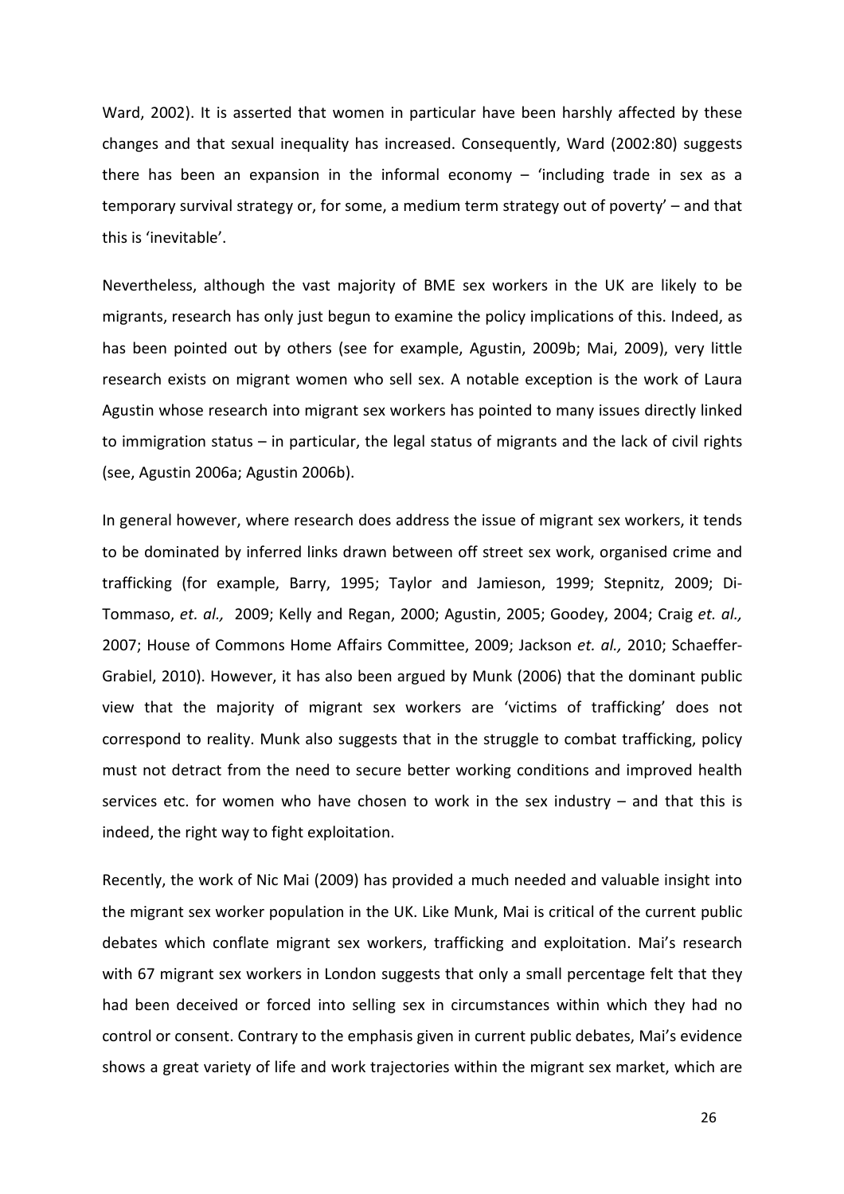Ward, 2002). It is asserted that women in particular have been harshly affected by these changes and that sexual inequality has increased. Consequently, Ward (2002:80) suggests there has been an expansion in the informal economy – 'including trade in sex as a temporary survival strategy or, for some, a medium term strategy out of poverty' – and that this is 'inevitable'.

Nevertheless, although the vast majority of BME sex workers in the UK are likely to be migrants, research has only just begun to examine the policy implications of this. Indeed, as has been pointed out by others (see for example, Agustin, 2009b; Mai, 2009), very little research exists on migrant women who sell sex. A notable exception is the work of Laura Agustin whose research into migrant sex workers has pointed to many issues directly linked to immigration status – in particular, the legal status of migrants and the lack of civil rights (see, Agustin 2006a; Agustin 2006b).

In general however, where research does address the issue of migrant sex workers, it tends to be dominated by inferred links drawn between off street sex work, organised crime and trafficking (for example, Barry, 1995; Taylor and Jamieson, 1999; Stepnitz, 2009; Di-Tommaso, *et. al.,* 2009; Kelly and Regan, 2000; Agustin, 2005; Goodey, 2004; Craig *et. al.,* 2007; House of Commons Home Affairs Committee, 2009; Jackson *et. al.,* 2010; Schaeffer-Grabiel, 2010). However, it has also been argued by Munk (2006) that the dominant public view that the majority of migrant sex workers are 'victims of trafficking' does not correspond to reality. Munk also suggests that in the struggle to combat trafficking, policy must not detract from the need to secure better working conditions and improved health services etc. for women who have chosen to work in the sex industry – and that this is indeed, the right way to fight exploitation.

Recently, the work of Nic Mai (2009) has provided a much needed and valuable insight into the migrant sex worker population in the UK. Like Munk, Mai is critical of the current public debates which conflate migrant sex workers, trafficking and exploitation. Mai's research with 67 migrant sex workers in London suggests that only a small percentage felt that they had been deceived or forced into selling sex in circumstances within which they had no control or consent. Contrary to the emphasis given in current public debates, Mai's evidence shows a great variety of life and work trajectories within the migrant sex market, which are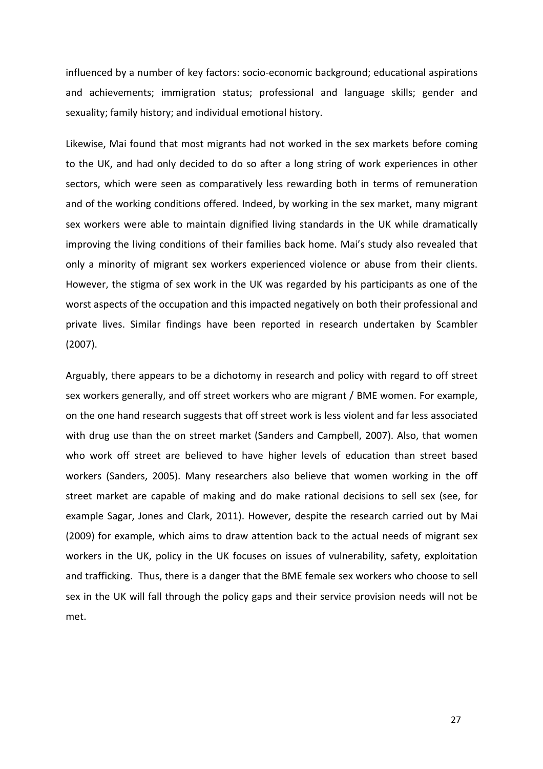influenced by a number of key factors: socio-economic background; educational aspirations and achievements; immigration status; professional and language skills; gender and sexuality; family history; and individual emotional history.

Likewise, Mai found that most migrants had not worked in the sex markets before coming to the UK, and had only decided to do so after a long string of work experiences in other sectors, which were seen as comparatively less rewarding both in terms of remuneration and of the working conditions offered. Indeed, by working in the sex market, many migrant sex workers were able to maintain dignified living standards in the UK while dramatically improving the living conditions of their families back home. Mai's study also revealed that only a minority of migrant sex workers experienced violence or abuse from their clients. However, the stigma of sex work in the UK was regarded by his participants as one of the worst aspects of the occupation and this impacted negatively on both their professional and private lives. Similar findings have been reported in research undertaken by Scambler (2007).

Arguably, there appears to be a dichotomy in research and policy with regard to off street sex workers generally, and off street workers who are migrant / BME women. For example, on the one hand research suggests that off street work is less violent and far less associated with drug use than the on street market (Sanders and Campbell, 2007). Also, that women who work off street are believed to have higher levels of education than street based workers (Sanders, 2005). Many researchers also believe that women working in the off street market are capable of making and do make rational decisions to sell sex (see, for example Sagar, Jones and Clark, 2011). However, despite the research carried out by Mai (2009) for example, which aims to draw attention back to the actual needs of migrant sex workers in the UK, policy in the UK focuses on issues of vulnerability, safety, exploitation and trafficking. Thus, there is a danger that the BME female sex workers who choose to sell sex in the UK will fall through the policy gaps and their service provision needs will not be met.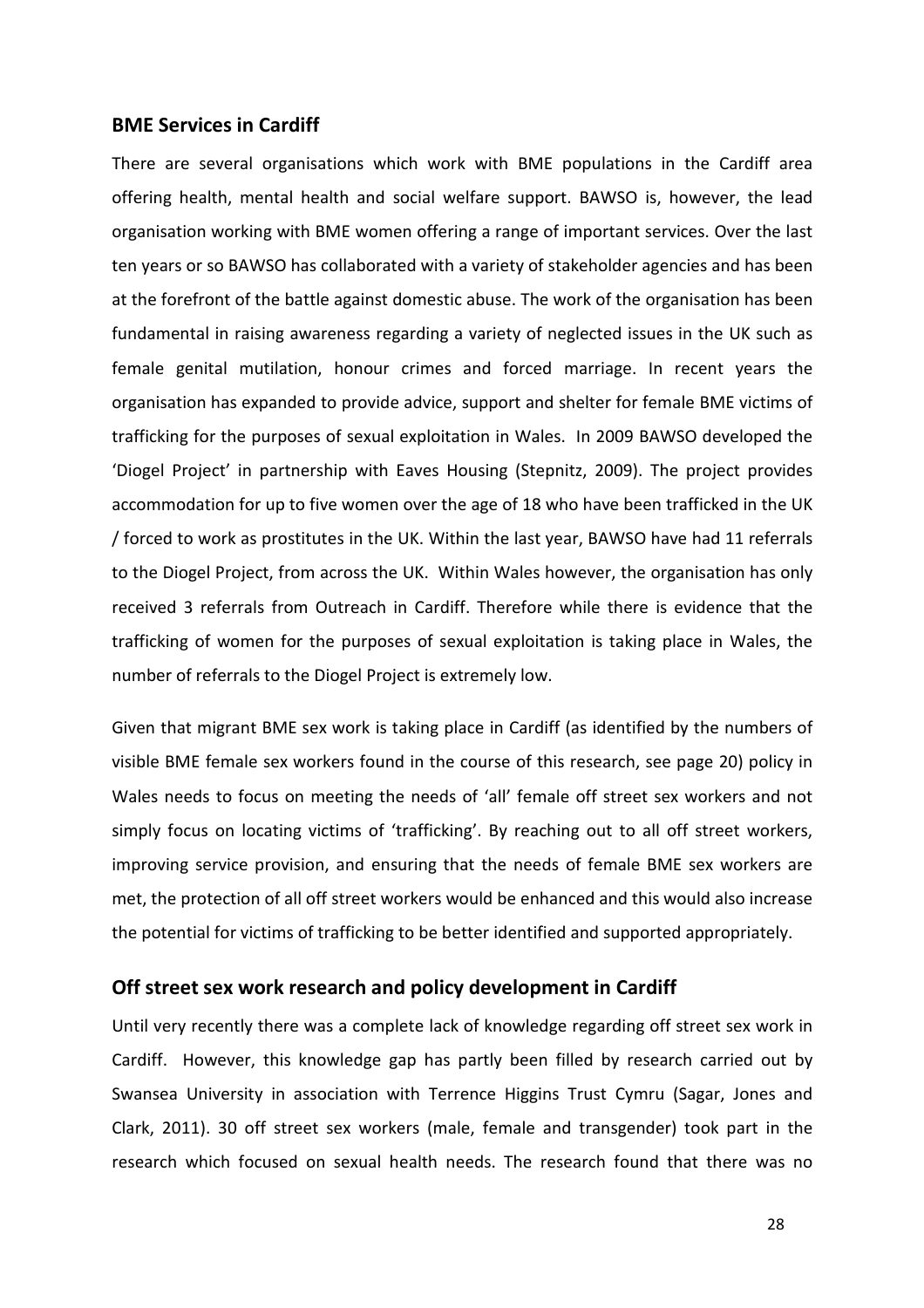## BME Services in Cardiff

There are several organisations which work with BME populations in the Cardiff area offering health, mental health and social welfare support. BAWSO is, however, the lead organisation working with BME women offering a range of important services. Over the last ten years or so BAWSO has collaborated with a variety of stakeholder agencies and has been at the forefront of the battle against domestic abuse. The work of the organisation has been fundamental in raising awareness regarding a variety of neglected issues in the UK such as female genital mutilation, honour crimes and forced marriage. In recent years the organisation has expanded to provide advice, support and shelter for female BME victims of trafficking for the purposes of sexual exploitation in Wales. In 2009 BAWSO developed the 'Diogel Project' in partnership with Eaves Housing (Stepnitz, 2009). The project provides accommodation for up to five women over the age of 18 who have been trafficked in the UK / forced to work as prostitutes in the UK. Within the last year, BAWSO have had 11 referrals to the Diogel Project, from across the UK. Within Wales however, the organisation has only received 3 referrals from Outreach in Cardiff. Therefore while there is evidence that the trafficking of women for the purposes of sexual exploitation is taking place in Wales, the number of referrals to the Diogel Project is extremely low.

Given that migrant BME sex work is taking place in Cardiff (as identified by the numbers of visible BME female sex workers found in the course of this research, see page 20) policy in Wales needs to focus on meeting the needs of 'all' female off street sex workers and not simply focus on locating victims of 'trafficking'. By reaching out to all off street workers, improving service provision, and ensuring that the needs of female BME sex workers are met, the protection of all off street workers would be enhanced and this would also increase the potential for victims of trafficking to be better identified and supported appropriately.

## Off street sex work research and policy development in Cardiff

Until very recently there was a complete lack of knowledge regarding off street sex work in Cardiff. However, this knowledge gap has partly been filled by research carried out by Swansea University in association with Terrence Higgins Trust Cymru (Sagar, Jones and Clark, 2011). 30 off street sex workers (male, female and transgender) took part in the research which focused on sexual health needs. The research found that there was no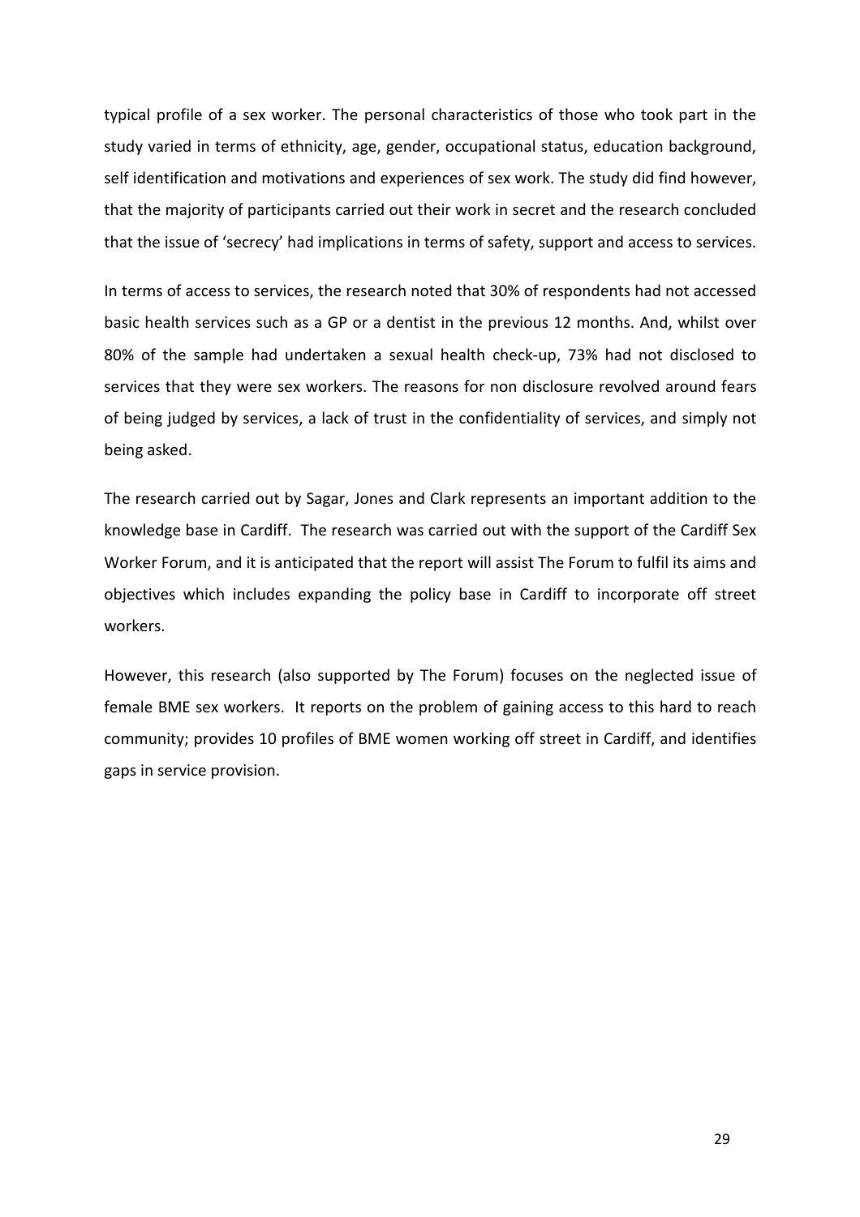typical profile of a sex worker. The personal characteristics of those who took part in the study varied in terms of ethnicity, age, gender, occupational status, education background, self identification and motivations and experiences of sex work. The study did find however, that the majority of participants carried out their work in secret and the research concluded that the issue of 'secrecy' had implications in terms of safety, support and access to services.

In terms of access to services, the research noted that 30% of respondents had not accessed basic health services such as a GP or a dentist in the previous 12 months. And, whilst over 80% of the sample had undertaken a sexual health check-up, 73% had not disclosed to services that they were sex workers. The reasons for non disclosure revolved around fears of being judged by services, a lack of trust in the confidentiality of services, and simply not being asked.

The research carried out by Sagar, Jones and Clark represents an important addition to the knowledge base in Cardiff. The research was carried out with the support of the Cardiff Sex Worker Forum, and it is anticipated that the report will assist The Forum to fulfil its aims and objectives which includes expanding the policy base in Cardiff to incorporate off street workers.

However, this research (also supported by The Forum) focuses on the neglected issue of female BME sex workers. It reports on the problem of gaining access to this hard to reach community; provides 10 profiles of BME women working off street in Cardiff, and identifies gaps in service provision.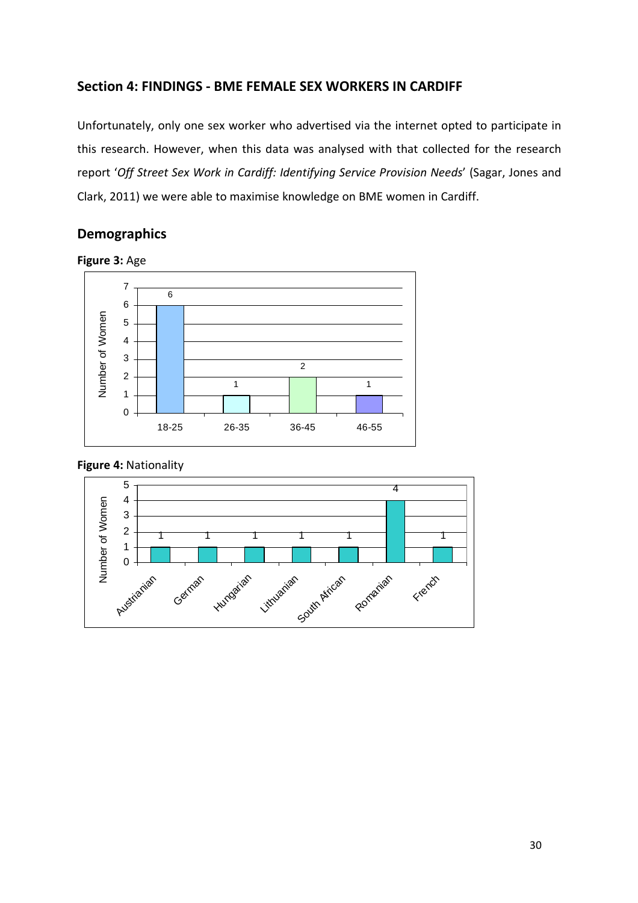## Section 4: FINDINGS - BME FEMALE SEX WORKERS IN CARDIFF

Unfortunately, only one sex worker who advertised via the internet opted to participate in this research. However, when this data was analysed with that collected for the research report '*Off Street Sex Work in Cardiff: Identifying Service Provision Needs*' (Sagar, Jones and Clark, 2011) we were able to maximise knowledge on BME women in Cardiff.

### Demographics

**Figure 3:** Age

| Age | Number of Women |
|---|---|
| 18-25 | 6 |
| 26-35 | 1 |
| 36-45 | 2 |
| 46-55 | 1 |

**Figure 4:** Nationality

| Nationality | Number of Women |
|---|---|
| Austrianian | 1 |
| German | 1 |
| Hungarian | 1 |
| Lithuanian | 1 |
| South African | 1 |
| Romanian | 4 |
| French | 1 |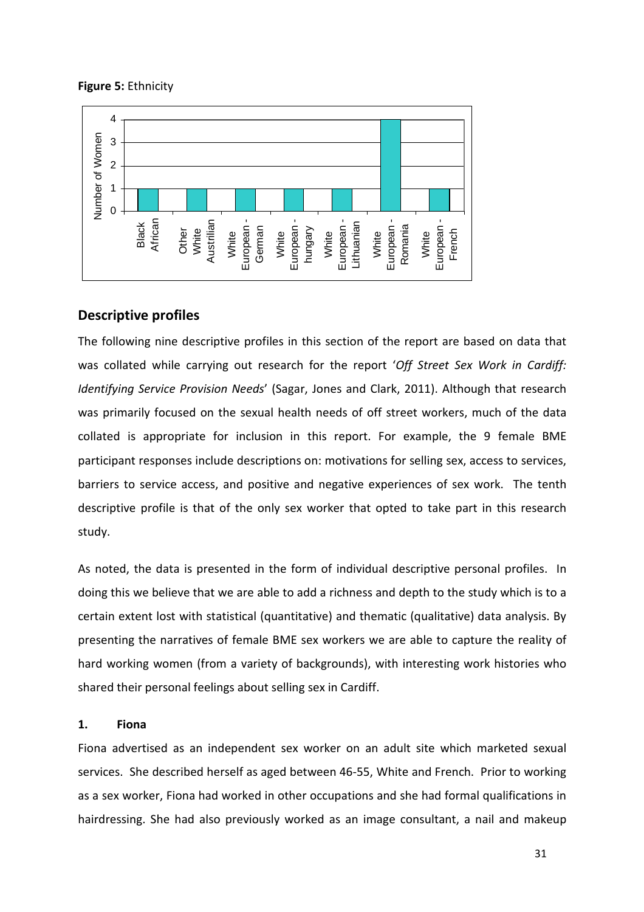**Figure 5:** Ethnicity

| Ethnicity | Number of Women |
| --- | --- |
| Black African | 1 |
| Other White Austrilian | 1 |
| White European - German | 1 |
| White European - hungary | 1 |
| White European - Lithuanian | 1 |
| White European - Romania | 4 |
| White European - French | 1 |

## Descriptive profiles

The following nine descriptive profiles in this section of the report are based on data that was collated while carrying out research for the report '*Off Street Sex Work in Cardiff: Identifying Service Provision Needs*' (Sagar, Jones and Clark, 2011). Although that research was primarily focused on the sexual health needs of off street workers, much of the data collated is appropriate for inclusion in this report. For example, the 9 female BME participant responses include descriptions on: motivations for selling sex, access to services, barriers to service access, and positive and negative experiences of sex work. The tenth descriptive profile is that of the only sex worker that opted to take part in this research study.

As noted, the data is presented in the form of individual descriptive personal profiles. In doing this we believe that we are able to add a richness and depth to the study which is to a certain extent lost with statistical (quantitative) and thematic (qualitative) data analysis. By presenting the narratives of female BME sex workers we are able to capture the reality of hard working women (from a variety of backgrounds), with interesting work histories who shared their personal feelings about selling sex in Cardiff.

### 1. Fiona

Fiona advertised as an independent sex worker on an adult site which marketed sexual services. She described herself as aged between 46-55, White and French. Prior to working as a sex worker, Fiona had worked in other occupations and she had formal qualifications in hairdressing. She had also previously worked as an image consultant, a nail and makeup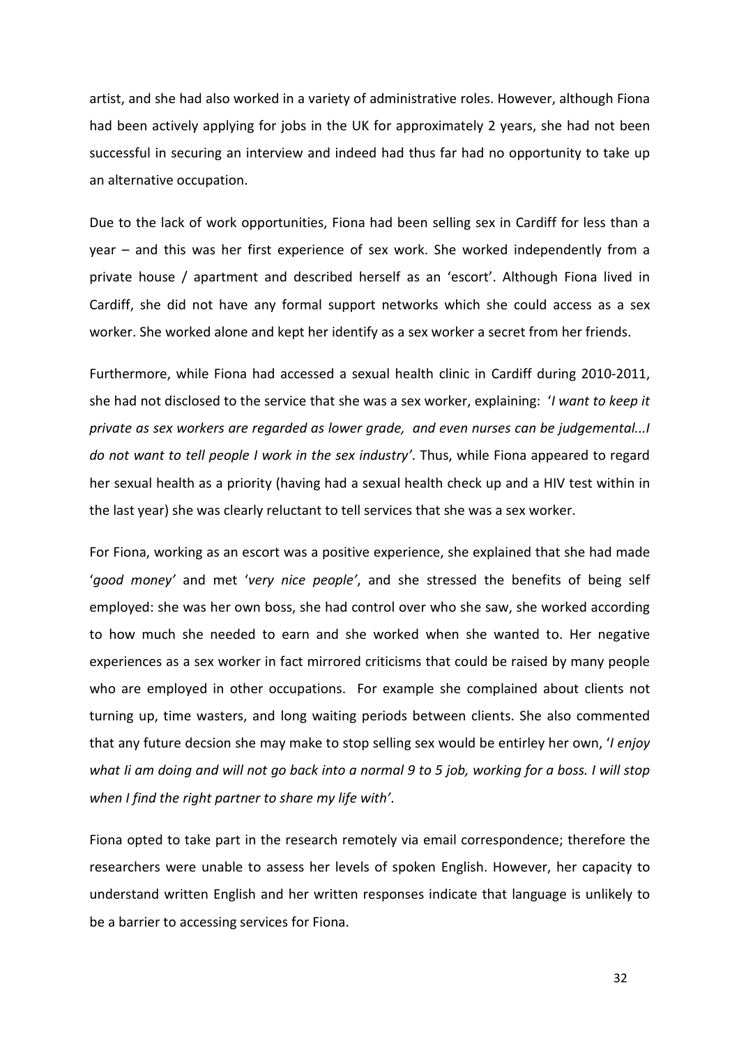artist, and she had also worked in a variety of administrative roles. However, although Fiona had been actively applying for jobs in the UK for approximately 2 years, she had not been successful in securing an interview and indeed had thus far had no opportunity to take up an alternative occupation.

Due to the lack of work opportunities, Fiona had been selling sex in Cardiff for less than a year – and this was her first experience of sex work. She worked independently from a private house / apartment and described herself as an 'escort'. Although Fiona lived in Cardiff, she did not have any formal support networks which she could access as a sex worker. She worked alone and kept her identify as a sex worker a secret from her friends.

Furthermore, while Fiona had accessed a sexual health clinic in Cardiff during 2010-2011, she had not disclosed to the service that she was a sex worker, explaining: '*I want to keep it private as sex workers are regarded as lower grade, and even nurses can be judgemental...I do not want to tell people I work in the sex industry'*. Thus, while Fiona appeared to regard her sexual health as a priority (having had a sexual health check up and a HIV test within in the last year) she was clearly reluctant to tell services that she was a sex worker.

For Fiona, working as an escort was a positive experience, she explained that she had made '*good money'* and met '*very nice people'*, and she stressed the benefits of being self employed: she was her own boss, she had control over who she saw, she worked according to how much she needed to earn and she worked when she wanted to. Her negative experiences as a sex worker in fact mirrored criticisms that could be raised by many people who are employed in other occupations. For example she complained about clients not turning up, time wasters, and long waiting periods between clients. She also commented that any future decsion she may make to stop selling sex would be entirley her own, '*I enjoy what Ii am doing and will not go back into a normal 9 to 5 job, working for a boss. I will stop when I find the right partner to share my life with'*.

Fiona opted to take part in the research remotely via email correspondence; therefore the researchers were unable to assess her levels of spoken English. However, her capacity to understand written English and her written responses indicate that language is unlikely to be a barrier to accessing services for Fiona.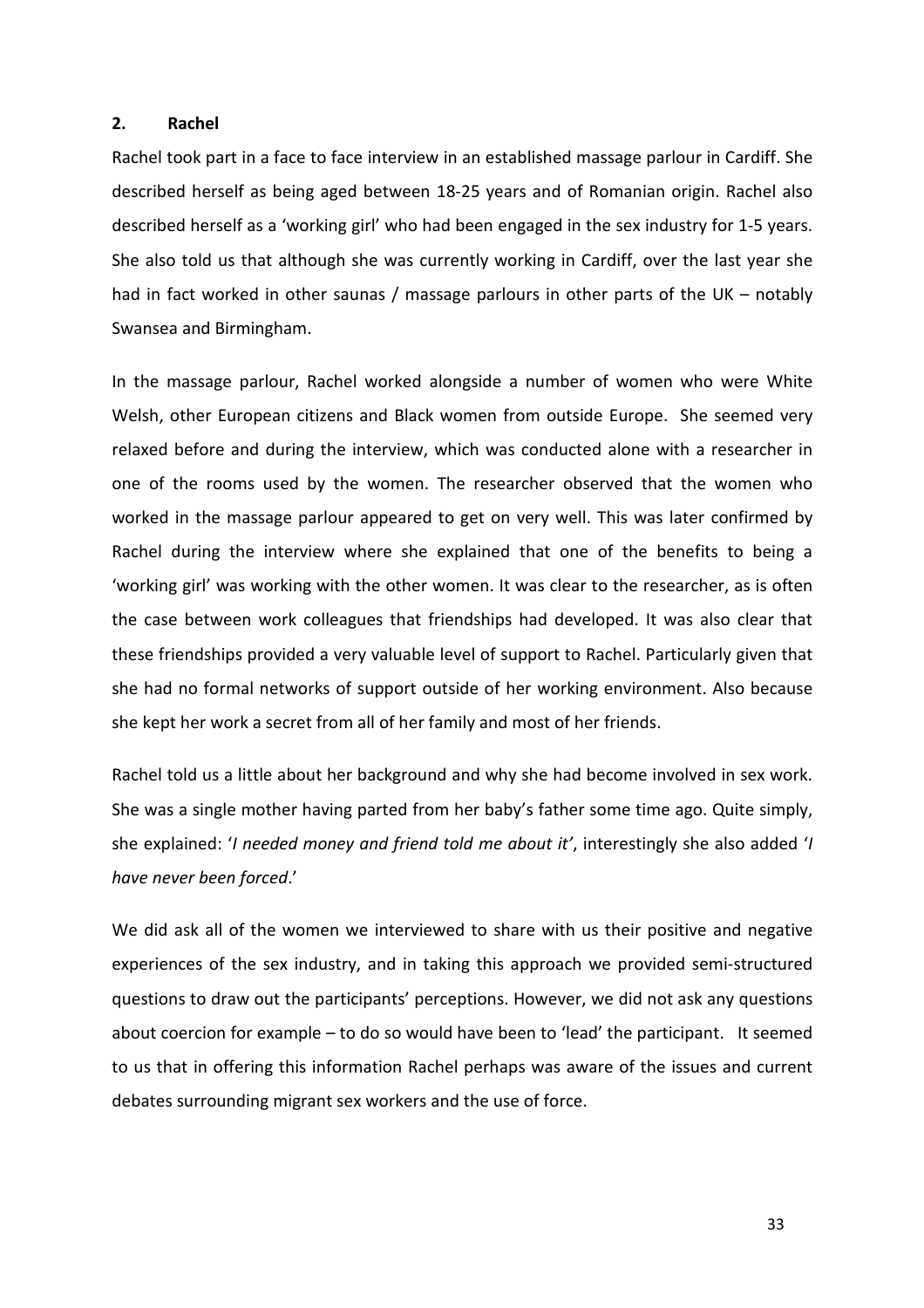## 2. Rachel

Rachel took part in a face to face interview in an established massage parlour in Cardiff. She described herself as being aged between 18-25 years and of Romanian origin. Rachel also described herself as a 'working girl' who had been engaged in the sex industry for 1-5 years. She also told us that although she was currently working in Cardiff, over the last year she had in fact worked in other saunas / massage parlours in other parts of the UK – notably Swansea and Birmingham.

In the massage parlour, Rachel worked alongside a number of women who were White Welsh, other European citizens and Black women from outside Europe. She seemed very relaxed before and during the interview, which was conducted alone with a researcher in one of the rooms used by the women. The researcher observed that the women who worked in the massage parlour appeared to get on very well. This was later confirmed by Rachel during the interview where she explained that one of the benefits to being a 'working girl' was working with the other women. It was clear to the researcher, as is often the case between work colleagues that friendships had developed. It was also clear that these friendships provided a very valuable level of support to Rachel. Particularly given that she had no formal networks of support outside of her working environment. Also because she kept her work a secret from all of her family and most of her friends.

Rachel told us a little about her background and why she had become involved in sex work. She was a single mother having parted from her baby's father some time ago. Quite simply, she explained: '*I needed money and friend told me about it'*, interestingly she also added '*I have never been forced*.'

We did ask all of the women we interviewed to share with us their positive and negative experiences of the sex industry, and in taking this approach we provided semi-structured questions to draw out the participants' perceptions. However, we did not ask any questions about coercion for example – to do so would have been to 'lead' the participant. It seemed to us that in offering this information Rachel perhaps was aware of the issues and current debates surrounding migrant sex workers and the use of force.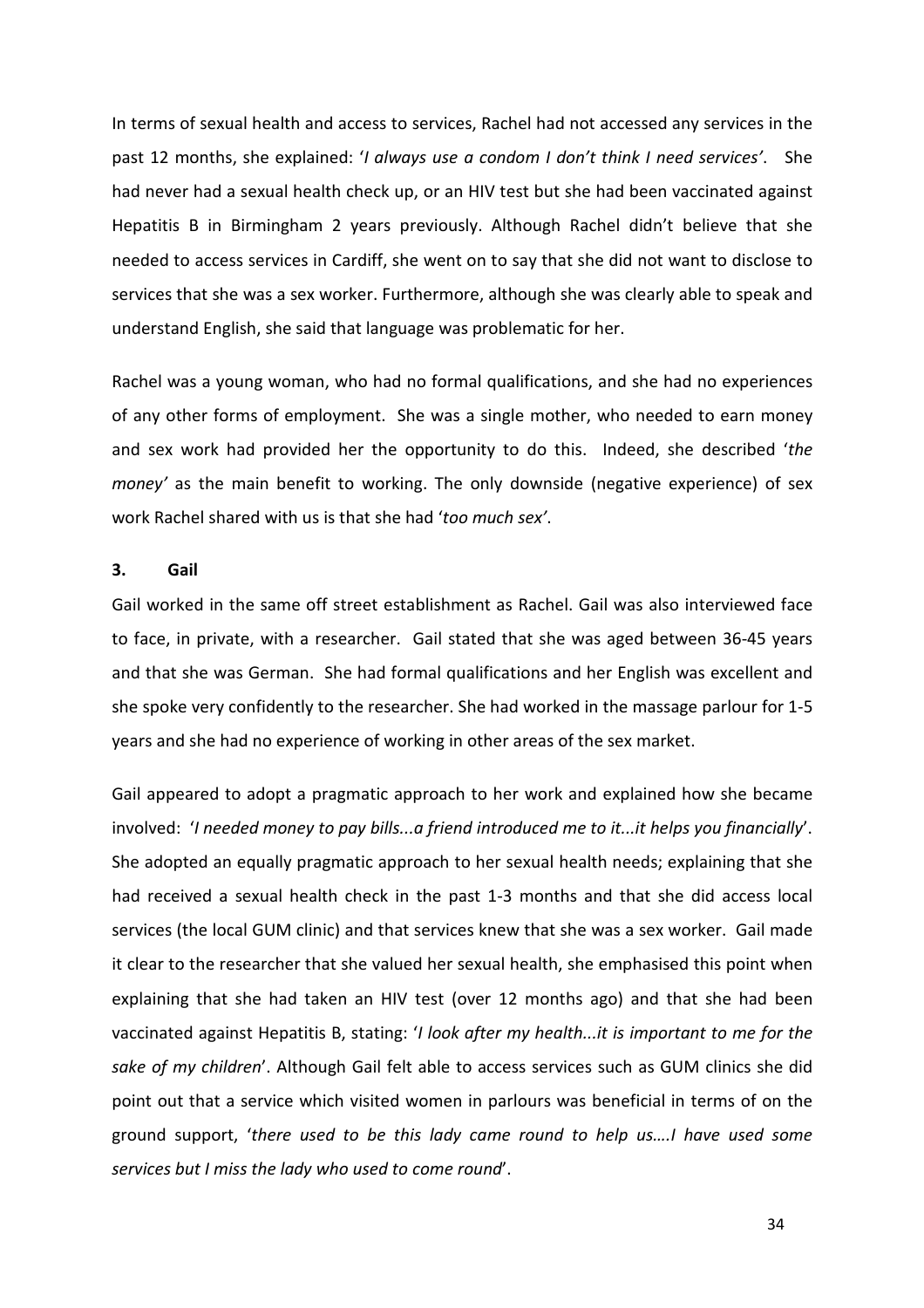In terms of sexual health and access to services, Rachel had not accessed any services in the past 12 months, she explained: '*I always use a condom I don't think I need services'*. She had never had a sexual health check up, or an HIV test but she had been vaccinated against Hepatitis B in Birmingham 2 years previously. Although Rachel didn't believe that she needed to access services in Cardiff, she went on to say that she did not want to disclose to services that she was a sex worker. Furthermore, although she was clearly able to speak and understand English, she said that language was problematic for her.

Rachel was a young woman, who had no formal qualifications, and she had no experiences of any other forms of employment. She was a single mother, who needed to earn money and sex work had provided her the opportunity to do this. Indeed, she described '*the money'* as the main benefit to working. The only downside (negative experience) of sex work Rachel shared with us is that she had '*too much sex'*.

### 3. Gail

Gail worked in the same off street establishment as Rachel. Gail was also interviewed face to face, in private, with a researcher. Gail stated that she was aged between 36-45 years and that she was German. She had formal qualifications and her English was excellent and she spoke very confidently to the researcher. She had worked in the massage parlour for 1-5 years and she had no experience of working in other areas of the sex market.

Gail appeared to adopt a pragmatic approach to her work and explained how she became involved: '*I needed money to pay bills...a friend introduced me to it...it helps you financially*'. She adopted an equally pragmatic approach to her sexual health needs; explaining that she had received a sexual health check in the past 1-3 months and that she did access local services (the local GUM clinic) and that services knew that she was a sex worker. Gail made it clear to the researcher that she valued her sexual health, she emphasised this point when explaining that she had taken an HIV test (over 12 months ago) and that she had been vaccinated against Hepatitis B, stating: '*I look after my health...it is important to me for the sake of my children*'. Although Gail felt able to access services such as GUM clinics she did point out that a service which visited women in parlours was beneficial in terms of on the ground support, '*there used to be this lady came round to help us….I have used some services but I miss the lady who used to come round*'.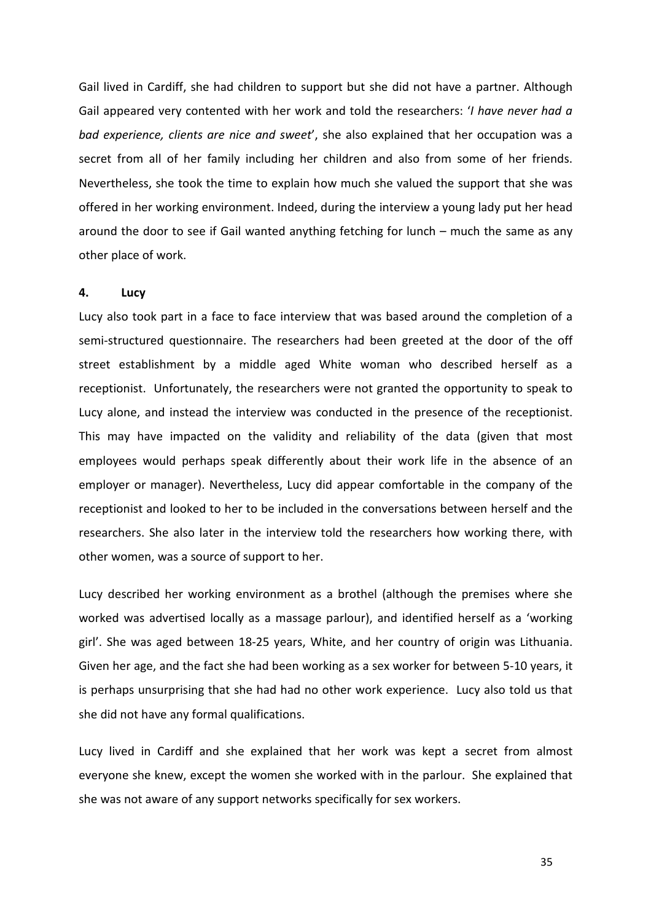Gail lived in Cardiff, she had children to support but she did not have a partner. Although Gail appeared very contented with her work and told the researchers: '*I have never had a bad experience, clients are nice and sweet*', she also explained that her occupation was a secret from all of her family including her children and also from some of her friends. Nevertheless, she took the time to explain how much she valued the support that she was offered in her working environment. Indeed, during the interview a young lady put her head around the door to see if Gail wanted anything fetching for lunch – much the same as any other place of work.

#### 4. Lucy

Lucy also took part in a face to face interview that was based around the completion of a semi-structured questionnaire. The researchers had been greeted at the door of the off street establishment by a middle aged White woman who described herself as a receptionist. Unfortunately, the researchers were not granted the opportunity to speak to Lucy alone, and instead the interview was conducted in the presence of the receptionist. This may have impacted on the validity and reliability of the data (given that most employees would perhaps speak differently about their work life in the absence of an employer or manager). Nevertheless, Lucy did appear comfortable in the company of the receptionist and looked to her to be included in the conversations between herself and the researchers. She also later in the interview told the researchers how working there, with other women, was a source of support to her.

Lucy described her working environment as a brothel (although the premises where she worked was advertised locally as a massage parlour), and identified herself as a 'working girl'. She was aged between 18-25 years, White, and her country of origin was Lithuania. Given her age, and the fact she had been working as a sex worker for between 5-10 years, it is perhaps unsurprising that she had had no other work experience. Lucy also told us that she did not have any formal qualifications.

Lucy lived in Cardiff and she explained that her work was kept a secret from almost everyone she knew, except the women she worked with in the parlour. She explained that she was not aware of any support networks specifically for sex workers.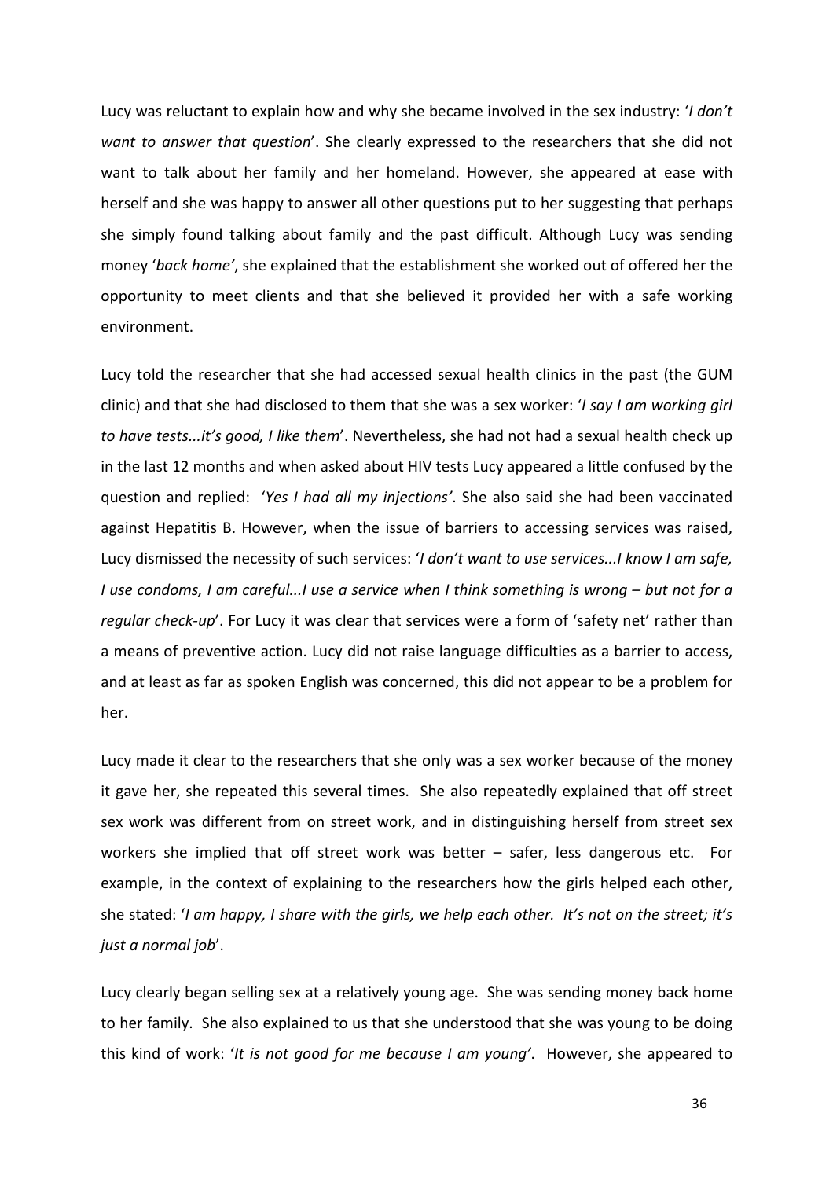Lucy was reluctant to explain how and why she became involved in the sex industry: '*I don't want to answer that question*'. She clearly expressed to the researchers that she did not want to talk about her family and her homeland. However, she appeared at ease with herself and she was happy to answer all other questions put to her suggesting that perhaps she simply found talking about family and the past difficult. Although Lucy was sending money '*back home'*, she explained that the establishment she worked out of offered her the opportunity to meet clients and that she believed it provided her with a safe working environment.

Lucy told the researcher that she had accessed sexual health clinics in the past (the GUM clinic) and that she had disclosed to them that she was a sex worker: '*I say I am working girl to have tests...it's good, I like them*'. Nevertheless, she had not had a sexual health check up in the last 12 months and when asked about HIV tests Lucy appeared a little confused by the question and replied: '*Yes I had all my injections'*. She also said she had been vaccinated against Hepatitis B. However, when the issue of barriers to accessing services was raised, Lucy dismissed the necessity of such services: '*I don't want to use services...I know I am safe, I use condoms, I am careful...I use a service when I think something is wrong – but not for a regular check-up*'. For Lucy it was clear that services were a form of 'safety net' rather than a means of preventive action. Lucy did not raise language difficulties as a barrier to access, and at least as far as spoken English was concerned, this did not appear to be a problem for her.

Lucy made it clear to the researchers that she only was a sex worker because of the money it gave her, she repeated this several times. She also repeatedly explained that off street sex work was different from on street work, and in distinguishing herself from street sex workers she implied that off street work was better – safer, less dangerous etc. For example, in the context of explaining to the researchers how the girls helped each other, she stated: '*I am happy, I share with the girls, we help each other. It's not on the street; it's just a normal job*'.

Lucy clearly began selling sex at a relatively young age. She was sending money back home to her family. She also explained to us that she understood that she was young to be doing this kind of work: '*It is not good for me because I am young'*. However, she appeared to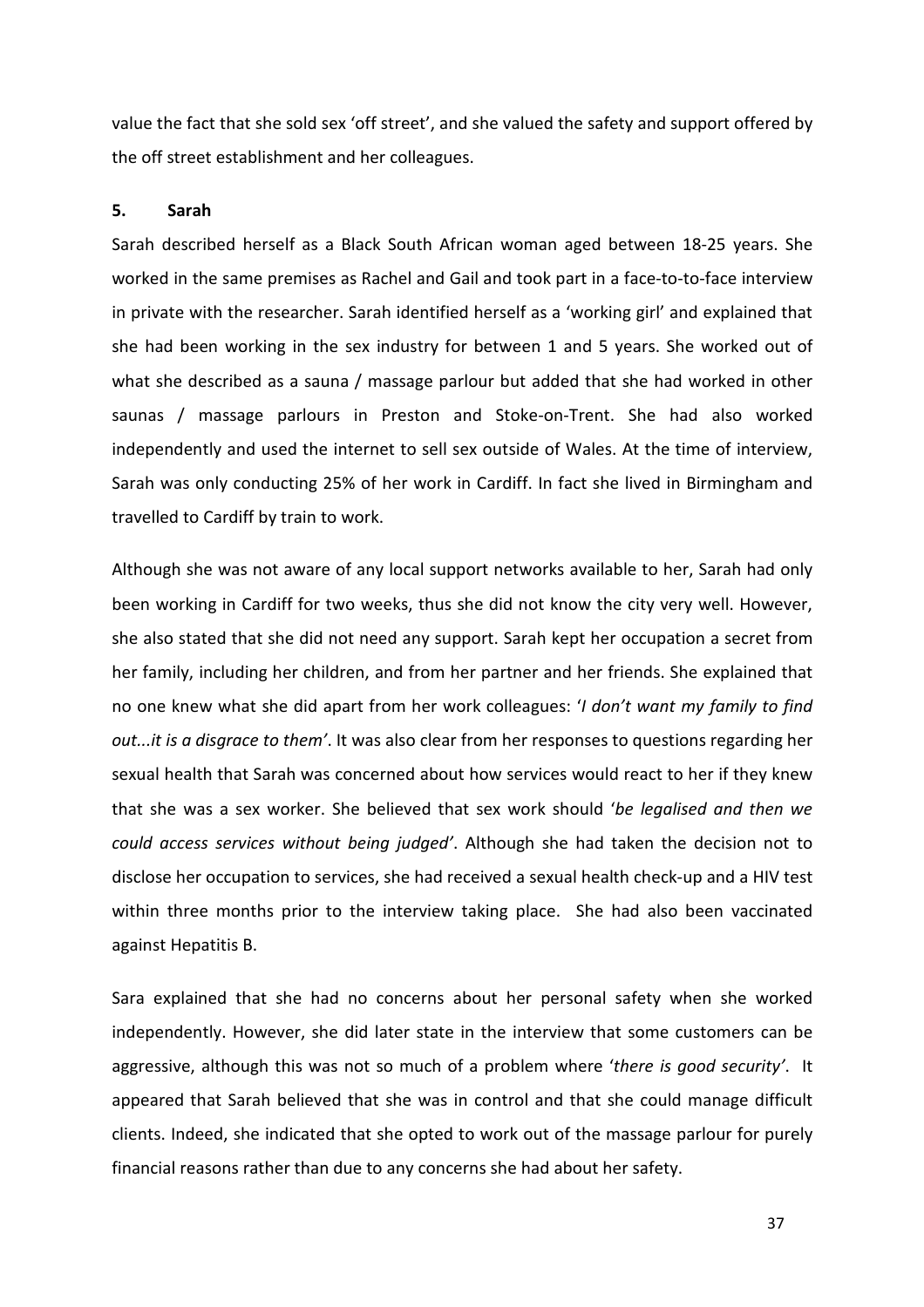value the fact that she sold sex 'off street', and she valued the safety and support offered by the off street establishment and her colleagues.

### 5. Sarah

Sarah described herself as a Black South African woman aged between 18-25 years. She worked in the same premises as Rachel and Gail and took part in a face-to-to-face interview in private with the researcher. Sarah identified herself as a 'working girl' and explained that she had been working in the sex industry for between 1 and 5 years. She worked out of what she described as a sauna / massage parlour but added that she had worked in other saunas / massage parlours in Preston and Stoke-on-Trent. She had also worked independently and used the internet to sell sex outside of Wales. At the time of interview, Sarah was only conducting 25% of her work in Cardiff. In fact she lived in Birmingham and travelled to Cardiff by train to work.

Although she was not aware of any local support networks available to her, Sarah had only been working in Cardiff for two weeks, thus she did not know the city very well. However, she also stated that she did not need any support. Sarah kept her occupation a secret from her family, including her children, and from her partner and her friends. She explained that no one knew what she did apart from her work colleagues: '*I don't want my family to find out...it is a disgrace to them'*. It was also clear from her responses to questions regarding her sexual health that Sarah was concerned about how services would react to her if they knew that she was a sex worker. She believed that sex work should '*be legalised and then we could access services without being judged'*. Although she had taken the decision not to disclose her occupation to services, she had received a sexual health check-up and a HIV test within three months prior to the interview taking place. She had also been vaccinated against Hepatitis B.

Sara explained that she had no concerns about her personal safety when she worked independently. However, she did later state in the interview that some customers can be aggressive, although this was not so much of a problem where '*there is good security'*. It appeared that Sarah believed that she was in control and that she could manage difficult clients. Indeed, she indicated that she opted to work out of the massage parlour for purely financial reasons rather than due to any concerns she had about her safety.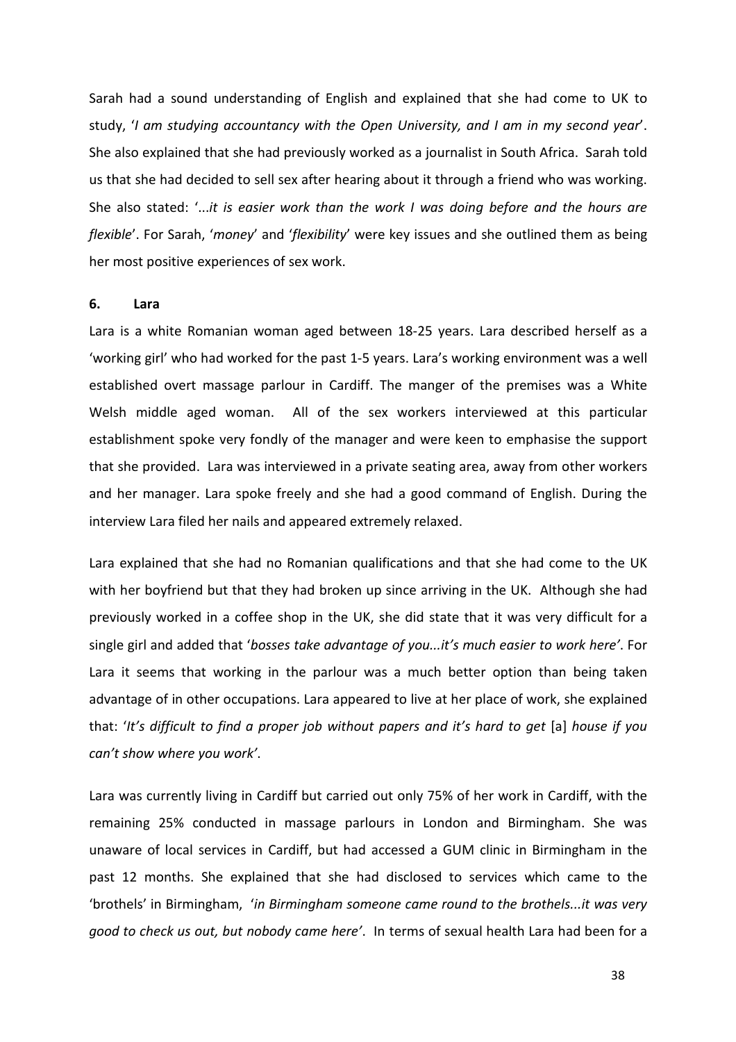Sarah had a sound understanding of English and explained that she had come to UK to study, '*I am studying accountancy with the Open University, and I am in my second year*'. She also explained that she had previously worked as a journalist in South Africa. Sarah told us that she had decided to sell sex after hearing about it through a friend who was working. She also stated: '...*it is easier work than the work I was doing before and the hours are flexible*'. For Sarah, '*money*' and '*flexibility*' were key issues and she outlined them as being her most positive experiences of sex work.

### 6. Lara

Lara is a white Romanian woman aged between 18-25 years. Lara described herself as a 'working girl' who had worked for the past 1-5 years. Lara's working environment was a well established overt massage parlour in Cardiff. The manger of the premises was a White Welsh middle aged woman. All of the sex workers interviewed at this particular establishment spoke very fondly of the manager and were keen to emphasise the support that she provided. Lara was interviewed in a private seating area, away from other workers and her manager. Lara spoke freely and she had a good command of English. During the interview Lara filed her nails and appeared extremely relaxed.

Lara explained that she had no Romanian qualifications and that she had come to the UK with her boyfriend but that they had broken up since arriving in the UK. Although she had previously worked in a coffee shop in the UK, she did state that it was very difficult for a single girl and added that '*bosses take advantage of you...it's much easier to work here'*. For Lara it seems that working in the parlour was a much better option than being taken advantage of in other occupations. Lara appeared to live at her place of work, she explained that: '*It's difficult to find a proper job without papers and it's hard to get* [a] *house if you can't show where you work'*.

Lara was currently living in Cardiff but carried out only 75% of her work in Cardiff, with the remaining 25% conducted in massage parlours in London and Birmingham. She was unaware of local services in Cardiff, but had accessed a GUM clinic in Birmingham in the past 12 months. She explained that she had disclosed to services which came to the 'brothels' in Birmingham, '*in Birmingham someone came round to the brothels...it was very good to check us out, but nobody came here'*. In terms of sexual health Lara had been for a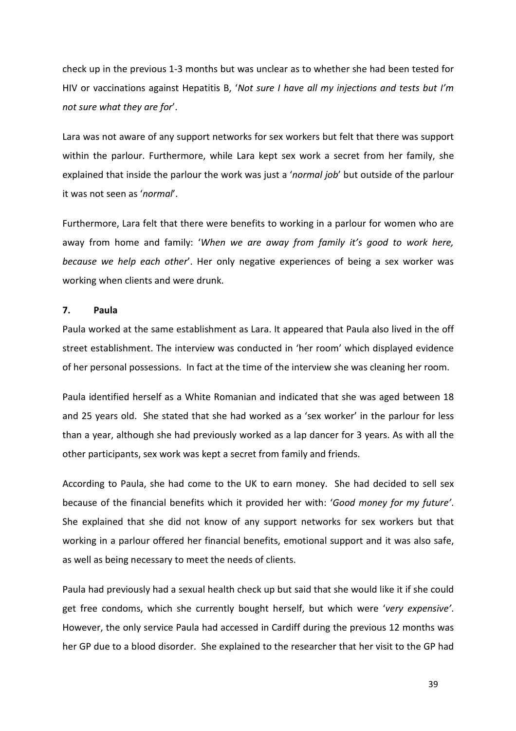check up in the previous 1-3 months but was unclear as to whether she had been tested for HIV or vaccinations against Hepatitis B, '*Not sure I have all my injections and tests but I'm not sure what they are for*'.

Lara was not aware of any support networks for sex workers but felt that there was support within the parlour. Furthermore, while Lara kept sex work a secret from her family, she explained that inside the parlour the work was just a '*normal job*' but outside of the parlour it was not seen as '*normal*'.

Furthermore, Lara felt that there were benefits to working in a parlour for women who are away from home and family: '*When we are away from family it's good to work here, because we help each other*'. Her only negative experiences of being a sex worker was working when clients and were drunk.

### 7. Paula

Paula worked at the same establishment as Lara. It appeared that Paula also lived in the off street establishment. The interview was conducted in 'her room' which displayed evidence of her personal possessions. In fact at the time of the interview she was cleaning her room.

Paula identified herself as a White Romanian and indicated that she was aged between 18 and 25 years old. She stated that she had worked as a 'sex worker' in the parlour for less than a year, although she had previously worked as a lap dancer for 3 years. As with all the other participants, sex work was kept a secret from family and friends.

According to Paula, she had come to the UK to earn money. She had decided to sell sex because of the financial benefits which it provided her with: '*Good money for my future'*. She explained that she did not know of any support networks for sex workers but that working in a parlour offered her financial benefits, emotional support and it was also safe, as well as being necessary to meet the needs of clients.

Paula had previously had a sexual health check up but said that she would like it if she could get free condoms, which she currently bought herself, but which were '*very expensive'*. However, the only service Paula had accessed in Cardiff during the previous 12 months was her GP due to a blood disorder. She explained to the researcher that her visit to the GP had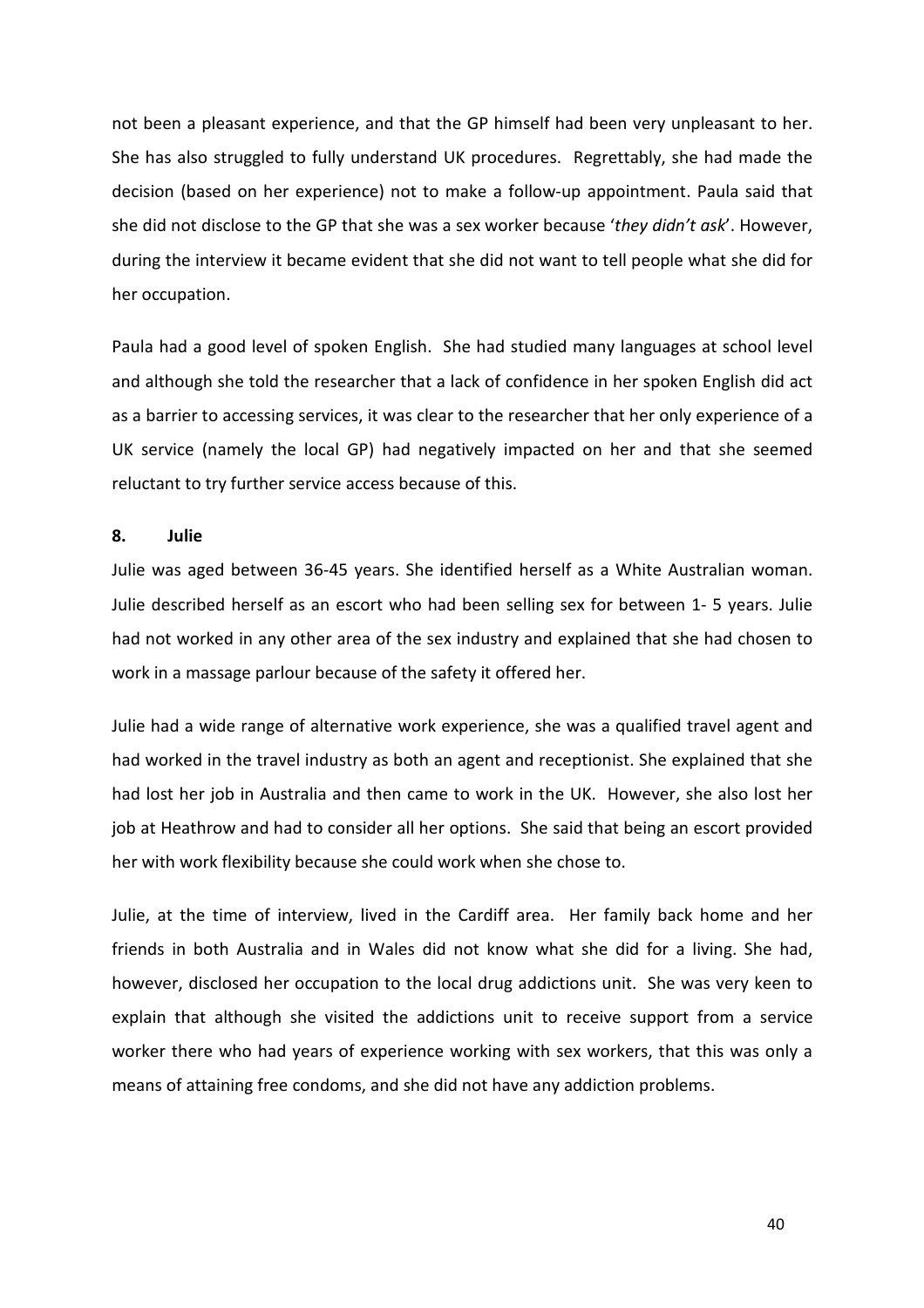not been a pleasant experience, and that the GP himself had been very unpleasant to her. She has also struggled to fully understand UK procedures. Regrettably, she had made the decision (based on her experience) not to make a follow-up appointment. Paula said that she did not disclose to the GP that she was a sex worker because '*they didn't ask*'. However, during the interview it became evident that she did not want to tell people what she did for her occupation.

Paula had a good level of spoken English. She had studied many languages at school level and although she told the researcher that a lack of confidence in her spoken English did act as a barrier to accessing services, it was clear to the researcher that her only experience of a UK service (namely the local GP) had negatively impacted on her and that she seemed reluctant to try further service access because of this.

### 8. Julie

Julie was aged between 36-45 years. She identified herself as a White Australian woman. Julie described herself as an escort who had been selling sex for between 1- 5 years. Julie had not worked in any other area of the sex industry and explained that she had chosen to work in a massage parlour because of the safety it offered her.

Julie had a wide range of alternative work experience, she was a qualified travel agent and had worked in the travel industry as both an agent and receptionist. She explained that she had lost her job in Australia and then came to work in the UK. However, she also lost her job at Heathrow and had to consider all her options. She said that being an escort provided her with work flexibility because she could work when she chose to.

Julie, at the time of interview, lived in the Cardiff area. Her family back home and her friends in both Australia and in Wales did not know what she did for a living. She had, however, disclosed her occupation to the local drug addictions unit. She was very keen to explain that although she visited the addictions unit to receive support from a service worker there who had years of experience working with sex workers, that this was only a means of attaining free condoms, and she did not have any addiction problems.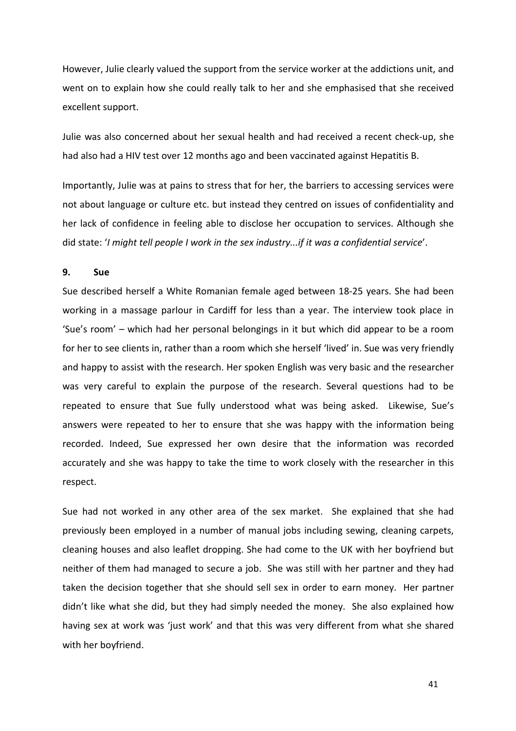However, Julie clearly valued the support from the service worker at the addictions unit, and went on to explain how she could really talk to her and she emphasised that she received excellent support.

Julie was also concerned about her sexual health and had received a recent check-up, she had also had a HIV test over 12 months ago and been vaccinated against Hepatitis B.

Importantly, Julie was at pains to stress that for her, the barriers to accessing services were not about language or culture etc. but instead they centred on issues of confidentiality and her lack of confidence in feeling able to disclose her occupation to services. Although she did state: '*I might tell people I work in the sex industry...if it was a confidential service*'.

### 9. Sue

Sue described herself a White Romanian female aged between 18-25 years. She had been working in a massage parlour in Cardiff for less than a year. The interview took place in 'Sue's room' – which had her personal belongings in it but which did appear to be a room for her to see clients in, rather than a room which she herself 'lived' in. Sue was very friendly and happy to assist with the research. Her spoken English was very basic and the researcher was very careful to explain the purpose of the research. Several questions had to be repeated to ensure that Sue fully understood what was being asked. Likewise, Sue's answers were repeated to her to ensure that she was happy with the information being recorded. Indeed, Sue expressed her own desire that the information was recorded accurately and she was happy to take the time to work closely with the researcher in this respect.

Sue had not worked in any other area of the sex market. She explained that she had previously been employed in a number of manual jobs including sewing, cleaning carpets, cleaning houses and also leaflet dropping. She had come to the UK with her boyfriend but neither of them had managed to secure a job. She was still with her partner and they had taken the decision together that she should sell sex in order to earn money. Her partner didn't like what she did, but they had simply needed the money. She also explained how having sex at work was 'just work' and that this was very different from what she shared with her boyfriend.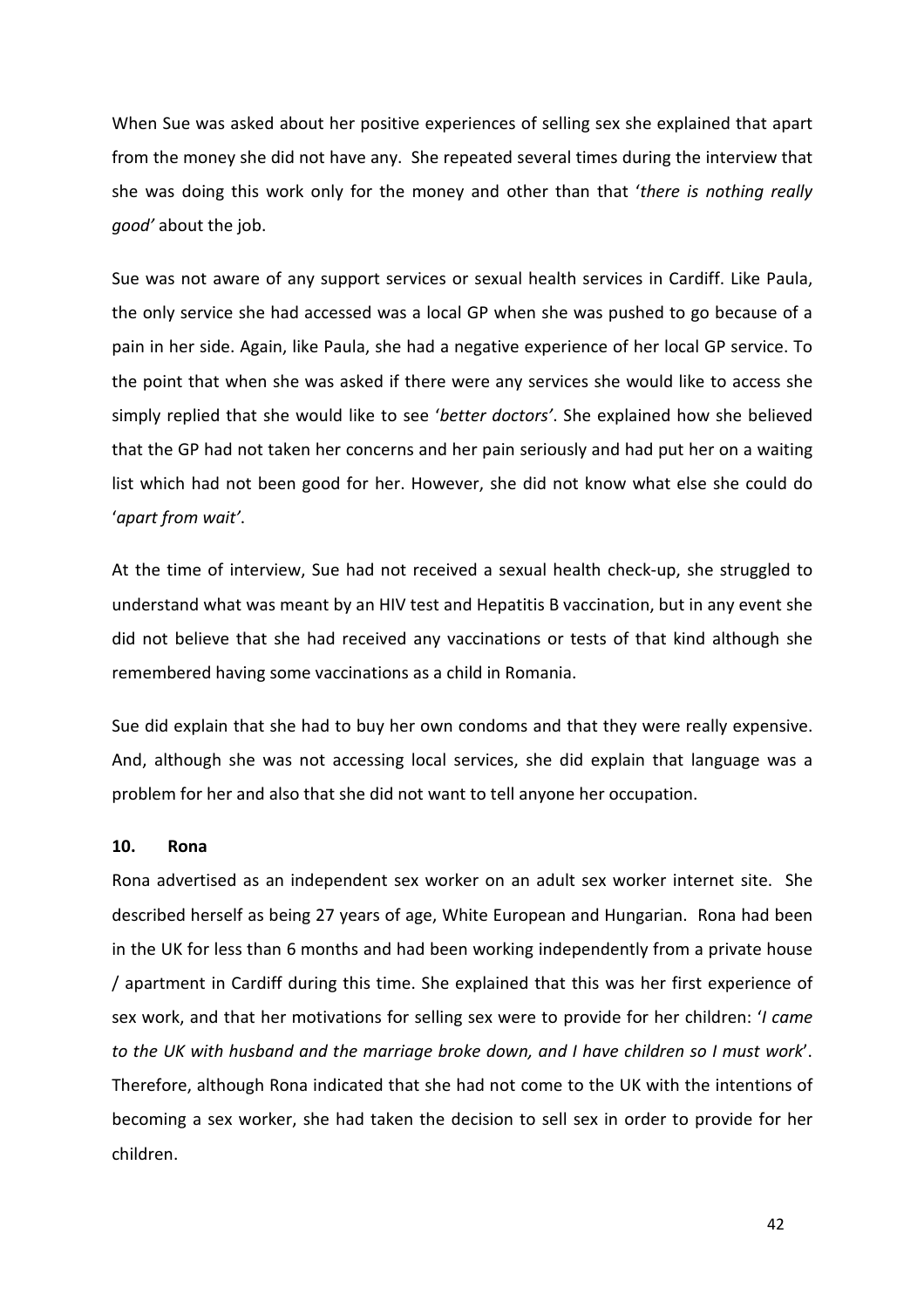When Sue was asked about her positive experiences of selling sex she explained that apart from the money she did not have any. She repeated several times during the interview that she was doing this work only for the money and other than that '*there is nothing really good'* about the job.

Sue was not aware of any support services or sexual health services in Cardiff. Like Paula, the only service she had accessed was a local GP when she was pushed to go because of a pain in her side. Again, like Paula, she had a negative experience of her local GP service. To the point that when she was asked if there were any services she would like to access she simply replied that she would like to see '*better doctors'*. She explained how she believed that the GP had not taken her concerns and her pain seriously and had put her on a waiting list which had not been good for her. However, she did not know what else she could do '*apart from wait'*.

At the time of interview, Sue had not received a sexual health check-up, she struggled to understand what was meant by an HIV test and Hepatitis B vaccination, but in any event she did not believe that she had received any vaccinations or tests of that kind although she remembered having some vaccinations as a child in Romania.

Sue did explain that she had to buy her own condoms and that they were really expensive. And, although she was not accessing local services, she did explain that language was a problem for her and also that she did not want to tell anyone her occupation.

### 10. Rona

Rona advertised as an independent sex worker on an adult sex worker internet site. She described herself as being 27 years of age, White European and Hungarian. Rona had been in the UK for less than 6 months and had been working independently from a private house / apartment in Cardiff during this time. She explained that this was her first experience of sex work, and that her motivations for selling sex were to provide for her children: '*I came to the UK with husband and the marriage broke down, and I have children so I must work*'. Therefore, although Rona indicated that she had not come to the UK with the intentions of becoming a sex worker, she had taken the decision to sell sex in order to provide for her children.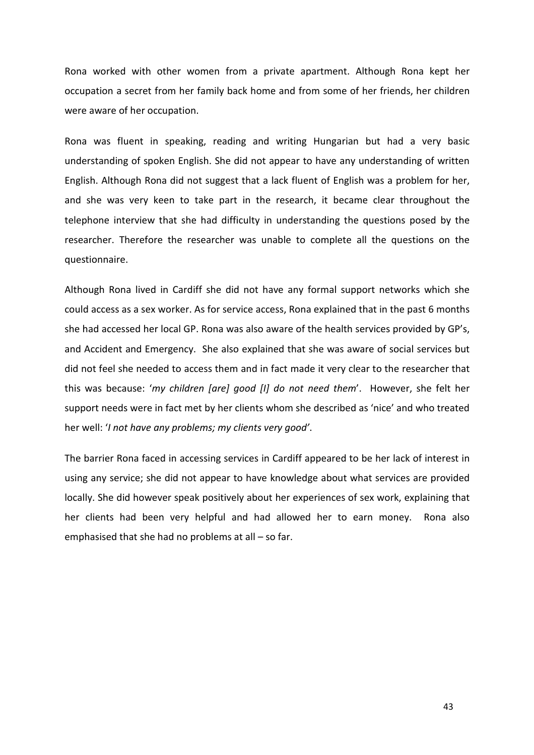Rona worked with other women from a private apartment. Although Rona kept her occupation a secret from her family back home and from some of her friends, her children were aware of her occupation.

Rona was fluent in speaking, reading and writing Hungarian but had a very basic understanding of spoken English. She did not appear to have any understanding of written English. Although Rona did not suggest that a lack fluent of English was a problem for her, and she was very keen to take part in the research, it became clear throughout the telephone interview that she had difficulty in understanding the questions posed by the researcher. Therefore the researcher was unable to complete all the questions on the questionnaire.

Although Rona lived in Cardiff she did not have any formal support networks which she could access as a sex worker. As for service access, Rona explained that in the past 6 months she had accessed her local GP. Rona was also aware of the health services provided by GP's, and Accident and Emergency. She also explained that she was aware of social services but did not feel she needed to access them and in fact made it very clear to the researcher that this was because: '*my children [are] good [I] do not need them*'. However, she felt her support needs were in fact met by her clients whom she described as 'nice' and who treated her well: '*I not have any problems; my clients very good'*.

The barrier Rona faced in accessing services in Cardiff appeared to be her lack of interest in using any service; she did not appear to have knowledge about what services are provided locally. She did however speak positively about her experiences of sex work, explaining that her clients had been very helpful and had allowed her to earn money. Rona also emphasised that she had no problems at all – so far.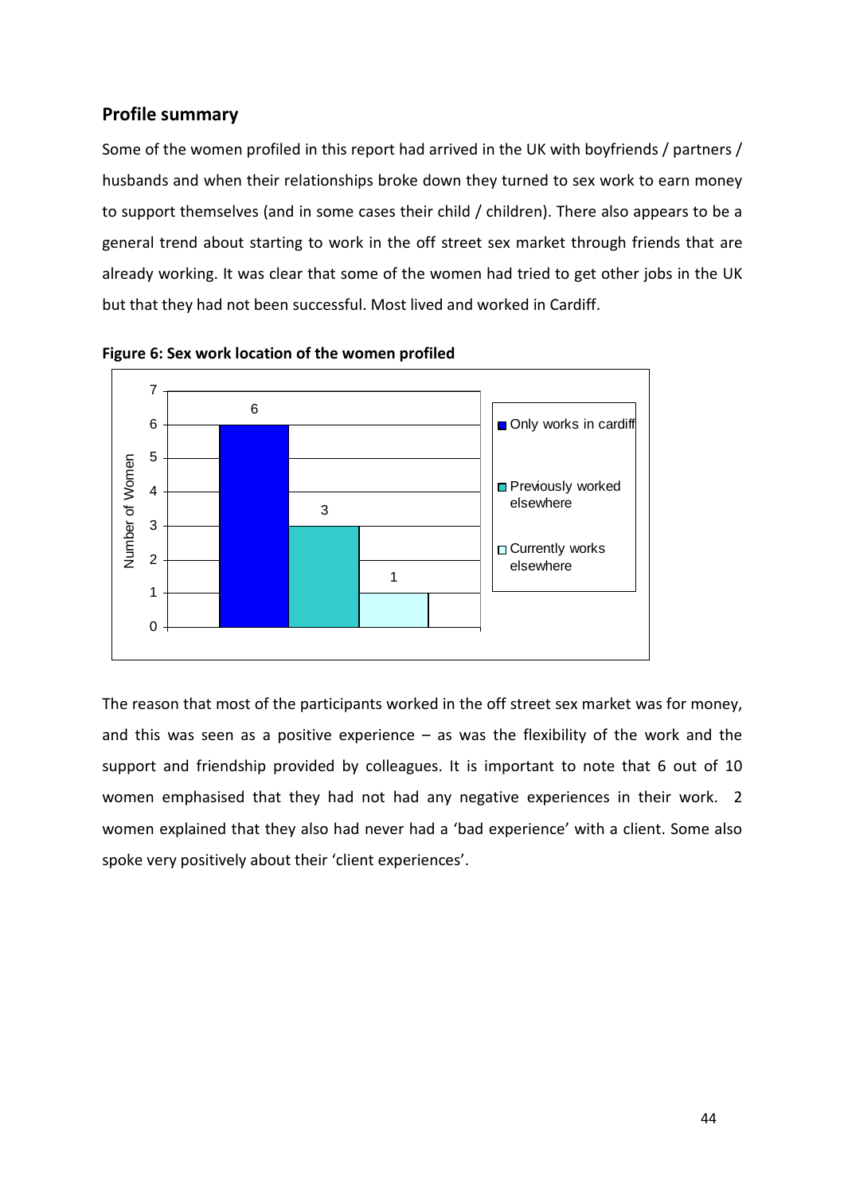## Profile summary

Some of the women profiled in this report had arrived in the UK with boyfriends / partners / husbands and when their relationships broke down they turned to sex work to earn money to support themselves (and in some cases their child / children). There also appears to be a general trend about starting to work in the off street sex market through friends that are already working. It was clear that some of the women had tried to get other jobs in the UK but that they had not been successful. Most lived and worked in Cardiff.

**Figure 6: Sex work location of the women profiled**

| Sex work location | Number of Women |
| --- | --- |
| Only works in cardiff | 6 |
| Previously worked elsewhere | 3 |
| Currently works elsewhere | 1 |

The reason that most of the participants worked in the off street sex market was for money, and this was seen as a positive experience – as was the flexibility of the work and the support and friendship provided by colleagues. It is important to note that 6 out of 10 women emphasised that they had not had any negative experiences in their work. 2 women explained that they also had never had a 'bad experience' with a client. Some also spoke very positively about their 'client experiences'.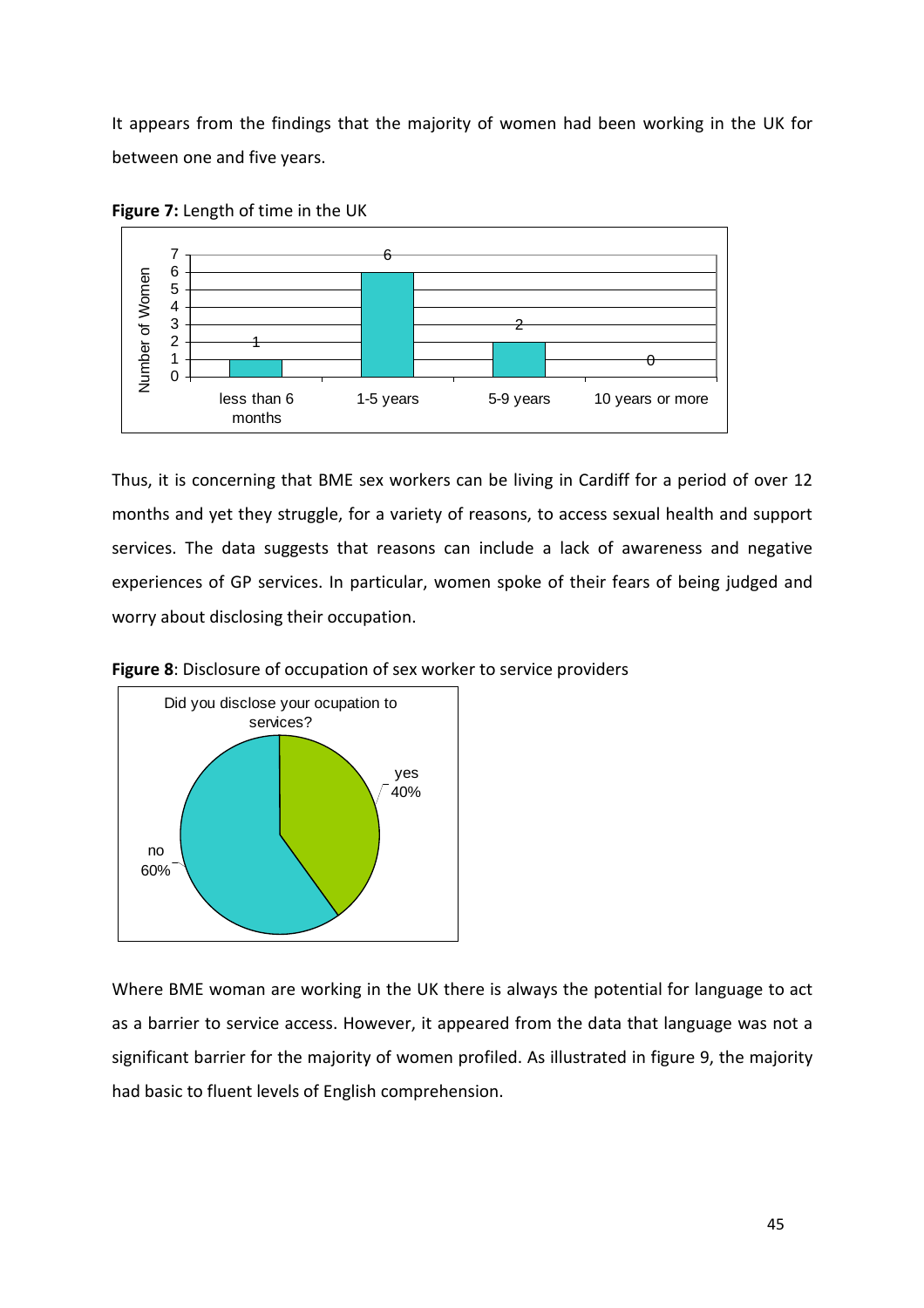It appears from the findings that the majority of women had been working in the UK for between one and five years.

**Figure 7:** Length of time in the UK

| Length of time | Number of Women |
| --- | --- |
| less than 6 months | 1 |
| 1-5 years | 6 |
| 5-9 years | 2 |
| 10 years or more | 0 |

Thus, it is concerning that BME sex workers can be living in Cardiff for a period of over 12 months and yet they struggle, for a variety of reasons, to access sexual health and support services. The data suggests that reasons can include a lack of awareness and negative experiences of GP services. In particular, women spoke of their fears of being judged and worry about disclosing their occupation.

**Figure 8**: Disclosure of occupation of sex worker to service providers

Did you disclose your ocupation to services?

| Response | Percentage |
| --- | --- |
| yes | 40% |
| no | 60% |

Where BME woman are working in the UK there is always the potential for language to act as a barrier to service access. However, it appeared from the data that language was not a significant barrier for the majority of women profiled. As illustrated in figure 9, the majority had basic to fluent levels of English comprehension.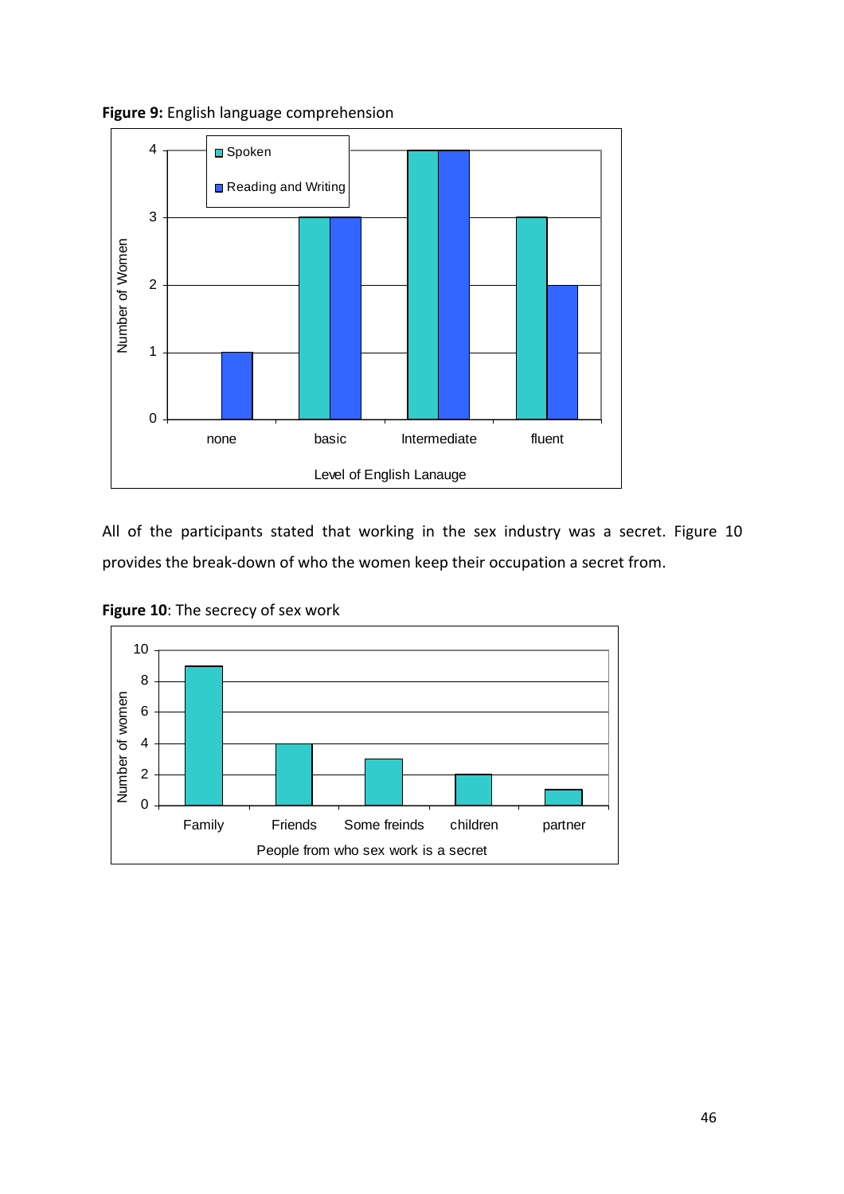**Figure 9:** English language comprehension

| Level of English Lanauge | Spoken | Reading and Writing |
|---|---|---|
| none | 0 | 1 |
| basic | 3 | 3 |
| Intermediate | 4 | 4 |
| fluent | 3 | 2 |

All of the participants stated that working in the sex industry was a secret. Figure 10 provides the break-down of who the women keep their occupation a secret from.

**Figure 10**: The secrecy of sex work

| People from who sex work is a secret | Number of women |
|---|---|
| Family | 9 |
| Friends | 4 |
| Some freinds | 3 |
| children | 2 |
| partner | 1 |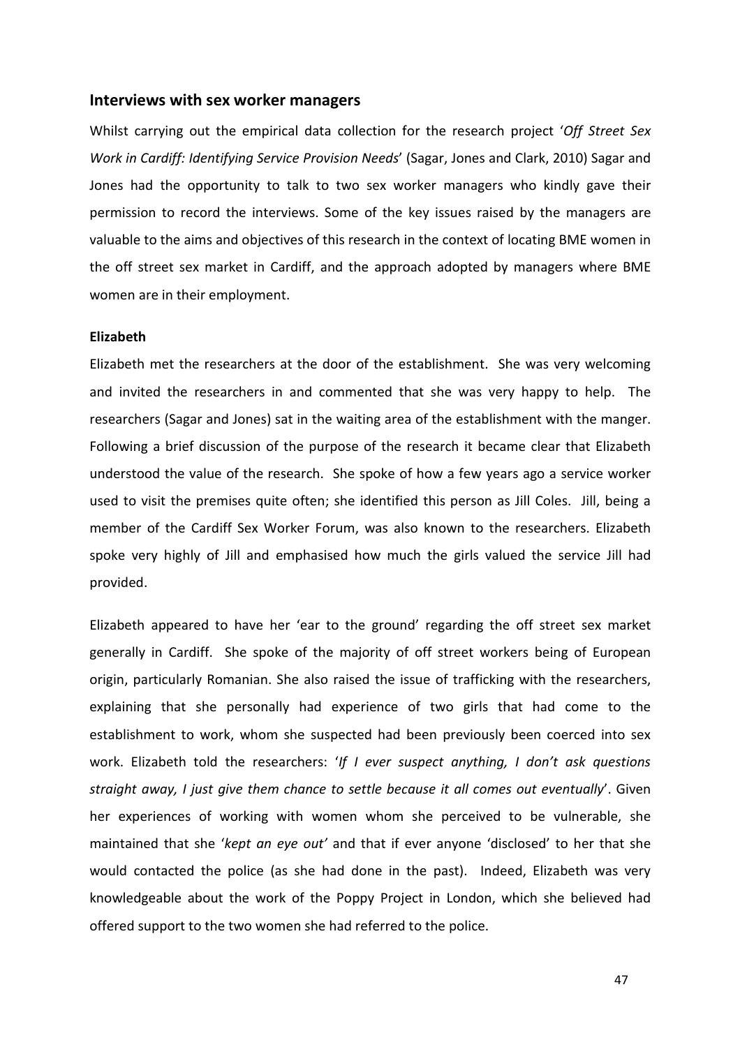## Interviews with sex worker managers

Whilst carrying out the empirical data collection for the research project '*Off Street Sex Work in Cardiff: Identifying Service Provision Needs*' (Sagar, Jones and Clark, 2010) Sagar and Jones had the opportunity to talk to two sex worker managers who kindly gave their permission to record the interviews. Some of the key issues raised by the managers are valuable to the aims and objectives of this research in the context of locating BME women in the off street sex market in Cardiff, and the approach adopted by managers where BME women are in their employment.

**Elizabeth**

Elizabeth met the researchers at the door of the establishment. She was very welcoming and invited the researchers in and commented that she was very happy to help. The researchers (Sagar and Jones) sat in the waiting area of the establishment with the manger. Following a brief discussion of the purpose of the research it became clear that Elizabeth understood the value of the research. She spoke of how a few years ago a service worker used to visit the premises quite often; she identified this person as Jill Coles. Jill, being a member of the Cardiff Sex Worker Forum, was also known to the researchers. Elizabeth spoke very highly of Jill and emphasised how much the girls valued the service Jill had provided.

Elizabeth appeared to have her 'ear to the ground' regarding the off street sex market generally in Cardiff. She spoke of the majority of off street workers being of European origin, particularly Romanian. She also raised the issue of trafficking with the researchers, explaining that she personally had experience of two girls that had come to the establishment to work, whom she suspected had been previously been coerced into sex work. Elizabeth told the researchers: '*If I ever suspect anything, I don't ask questions straight away, I just give them chance to settle because it all comes out eventually*'. Given her experiences of working with women whom she perceived to be vulnerable, she maintained that she '*kept an eye out'* and that if ever anyone 'disclosed' to her that she would contacted the police (as she had done in the past). Indeed, Elizabeth was very knowledgeable about the work of the Poppy Project in London, which she believed had offered support to the two women she had referred to the police.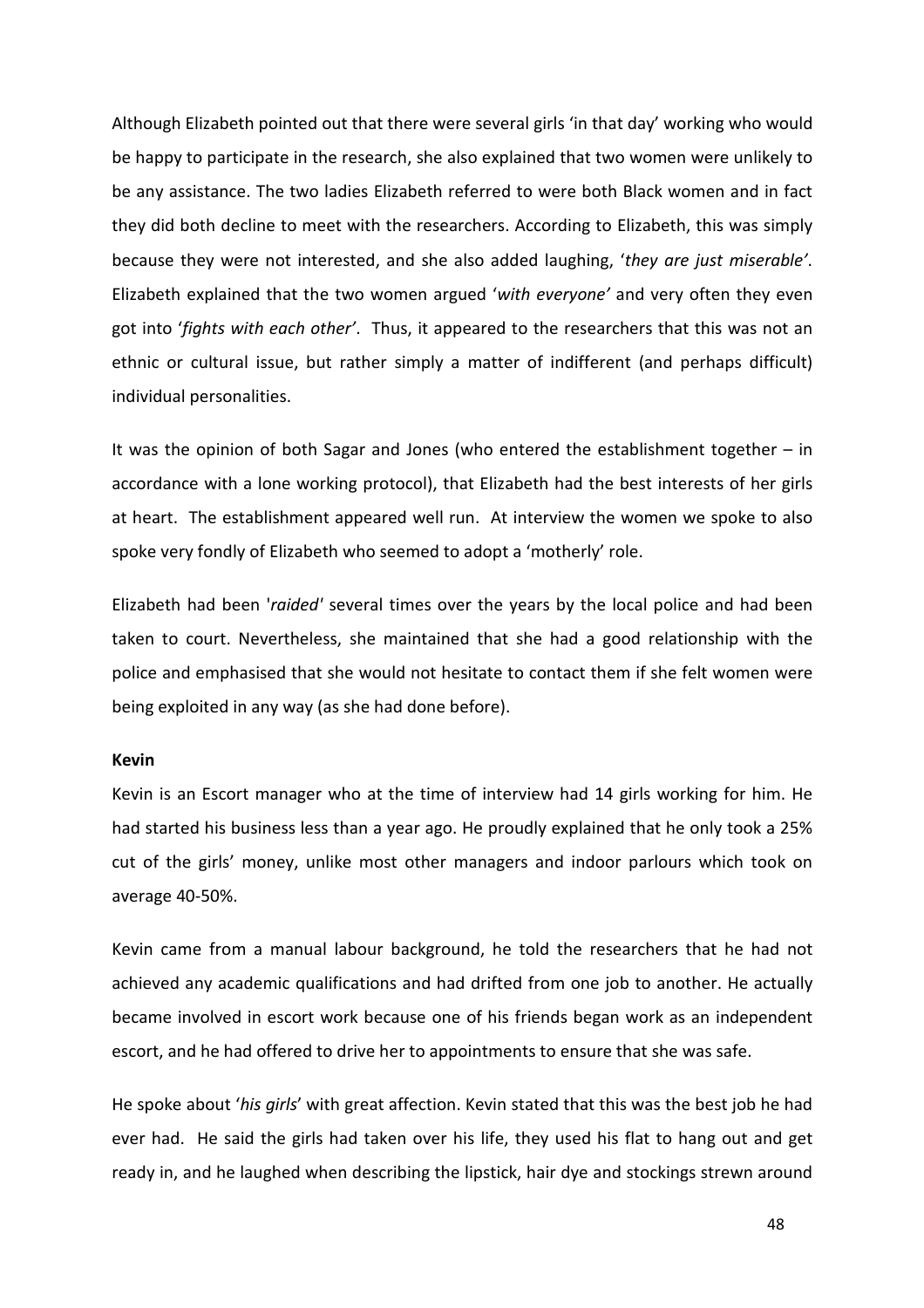Although Elizabeth pointed out that there were several girls 'in that day' working who would be happy to participate in the research, she also explained that two women were unlikely to be any assistance. The two ladies Elizabeth referred to were both Black women and in fact they did both decline to meet with the researchers. According to Elizabeth, this was simply because they were not interested, and she also added laughing, '*they are just miserable'*. Elizabeth explained that the two women argued '*with everyone'* and very often they even got into '*fights with each other'*. Thus, it appeared to the researchers that this was not an ethnic or cultural issue, but rather simply a matter of indifferent (and perhaps difficult) individual personalities.

It was the opinion of both Sagar and Jones (who entered the establishment together – in accordance with a lone working protocol), that Elizabeth had the best interests of her girls at heart. The establishment appeared well run. At interview the women we spoke to also spoke very fondly of Elizabeth who seemed to adopt a 'motherly' role.

Elizabeth had been '*raided'* several times over the years by the local police and had been taken to court. Nevertheless, she maintained that she had a good relationship with the police and emphasised that she would not hesitate to contact them if she felt women were being exploited in any way (as she had done before).

**Kevin**

Kevin is an Escort manager who at the time of interview had 14 girls working for him. He had started his business less than a year ago. He proudly explained that he only took a 25% cut of the girls' money, unlike most other managers and indoor parlours which took on average 40-50%.

Kevin came from a manual labour background, he told the researchers that he had not achieved any academic qualifications and had drifted from one job to another. He actually became involved in escort work because one of his friends began work as an independent escort, and he had offered to drive her to appointments to ensure that she was safe.

He spoke about '*his girls*' with great affection. Kevin stated that this was the best job he had ever had. He said the girls had taken over his life, they used his flat to hang out and get ready in, and he laughed when describing the lipstick, hair dye and stockings strewn around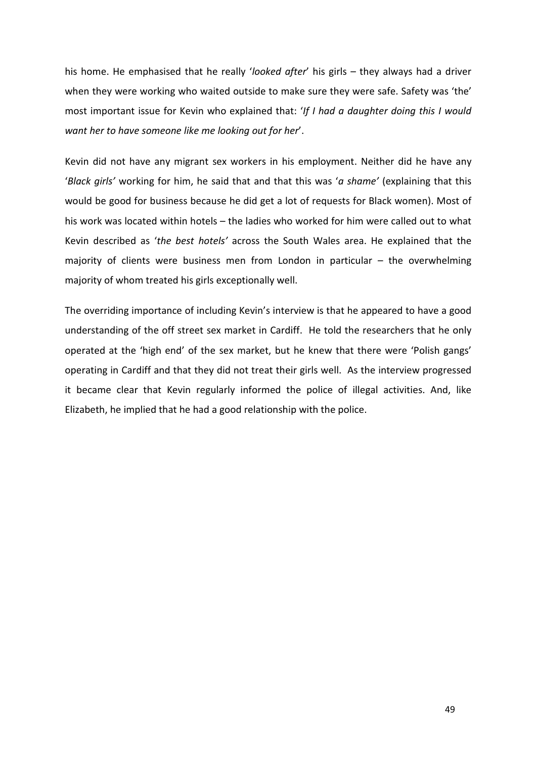his home. He emphasised that he really '*looked after*' his girls – they always had a driver when they were working who waited outside to make sure they were safe. Safety was 'the' most important issue for Kevin who explained that: '*If I had a daughter doing this I would want her to have someone like me looking out for her*'.

Kevin did not have any migrant sex workers in his employment. Neither did he have any '*Black girls'* working for him, he said that and that this was '*a shame'* (explaining that this would be good for business because he did get a lot of requests for Black women). Most of his work was located within hotels – the ladies who worked for him were called out to what Kevin described as '*the best hotels'* across the South Wales area. He explained that the majority of clients were business men from London in particular – the overwhelming majority of whom treated his girls exceptionally well.

The overriding importance of including Kevin's interview is that he appeared to have a good understanding of the off street sex market in Cardiff. He told the researchers that he only operated at the 'high end' of the sex market, but he knew that there were 'Polish gangs' operating in Cardiff and that they did not treat their girls well. As the interview progressed it became clear that Kevin regularly informed the police of illegal activities. And, like Elizabeth, he implied that he had a good relationship with the police.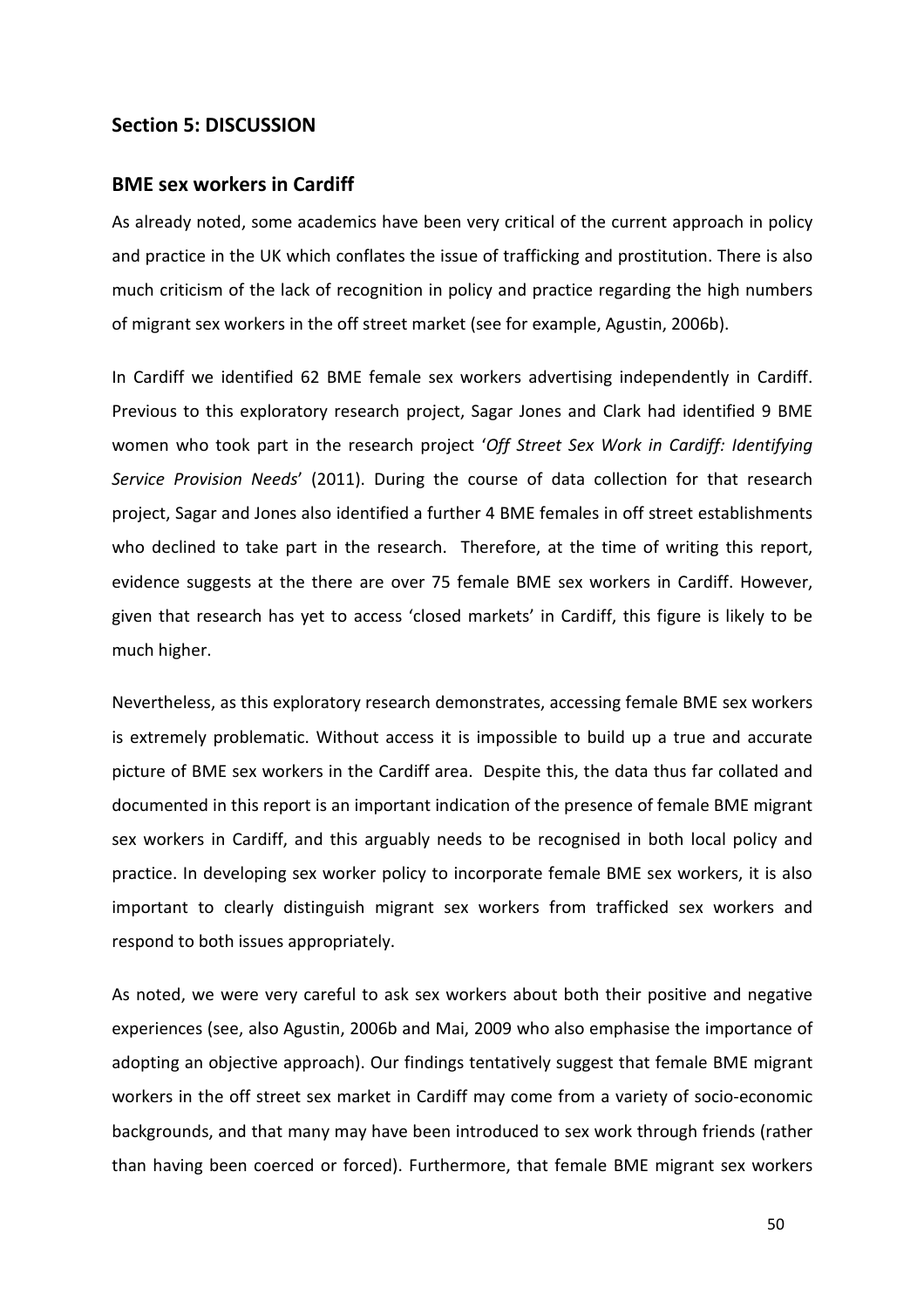## Section 5: DISCUSSION

### BME sex workers in Cardiff

As already noted, some academics have been very critical of the current approach in policy and practice in the UK which conflates the issue of trafficking and prostitution. There is also much criticism of the lack of recognition in policy and practice regarding the high numbers of migrant sex workers in the off street market (see for example, Agustin, 2006b).

In Cardiff we identified 62 BME female sex workers advertising independently in Cardiff. Previous to this exploratory research project, Sagar Jones and Clark had identified 9 BME women who took part in the research project '*Off Street Sex Work in Cardiff: Identifying Service Provision Needs*' (2011). During the course of data collection for that research project, Sagar and Jones also identified a further 4 BME females in off street establishments who declined to take part in the research. Therefore, at the time of writing this report, evidence suggests at the there are over 75 female BME sex workers in Cardiff. However, given that research has yet to access 'closed markets' in Cardiff, this figure is likely to be much higher.

Nevertheless, as this exploratory research demonstrates, accessing female BME sex workers is extremely problematic. Without access it is impossible to build up a true and accurate picture of BME sex workers in the Cardiff area. Despite this, the data thus far collated and documented in this report is an important indication of the presence of female BME migrant sex workers in Cardiff, and this arguably needs to be recognised in both local policy and practice. In developing sex worker policy to incorporate female BME sex workers, it is also important to clearly distinguish migrant sex workers from trafficked sex workers and respond to both issues appropriately.

As noted, we were very careful to ask sex workers about both their positive and negative experiences (see, also Agustin, 2006b and Mai, 2009 who also emphasise the importance of adopting an objective approach). Our findings tentatively suggest that female BME migrant workers in the off street sex market in Cardiff may come from a variety of socio-economic backgrounds, and that many may have been introduced to sex work through friends (rather than having been coerced or forced). Furthermore, that female BME migrant sex workers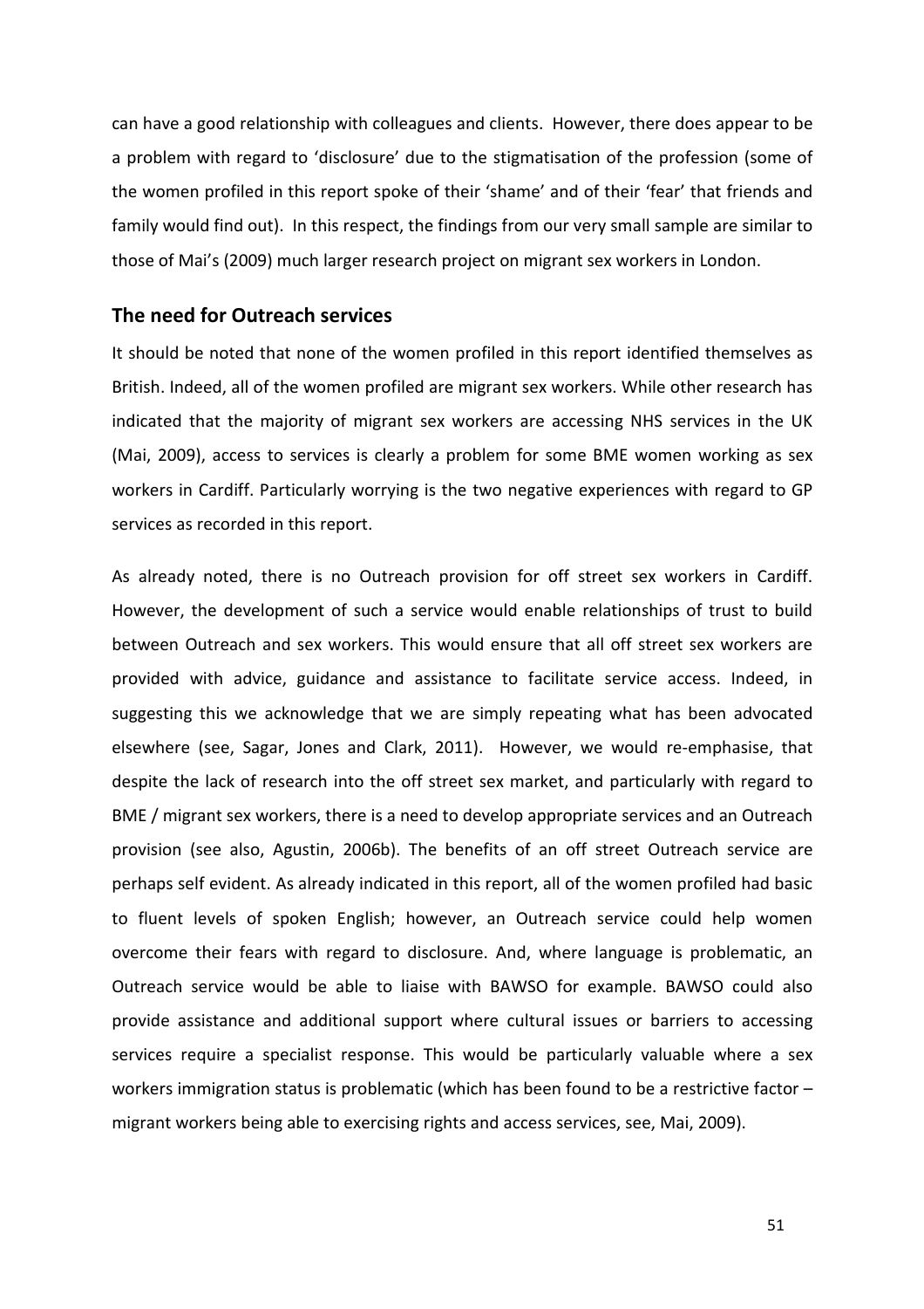can have a good relationship with colleagues and clients. However, there does appear to be a problem with regard to 'disclosure' due to the stigmatisation of the profession (some of the women profiled in this report spoke of their 'shame' and of their 'fear' that friends and family would find out). In this respect, the findings from our very small sample are similar to those of Mai's (2009) much larger research project on migrant sex workers in London.

## The need for Outreach services

It should be noted that none of the women profiled in this report identified themselves as British. Indeed, all of the women profiled are migrant sex workers. While other research has indicated that the majority of migrant sex workers are accessing NHS services in the UK (Mai, 2009), access to services is clearly a problem for some BME women working as sex workers in Cardiff. Particularly worrying is the two negative experiences with regard to GP services as recorded in this report.

As already noted, there is no Outreach provision for off street sex workers in Cardiff. However, the development of such a service would enable relationships of trust to build between Outreach and sex workers. This would ensure that all off street sex workers are provided with advice, guidance and assistance to facilitate service access. Indeed, in suggesting this we acknowledge that we are simply repeating what has been advocated elsewhere (see, Sagar, Jones and Clark, 2011). However, we would re-emphasise, that despite the lack of research into the off street sex market, and particularly with regard to BME / migrant sex workers, there is a need to develop appropriate services and an Outreach provision (see also, Agustin, 2006b). The benefits of an off street Outreach service are perhaps self evident. As already indicated in this report, all of the women profiled had basic to fluent levels of spoken English; however, an Outreach service could help women overcome their fears with regard to disclosure. And, where language is problematic, an Outreach service would be able to liaise with BAWSO for example. BAWSO could also provide assistance and additional support where cultural issues or barriers to accessing services require a specialist response. This would be particularly valuable where a sex workers immigration status is problematic (which has been found to be a restrictive factor – migrant workers being able to exercising rights and access services, see, Mai, 2009).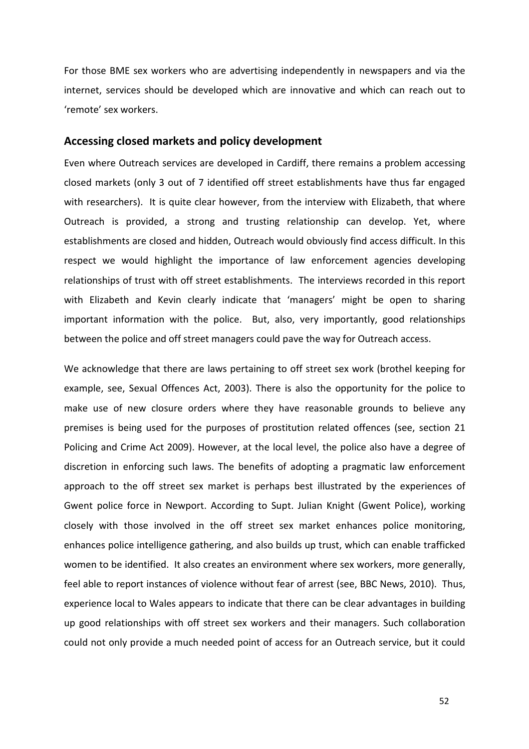For those BME sex workers who are advertising independently in newspapers and via the internet, services should be developed which are innovative and which can reach out to 'remote' sex workers.

## Accessing closed markets and policy development

Even where Outreach services are developed in Cardiff, there remains a problem accessing closed markets (only 3 out of 7 identified off street establishments have thus far engaged with researchers). It is quite clear however, from the interview with Elizabeth, that where Outreach is provided, a strong and trusting relationship can develop. Yet, where establishments are closed and hidden, Outreach would obviously find access difficult. In this respect we would highlight the importance of law enforcement agencies developing relationships of trust with off street establishments. The interviews recorded in this report with Elizabeth and Kevin clearly indicate that 'managers' might be open to sharing important information with the police. But, also, very importantly, good relationships between the police and off street managers could pave the way for Outreach access.

We acknowledge that there are laws pertaining to off street sex work (brothel keeping for example, see, Sexual Offences Act, 2003). There is also the opportunity for the police to make use of new closure orders where they have reasonable grounds to believe any premises is being used for the purposes of prostitution related offences (see, section 21 Policing and Crime Act 2009). However, at the local level, the police also have a degree of discretion in enforcing such laws. The benefits of adopting a pragmatic law enforcement approach to the off street sex market is perhaps best illustrated by the experiences of Gwent police force in Newport. According to Supt. Julian Knight (Gwent Police), working closely with those involved in the off street sex market enhances police monitoring, enhances police intelligence gathering, and also builds up trust, which can enable trafficked women to be identified. It also creates an environment where sex workers, more generally, feel able to report instances of violence without fear of arrest (see, BBC News, 2010). Thus, experience local to Wales appears to indicate that there can be clear advantages in building up good relationships with off street sex workers and their managers. Such collaboration could not only provide a much needed point of access for an Outreach service, but it could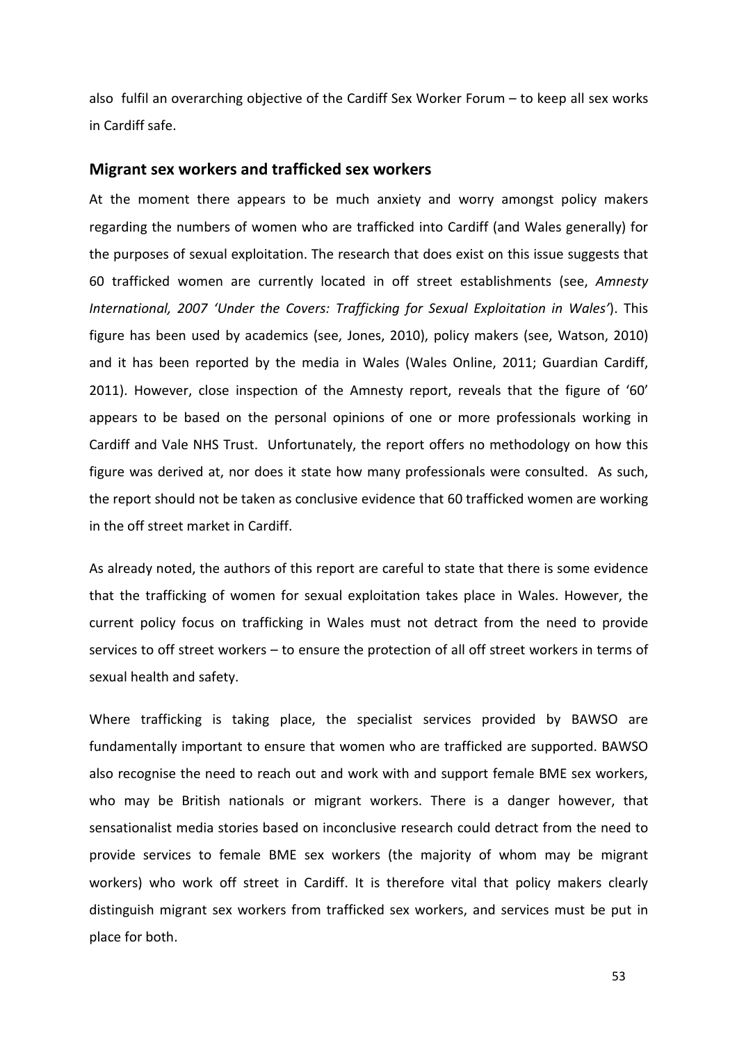also fulfil an overarching objective of the Cardiff Sex Worker Forum – to keep all sex works in Cardiff safe.

## Migrant sex workers and trafficked sex workers

At the moment there appears to be much anxiety and worry amongst policy makers regarding the numbers of women who are trafficked into Cardiff (and Wales generally) for the purposes of sexual exploitation. The research that does exist on this issue suggests that 60 trafficked women are currently located in off street establishments (see, *Amnesty International, 2007 'Under the Covers: Trafficking for Sexual Exploitation in Wales'*). This figure has been used by academics (see, Jones, 2010), policy makers (see, Watson, 2010) and it has been reported by the media in Wales (Wales Online, 2011; Guardian Cardiff, 2011). However, close inspection of the Amnesty report, reveals that the figure of '60' appears to be based on the personal opinions of one or more professionals working in Cardiff and Vale NHS Trust. Unfortunately, the report offers no methodology on how this figure was derived at, nor does it state how many professionals were consulted. As such, the report should not be taken as conclusive evidence that 60 trafficked women are working in the off street market in Cardiff.

As already noted, the authors of this report are careful to state that there is some evidence that the trafficking of women for sexual exploitation takes place in Wales. However, the current policy focus on trafficking in Wales must not detract from the need to provide services to off street workers – to ensure the protection of all off street workers in terms of sexual health and safety.

Where trafficking is taking place, the specialist services provided by BAWSO are fundamentally important to ensure that women who are trafficked are supported. BAWSO also recognise the need to reach out and work with and support female BME sex workers, who may be British nationals or migrant workers. There is a danger however, that sensationalist media stories based on inconclusive research could detract from the need to provide services to female BME sex workers (the majority of whom may be migrant workers) who work off street in Cardiff. It is therefore vital that policy makers clearly distinguish migrant sex workers from trafficked sex workers, and services must be put in place for both.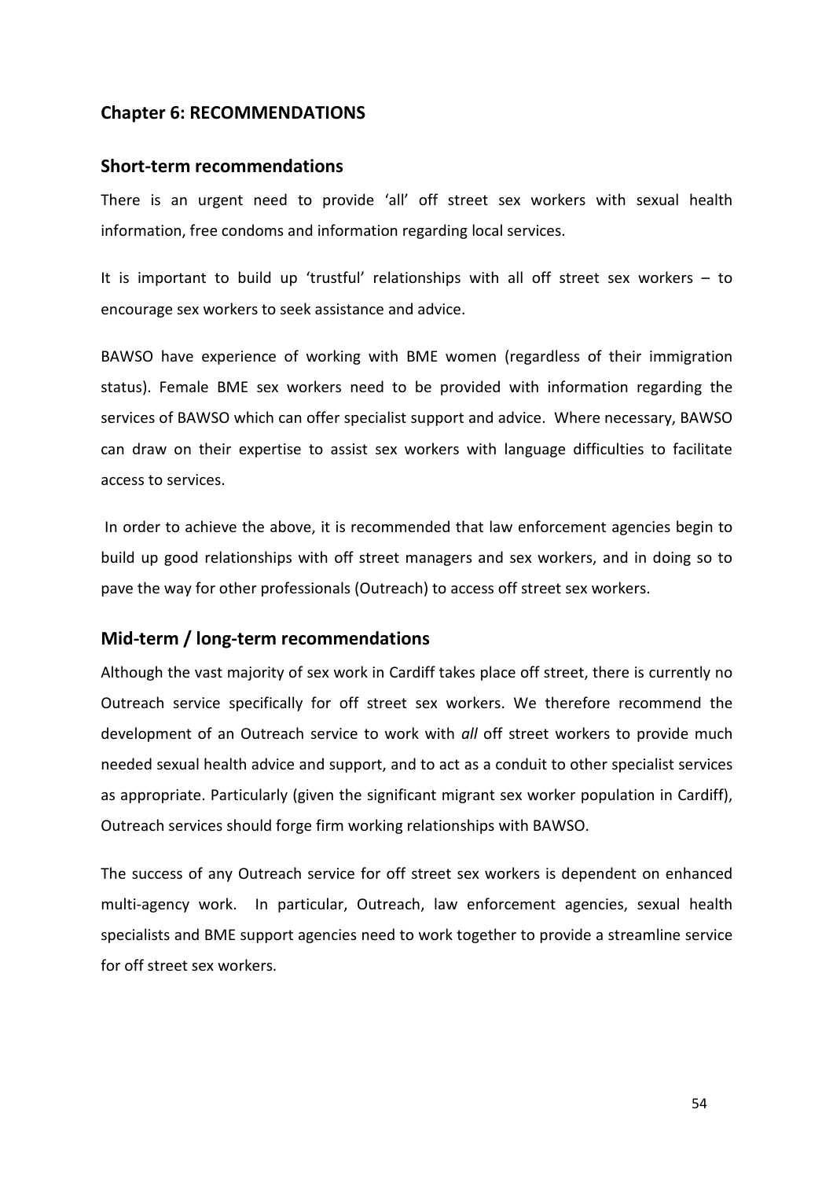## Chapter 6: RECOMMENDATIONS

### Short-term recommendations

There is an urgent need to provide 'all' off street sex workers with sexual health information, free condoms and information regarding local services.

It is important to build up 'trustful' relationships with all off street sex workers – to encourage sex workers to seek assistance and advice.

BAWSO have experience of working with BME women (regardless of their immigration status). Female BME sex workers need to be provided with information regarding the services of BAWSO which can offer specialist support and advice. Where necessary, BAWSO can draw on their expertise to assist sex workers with language difficulties to facilitate access to services.

In order to achieve the above, it is recommended that law enforcement agencies begin to build up good relationships with off street managers and sex workers, and in doing so to pave the way for other professionals (Outreach) to access off street sex workers.

### Mid-term / long-term recommendations

Although the vast majority of sex work in Cardiff takes place off street, there is currently no Outreach service specifically for off street sex workers. We therefore recommend the development of an Outreach service to work with *all* off street workers to provide much needed sexual health advice and support, and to act as a conduit to other specialist services as appropriate. Particularly (given the significant migrant sex worker population in Cardiff), Outreach services should forge firm working relationships with BAWSO.

The success of any Outreach service for off street sex workers is dependent on enhanced multi-agency work. In particular, Outreach, law enforcement agencies, sexual health specialists and BME support agencies need to work together to provide a streamline service for off street sex workers.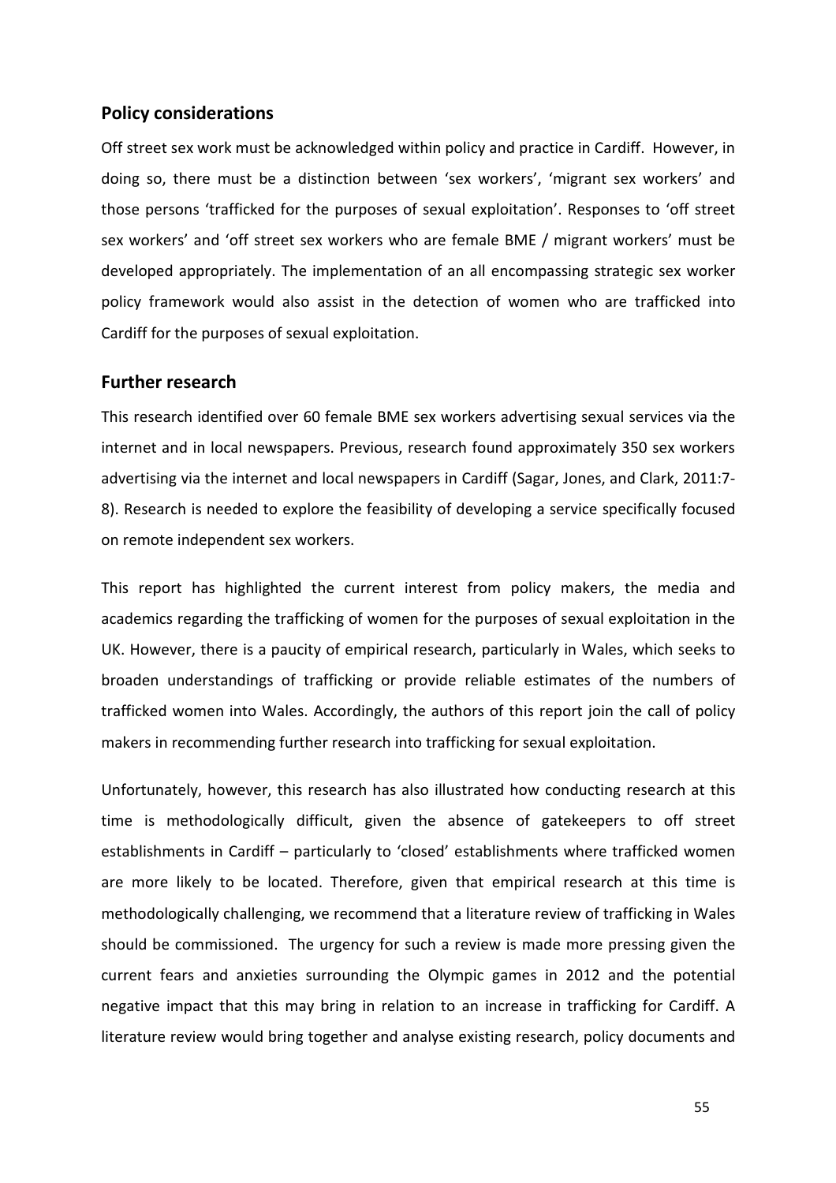## Policy considerations

Off street sex work must be acknowledged within policy and practice in Cardiff. However, in doing so, there must be a distinction between 'sex workers', 'migrant sex workers' and those persons 'trafficked for the purposes of sexual exploitation'. Responses to 'off street sex workers' and 'off street sex workers who are female BME / migrant workers' must be developed appropriately. The implementation of an all encompassing strategic sex worker policy framework would also assist in the detection of women who are trafficked into Cardiff for the purposes of sexual exploitation.

## Further research

This research identified over 60 female BME sex workers advertising sexual services via the internet and in local newspapers. Previous, research found approximately 350 sex workers advertising via the internet and local newspapers in Cardiff (Sagar, Jones, and Clark, 2011:7-8). Research is needed to explore the feasibility of developing a service specifically focused on remote independent sex workers.

This report has highlighted the current interest from policy makers, the media and academics regarding the trafficking of women for the purposes of sexual exploitation in the UK. However, there is a paucity of empirical research, particularly in Wales, which seeks to broaden understandings of trafficking or provide reliable estimates of the numbers of trafficked women into Wales. Accordingly, the authors of this report join the call of policy makers in recommending further research into trafficking for sexual exploitation.

Unfortunately, however, this research has also illustrated how conducting research at this time is methodologically difficult, given the absence of gatekeepers to off street establishments in Cardiff – particularly to 'closed' establishments where trafficked women are more likely to be located. Therefore, given that empirical research at this time is methodologically challenging, we recommend that a literature review of trafficking in Wales should be commissioned. The urgency for such a review is made more pressing given the current fears and anxieties surrounding the Olympic games in 2012 and the potential negative impact that this may bring in relation to an increase in trafficking for Cardiff. A literature review would bring together and analyse existing research, policy documents and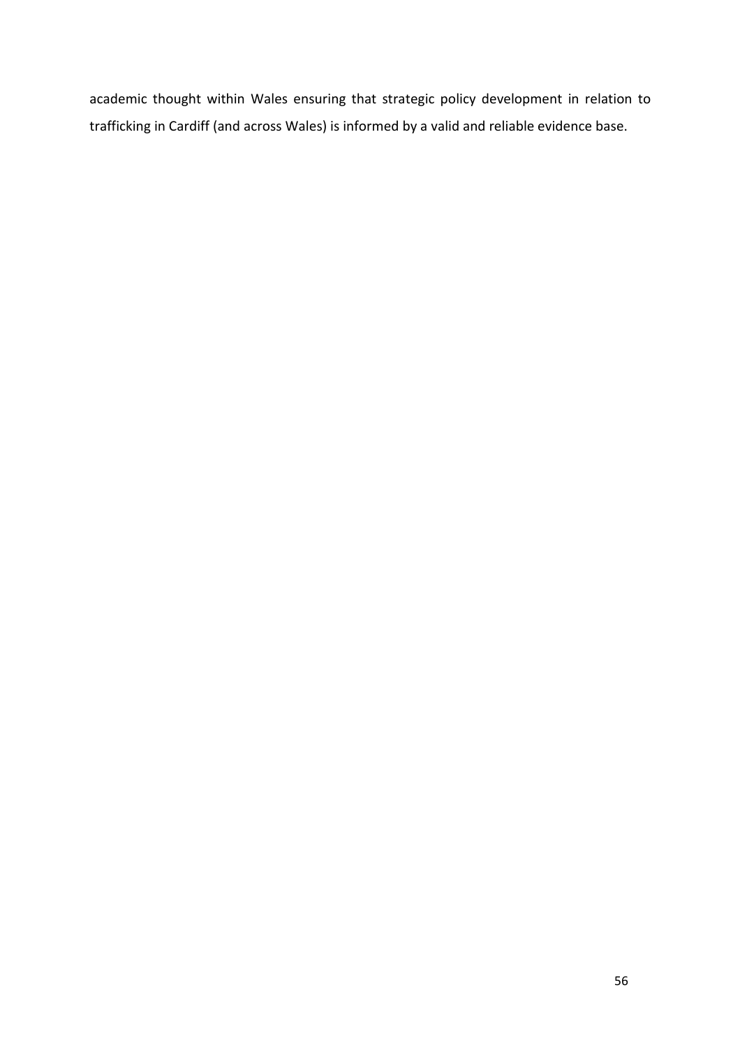academic thought within Wales ensuring that strategic policy development in relation to trafficking in Cardiff (and across Wales) is informed by a valid and reliable evidence base.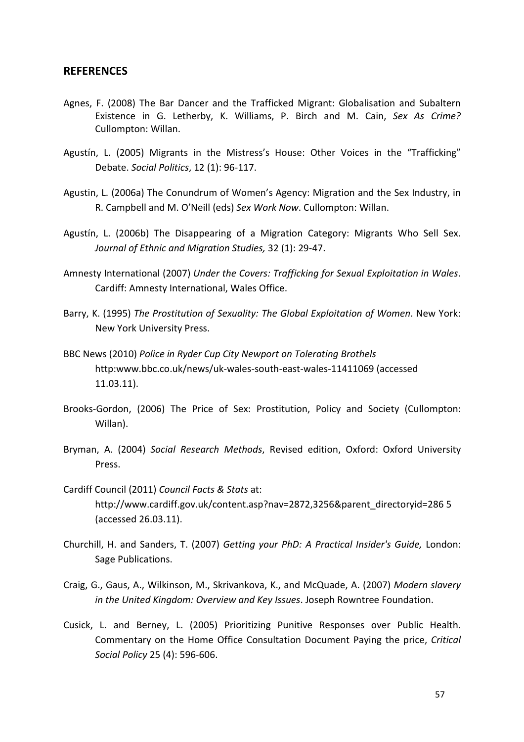## REFERENCES

Agnes, F. (2008) The Bar Dancer and the Trafficked Migrant: Globalisation and Subaltern Existence in G. Letherby, K. Williams, P. Birch and M. Cain, *Sex As Crime?* Cullompton: Willan.

Agustín, L. (2005) Migrants in the Mistress's House: Other Voices in the "Trafficking" Debate. *Social Politics*, 12 (1): 96-117.

Agustin, L. (2006a) The Conundrum of Women's Agency: Migration and the Sex Industry, in R. Campbell and M. O'Neill (eds) *Sex Work Now*. Cullompton: Willan.

Agustín, L. (2006b) The Disappearing of a Migration Category: Migrants Who Sell Sex. *Journal of Ethnic and Migration Studies,* 32 (1): 29-47.

Amnesty International (2007) *Under the Covers: Trafficking for Sexual Exploitation in Wales*. Cardiff: Amnesty International, Wales Office.

Barry, K. (1995) *The Prostitution of Sexuality: The Global Exploitation of Women*. New York: New York University Press.

BBC News (2010) *Police in Ryder Cup City Newport on Tolerating Brothels* http:www.bbc.co.uk/news/uk-wales-south-east-wales-11411069 (accessed 11.03.11).

Brooks-Gordon, (2006) The Price of Sex: Prostitution, Policy and Society (Cullompton: Willan).

Bryman, A. (2004) *Social Research Methods*, Revised edition, Oxford: Oxford University Press.

Cardiff Council (2011) *Council Facts & Stats* at: http://www.cardiff.gov.uk/content.asp?nav=2872,3256&parent_directoryid=286 5 (accessed 26.03.11).

Churchill, H. and Sanders, T. (2007) *Getting your PhD: A Practical Insider's Guide,* London: Sage Publications.

Craig, G., Gaus, A., Wilkinson, M., Skrivankova, K., and McQuade, A. (2007) *Modern slavery in the United Kingdom: Overview and Key Issues*. Joseph Rowntree Foundation.

Cusick, L. and Berney, L. (2005) Prioritizing Punitive Responses over Public Health. Commentary on the Home Office Consultation Document Paying the price, *Critical Social Policy* 25 (4): 596-606.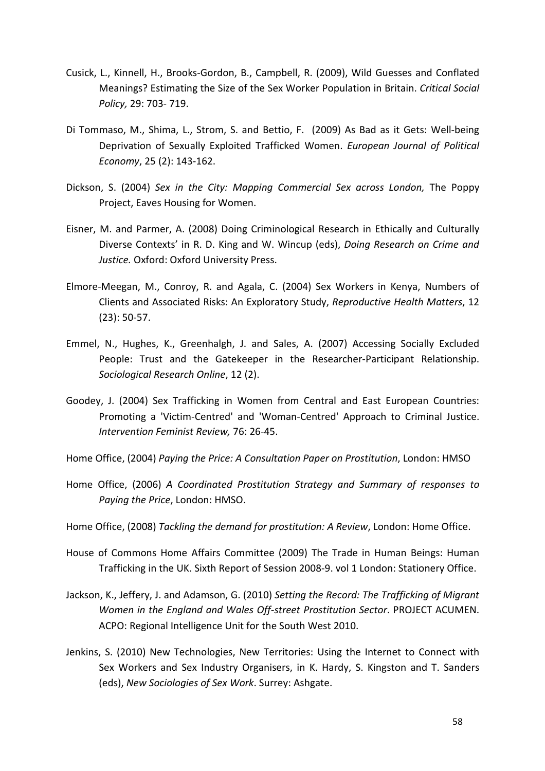Cusick, L., Kinnell, H., Brooks-Gordon, B., Campbell, R. (2009), Wild Guesses and Conflated Meanings? Estimating the Size of the Sex Worker Population in Britain. *Critical Social Policy,* 29: 703- 719.

Di Tommaso, M., Shima, L., Strom, S. and Bettio, F. (2009) As Bad as it Gets: Well-being Deprivation of Sexually Exploited Trafficked Women. *European Journal of Political Economy*, 25 (2): 143-162.

Dickson, S. (2004) *Sex in the City: Mapping Commercial Sex across London,* The Poppy Project, Eaves Housing for Women.

Eisner, M. and Parmer, A. (2008) Doing Criminological Research in Ethically and Culturally Diverse Contexts' in R. D. King and W. Wincup (eds), *Doing Research on Crime and Justice.* Oxford: Oxford University Press.

Elmore-Meegan, M., Conroy, R. and Agala, C. (2004) Sex Workers in Kenya, Numbers of Clients and Associated Risks: An Exploratory Study, *Reproductive Health Matters*, 12 (23): 50-57.

Emmel, N., Hughes, K., Greenhalgh, J. and Sales, A. (2007) Accessing Socially Excluded People: Trust and the Gatekeeper in the Researcher-Participant Relationship. *Sociological Research Online*, 12 (2).

Goodey, J. (2004) Sex Trafficking in Women from Central and East European Countries: Promoting a 'Victim-Centred' and 'Woman-Centred' Approach to Criminal Justice. *Intervention Feminist Review,* 76: 26-45.

Home Office, (2004) *Paying the Price: A Consultation Paper on Prostitution*, London: HMSO

Home Office, (2006) *A Coordinated Prostitution Strategy and Summary of responses to Paying the Price*, London: HMSO.

Home Office, (2008) *Tackling the demand for prostitution: A Review*, London: Home Office.

House of Commons Home Affairs Committee (2009) The Trade in Human Beings: Human Trafficking in the UK. Sixth Report of Session 2008-9. vol 1 London: Stationery Office.

Jackson, K., Jeffery, J. and Adamson, G. (2010) *Setting the Record: The Trafficking of Migrant Women in the England and Wales Off-street Prostitution Sector*. PROJECT ACUMEN. ACPO: Regional Intelligence Unit for the South West 2010.

Jenkins, S. (2010) New Technologies, New Territories: Using the Internet to Connect with Sex Workers and Sex Industry Organisers, in K. Hardy, S. Kingston and T. Sanders (eds), *New Sociologies of Sex Work*. Surrey: Ashgate.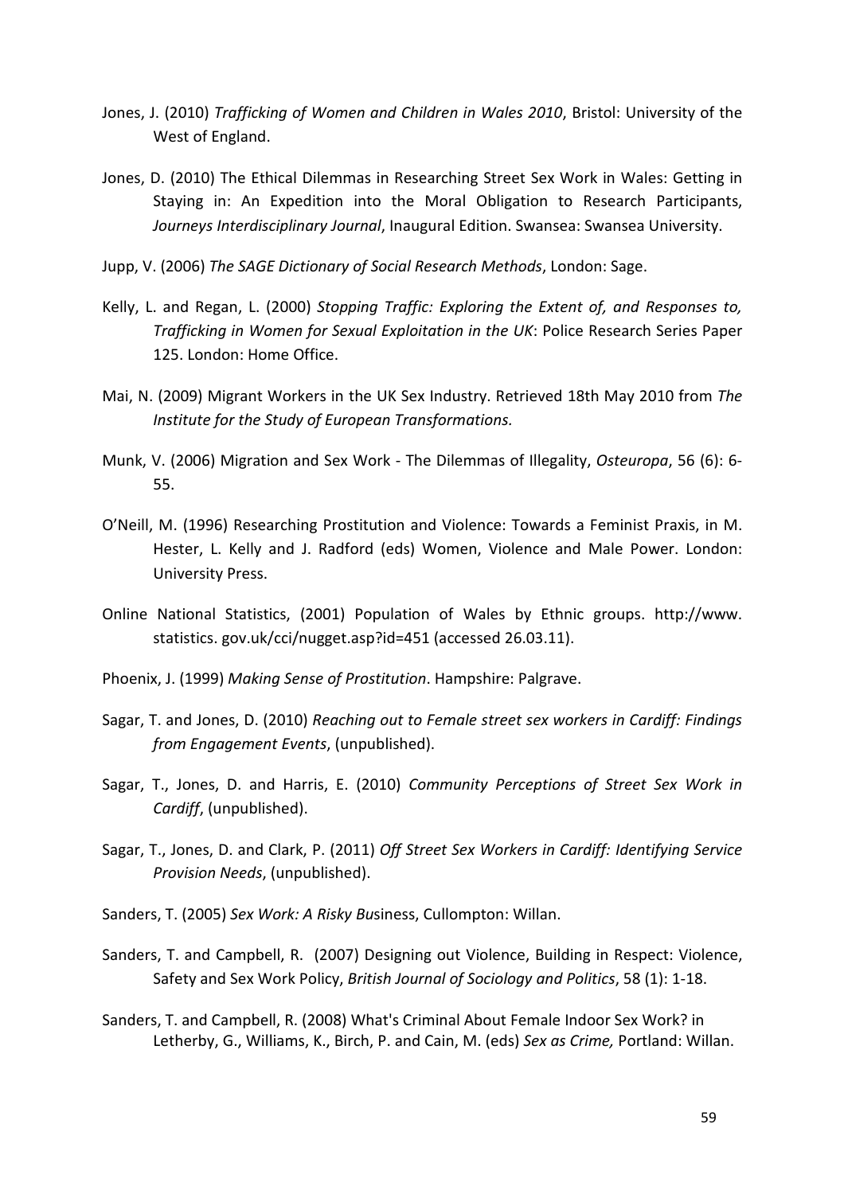Jones, J. (2010) *Trafficking of Women and Children in Wales 2010*, Bristol: University of the West of England.

Jones, D. (2010) The Ethical Dilemmas in Researching Street Sex Work in Wales: Getting in Staying in: An Expedition into the Moral Obligation to Research Participants, *Journeys Interdisciplinary Journal*, Inaugural Edition. Swansea: Swansea University.

Jupp, V. (2006) *The SAGE Dictionary of Social Research Methods*, London: Sage.

Kelly, L. and Regan, L. (2000) *Stopping Traffic: Exploring the Extent of, and Responses to, Trafficking in Women for Sexual Exploitation in the UK*: Police Research Series Paper 125. London: Home Office.

Mai, N. (2009) Migrant Workers in the UK Sex Industry. Retrieved 18th May 2010 from *The Institute for the Study of European Transformations.*

Munk, V. (2006) Migration and Sex Work - The Dilemmas of Illegality, *Osteuropa*, 56 (6): 6-55.

O'Neill, M. (1996) Researching Prostitution and Violence: Towards a Feminist Praxis, in M. Hester, L. Kelly and J. Radford (eds) Women, Violence and Male Power. London: University Press.

Online National Statistics, (2001) Population of Wales by Ethnic groups. http://www. statistics. gov.uk/cci/nugget.asp?id=451 (accessed 26.03.11).

Phoenix, J. (1999) *Making Sense of Prostitution*. Hampshire: Palgrave.

Sagar, T. and Jones, D. (2010) *Reaching out to Female street sex workers in Cardiff: Findings from Engagement Events*, (unpublished).

Sagar, T., Jones, D. and Harris, E. (2010) *Community Perceptions of Street Sex Work in Cardiff*, (unpublished).

Sagar, T., Jones, D. and Clark, P. (2011) *Off Street Sex Workers in Cardiff: Identifying Service Provision Needs*, (unpublished).

Sanders, T. (2005) *Sex Work: A Risky Bu*siness, Cullompton: Willan.

Sanders, T. and Campbell, R. (2007) Designing out Violence, Building in Respect: Violence, Safety and Sex Work Policy, *British Journal of Sociology and Politics*, 58 (1): 1-18.

Sanders, T. and Campbell, R. (2008) What's Criminal About Female Indoor Sex Work? in Letherby, G., Williams, K., Birch, P. and Cain, M. (eds) *Sex as Crime,* Portland: Willan.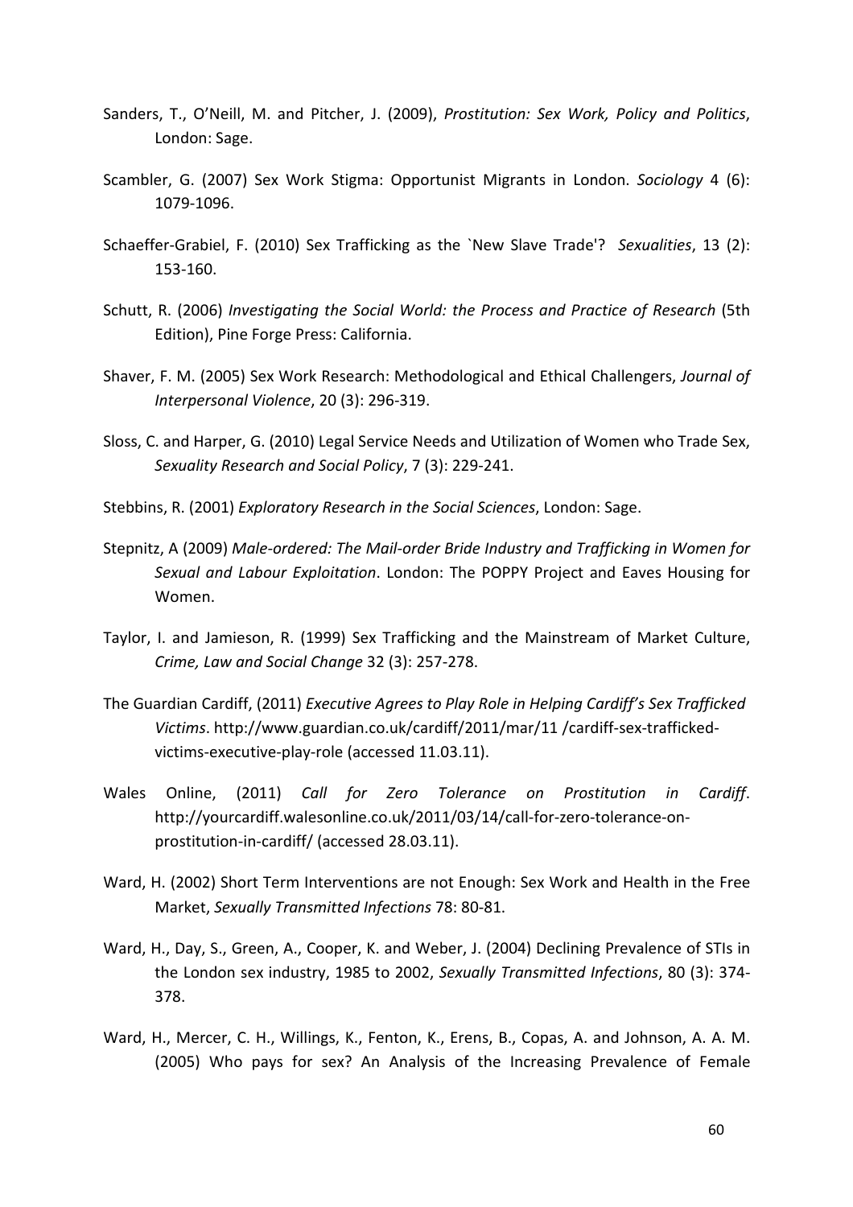Sanders, T., O'Neill, M. and Pitcher, J. (2009), *Prostitution: Sex Work, Policy and Politics*, London: Sage.

Scambler, G. (2007) Sex Work Stigma: Opportunist Migrants in London. *Sociology* 4 (6): 1079-1096.

Schaeffer-Grabiel, F. (2010) Sex Trafficking as the `New Slave Trade'? *Sexualities*, 13 (2): 153-160.

Schutt, R. (2006) *Investigating the Social World: the Process and Practice of Research* (5th Edition), Pine Forge Press: California.

Shaver, F. M. (2005) Sex Work Research: Methodological and Ethical Challengers, *Journal of Interpersonal Violence*, 20 (3): 296-319.

Sloss, C. and Harper, G. (2010) Legal Service Needs and Utilization of Women who Trade Sex, *Sexuality Research and Social Policy*, 7 (3): 229-241.

Stebbins, R. (2001) *Exploratory Research in the Social Sciences*, London: Sage.

Stepnitz, A (2009) *Male-ordered: The Mail-order Bride Industry and Trafficking in Women for Sexual and Labour Exploitation*. London: The POPPY Project and Eaves Housing for Women.

Taylor, I. and Jamieson, R. (1999) Sex Trafficking and the Mainstream of Market Culture, *Crime, Law and Social Change* 32 (3): 257-278.

The Guardian Cardiff, (2011) *Executive Agrees to Play Role in Helping Cardiff's Sex Trafficked Victims*. http://www.guardian.co.uk/cardiff/2011/mar/11 /cardiff-sex-trafficked-victims-executive-play-role (accessed 11.03.11).

Wales Online, (2011) *Call for Zero Tolerance on Prostitution in Cardiff*. http://yourcardiff.walesonline.co.uk/2011/03/14/call-for-zero-tolerance-on-prostitution-in-cardiff/ (accessed 28.03.11).

Ward, H. (2002) Short Term Interventions are not Enough: Sex Work and Health in the Free Market, *Sexually Transmitted Infections* 78: 80-81.

Ward, H., Day, S., Green, A., Cooper, K. and Weber, J. (2004) Declining Prevalence of STIs in the London sex industry, 1985 to 2002, *Sexually Transmitted Infections*, 80 (3): 374-378.

Ward, H., Mercer, C. H., Willings, K., Fenton, K., Erens, B., Copas, A. and Johnson, A. A. M. (2005) Who pays for sex? An Analysis of the Increasing Prevalence of Female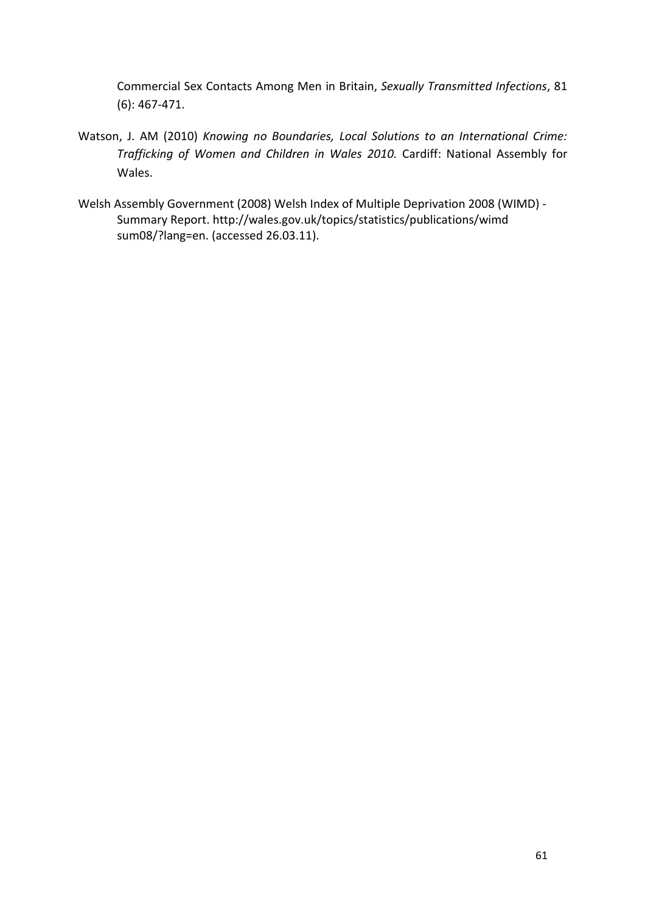Commercial Sex Contacts Among Men in Britain, *Sexually Transmitted Infections*, 81 (6): 467-471.

Watson, J. AM (2010) *Knowing no Boundaries, Local Solutions to an International Crime: Trafficking of Women and Children in Wales 2010.* Cardiff: National Assembly for Wales.

Welsh Assembly Government (2008) Welsh Index of Multiple Deprivation 2008 (WIMD) - Summary Report. http://wales.gov.uk/topics/statistics/publications/wimd sum08/?lang=en. (accessed 26.03.11).